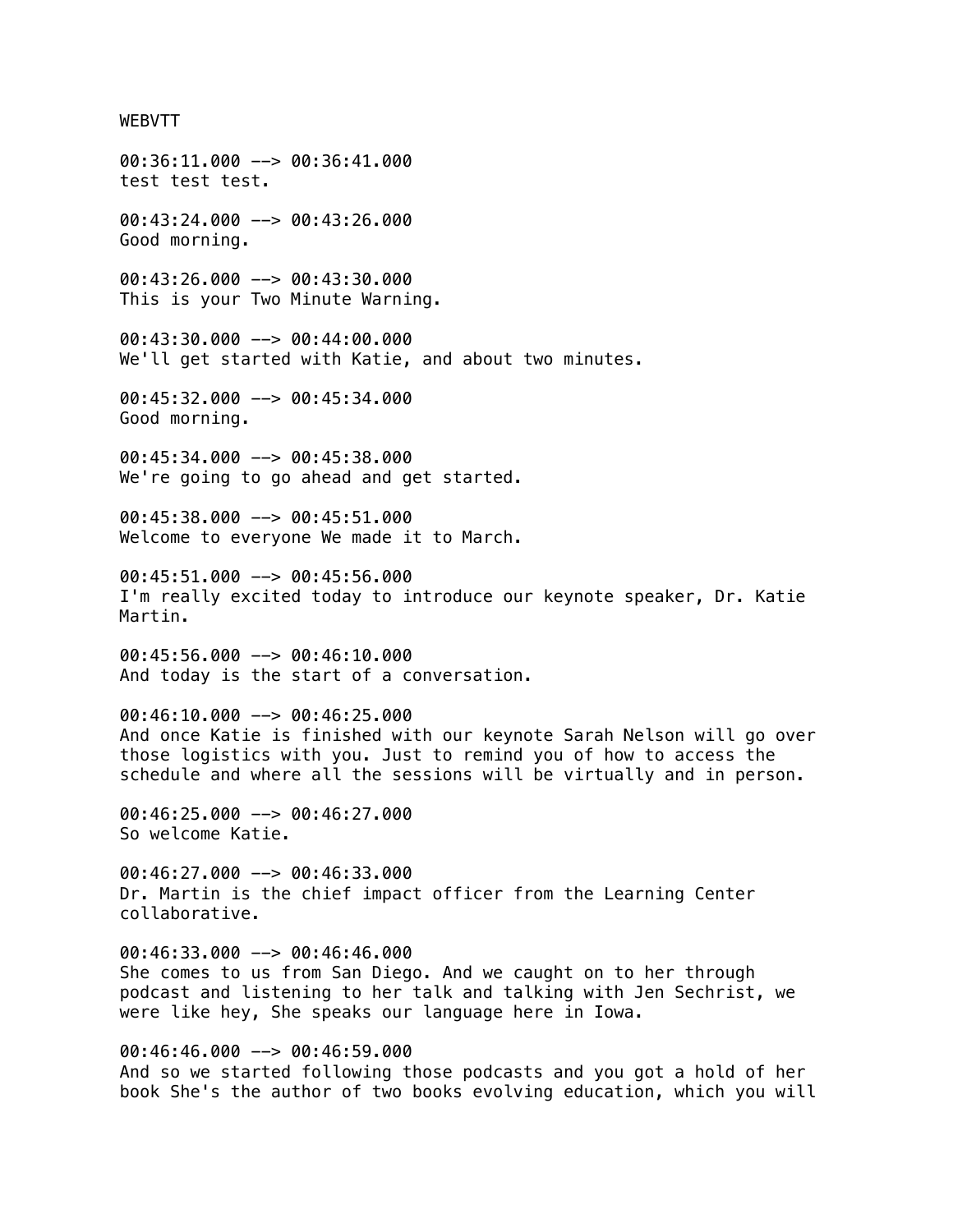WEBVTT

00:36:11.000 --> 00:36:41.000
test test test.

00:43:24.000 --> 00:43:26.000
Good morning.

00:43:26.000 --> 00:43:30.000
This is your Two Minute Warning.

00:43:30.000 --> 00:44:00.000
We'll get started with Katie, and about two minutes.

00:45:32.000 --> 00:45:34.000
Good morning.

00:45:34.000 --> 00:45:38.000
We're going to go ahead and get started.

00:45:38.000 --> 00:45:51.000
Welcome to everyone We made it to March.

00:45:51.000 --> 00:45:56.000
I'm really excited today to introduce our keynote speaker, Dr. Katie Martin.

00:45:56.000 --> 00:46:10.000
And today is the start of a conversation.

00:46:10.000 --> 00:46:25.000
And once Katie is finished with our keynote Sarah Nelson will go over those logistics with you. Just to remind you of how to access the schedule and where all the sessions will be virtually and in person.

00:46:25.000 --> 00:46:27.000
So welcome Katie.

00:46:27.000 --> 00:46:33.000
Dr. Martin is the chief impact officer from the Learning Center collaborative.

00:46:33.000 --> 00:46:46.000
She comes to us from San Diego. And we caught on to her through podcast and listening to her talk and talking with Jen Sechrist, we were like hey, She speaks our language here in Iowa.

00:46:46.000 --> 00:46:59.000
And so we started following those podcasts and you got a hold of her book She's the author of two books evolving education, which you will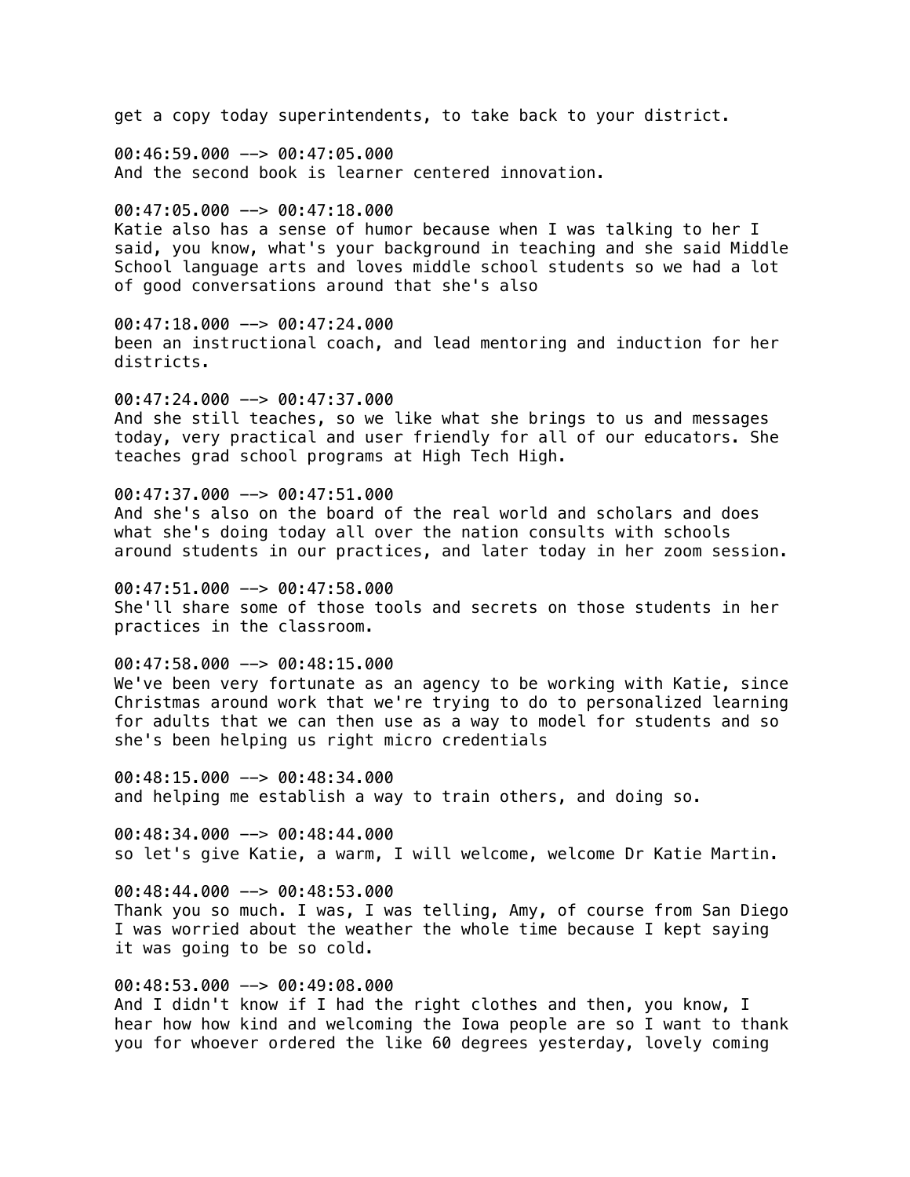get a copy today superintendents, to take back to your district.

00:46:59.000 --> 00:47:05.000
And the second book is learner centered innovation.

00:47:05.000 --> 00:47:18.000
Katie also has a sense of humor because when I was talking to her I said, you know, what's your background in teaching and she said Middle School language arts and loves middle school students so we had a lot of good conversations around that she's also

00:47:18.000 --> 00:47:24.000
been an instructional coach, and lead mentoring and induction for her districts.

00:47:24.000 --> 00:47:37.000
And she still teaches, so we like what she brings to us and messages today, very practical and user friendly for all of our educators. She teaches grad school programs at High Tech High.

00:47:37.000 --> 00:47:51.000
And she's also on the board of the real world and scholars and does what she's doing today all over the nation consults with schools around students in our practices, and later today in her zoom session.

00:47:51.000 --> 00:47:58.000
She'll share some of those tools and secrets on those students in her practices in the classroom.

00:47:58.000 --> 00:48:15.000
We've been very fortunate as an agency to be working with Katie, since Christmas around work that we're trying to do to personalized learning for adults that we can then use as a way to model for students and so she's been helping us right micro credentials

00:48:15.000 --> 00:48:34.000
and helping me establish a way to train others, and doing so.

00:48:34.000 --> 00:48:44.000
so let's give Katie, a warm, I will welcome, welcome Dr Katie Martin.

00:48:44.000 --> 00:48:53.000
Thank you so much. I was, I was telling, Amy, of course from San Diego I was worried about the weather the whole time because I kept saying it was going to be so cold.

00:48:53.000 --> 00:49:08.000
And I didn't know if I had the right clothes and then, you know, I hear how how kind and welcoming the Iowa people are so I want to thank you for whoever ordered the like 60 degrees yesterday, lovely coming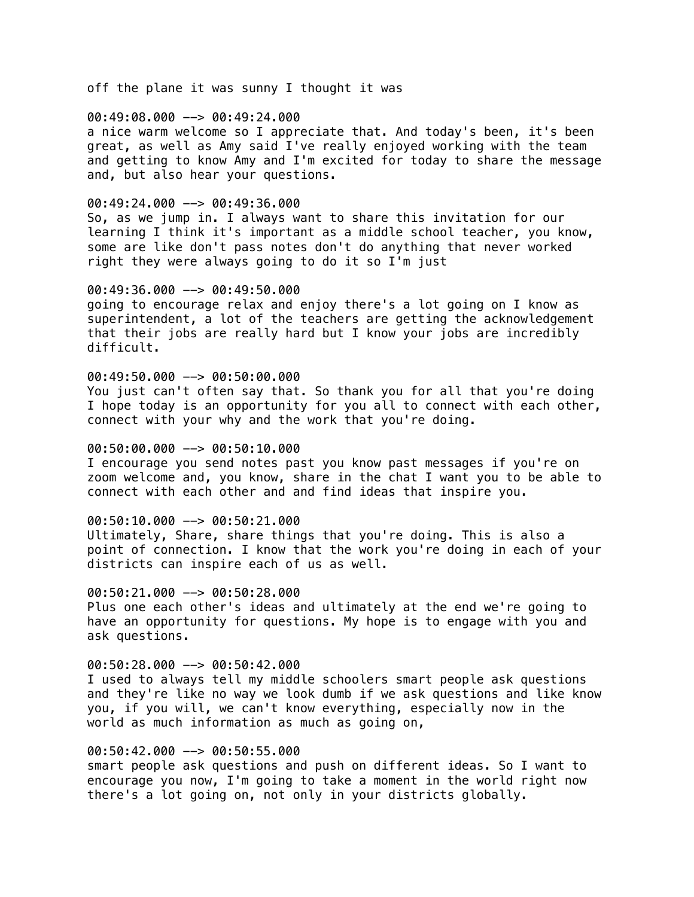off the plane it was sunny I thought it was

00:49:08.000 --> 00:49:24.000
a nice warm welcome so I appreciate that. And today's been, it's been great, as well as Amy said I've really enjoyed working with the team and getting to know Amy and I'm excited for today to share the message and, but also hear your questions.

00:49:24.000 --> 00:49:36.000
So, as we jump in. I always want to share this invitation for our learning I think it's important as a middle school teacher, you know, some are like don't pass notes don't do anything that never worked right they were always going to do it so I'm just

00:49:36.000 --> 00:49:50.000
going to encourage relax and enjoy there's a lot going on I know as superintendent, a lot of the teachers are getting the acknowledgement that their jobs are really hard but I know your jobs are incredibly difficult.

00:49:50.000 --> 00:50:00.000
You just can't often say that. So thank you for all that you're doing I hope today is an opportunity for you all to connect with each other, connect with your why and the work that you're doing.

00:50:00.000 --> 00:50:10.000
I encourage you send notes past you know past messages if you're on zoom welcome and, you know, share in the chat I want you to be able to connect with each other and and find ideas that inspire you.

00:50:10.000 --> 00:50:21.000
Ultimately, Share, share things that you're doing. This is also a point of connection. I know that the work you're doing in each of your districts can inspire each of us as well.

00:50:21.000 --> 00:50:28.000
Plus one each other's ideas and ultimately at the end we're going to have an opportunity for questions. My hope is to engage with you and ask questions.

00:50:28.000 --> 00:50:42.000
I used to always tell my middle schoolers smart people ask questions and they're like no way we look dumb if we ask questions and like know you, if you will, we can't know everything, especially now in the world as much information as much as going on,

00:50:42.000 --> 00:50:55.000
smart people ask questions and push on different ideas. So I want to encourage you now, I'm going to take a moment in the world right now there's a lot going on, not only in your districts globally.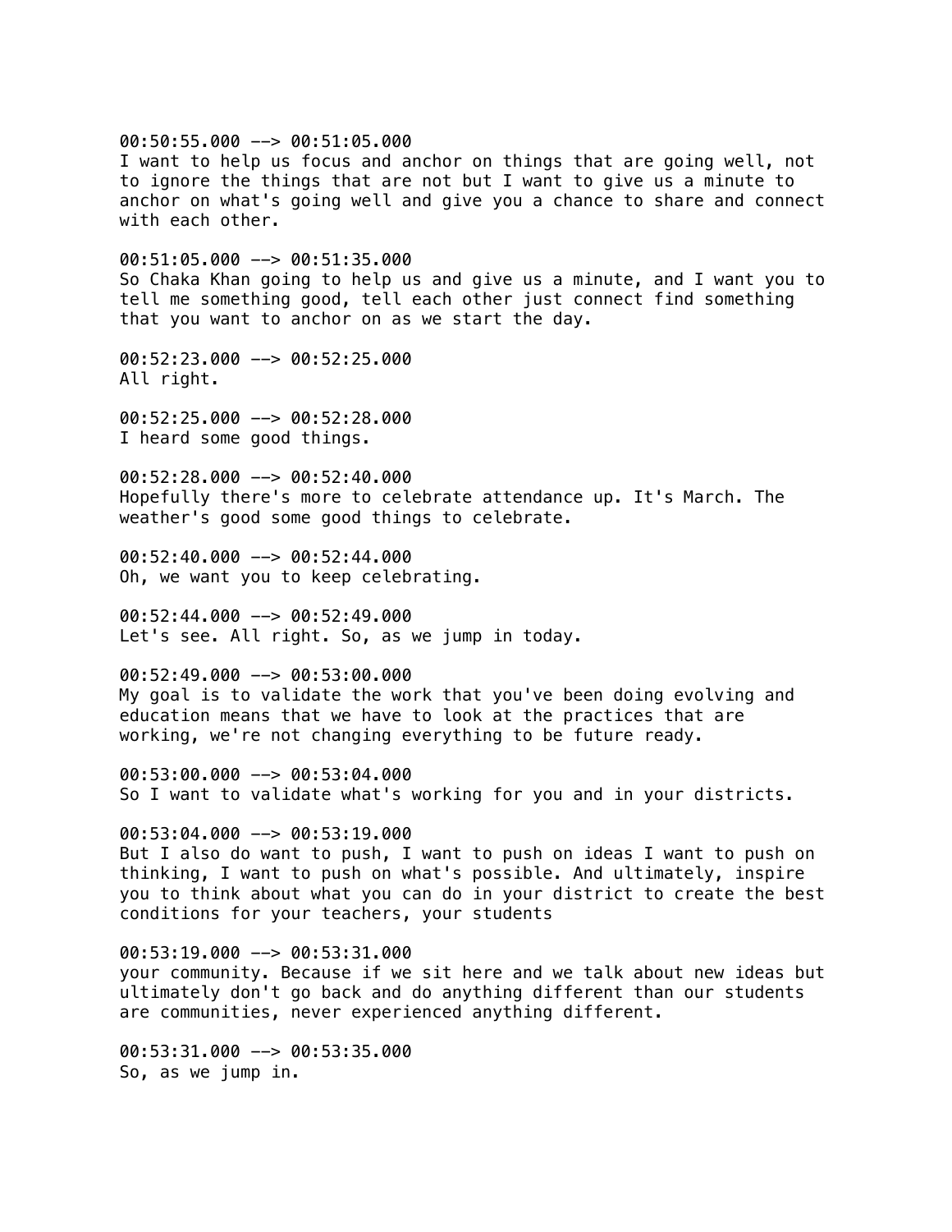00:50:55.000 --> 00:51:05.000
I want to help us focus and anchor on things that are going well, not to ignore the things that are not but I want to give us a minute to anchor on what's going well and give you a chance to share and connect with each other.

00:51:05.000 --> 00:51:35.000
So Chaka Khan going to help us and give us a minute, and I want you to tell me something good, tell each other just connect find something that you want to anchor on as we start the day.

00:52:23.000 --> 00:52:25.000
All right.

00:52:25.000 --> 00:52:28.000
I heard some good things.

00:52:28.000 --> 00:52:40.000
Hopefully there's more to celebrate attendance up. It's March. The weather's good some good things to celebrate.

00:52:40.000 --> 00:52:44.000
Oh, we want you to keep celebrating.

00:52:44.000 --> 00:52:49.000
Let's see. All right. So, as we jump in today.

00:52:49.000 --> 00:53:00.000
My goal is to validate the work that you've been doing evolving and education means that we have to look at the practices that are working, we're not changing everything to be future ready.

00:53:00.000 --> 00:53:04.000
So I want to validate what's working for you and in your districts.

00:53:04.000 --> 00:53:19.000
But I also do want to push, I want to push on ideas I want to push on thinking, I want to push on what's possible. And ultimately, inspire you to think about what you can do in your district to create the best conditions for your teachers, your students

00:53:19.000 --> 00:53:31.000
your community. Because if we sit here and we talk about new ideas but ultimately don't go back and do anything different than our students are communities, never experienced anything different.

00:53:31.000 --> 00:53:35.000
So, as we jump in.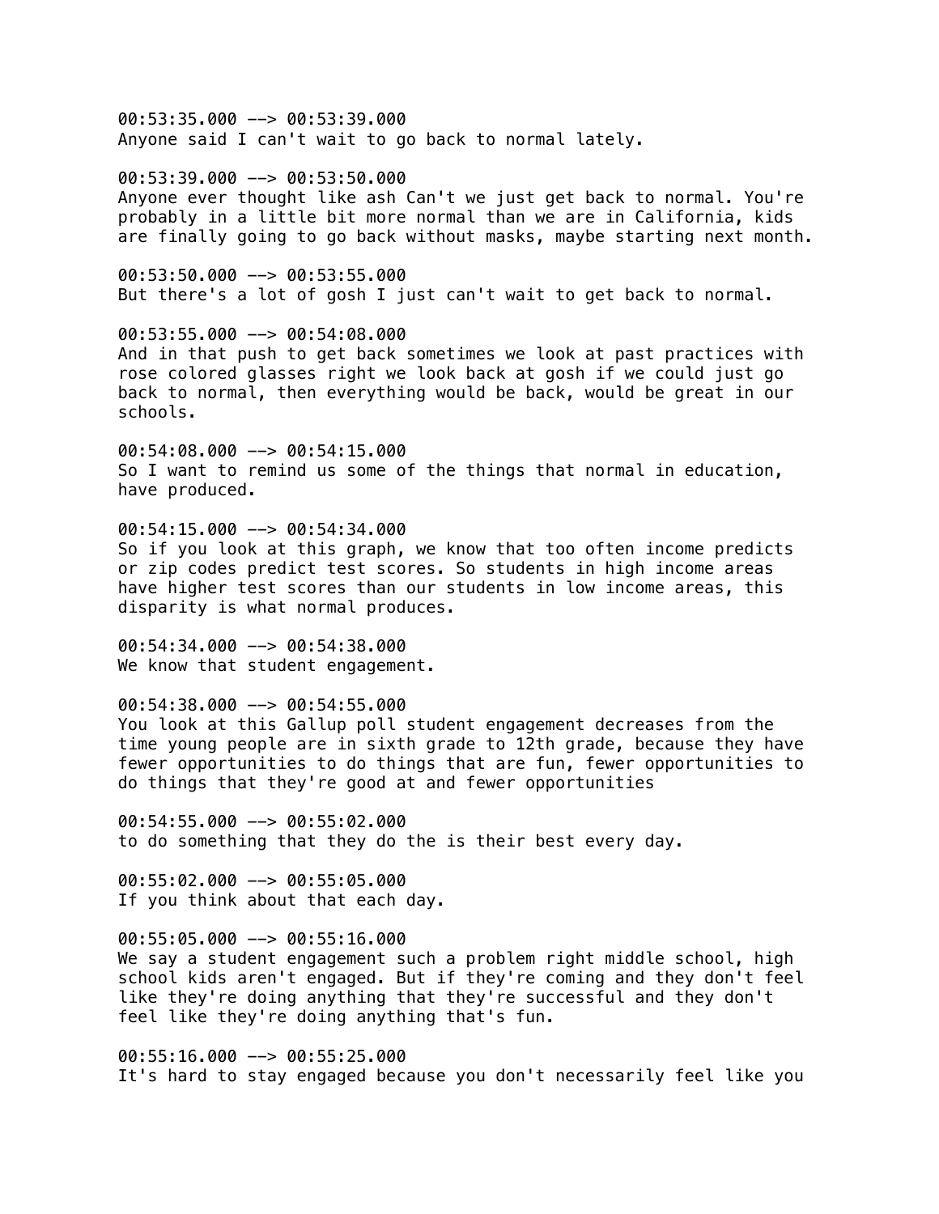00:53:35.000 --> 00:53:39.000
Anyone said I can't wait to go back to normal lately.

00:53:39.000 --> 00:53:50.000
Anyone ever thought like ash Can't we just get back to normal. You're probably in a little bit more normal than we are in California, kids are finally going to go back without masks, maybe starting next month.

00:53:50.000 --> 00:53:55.000
But there's a lot of gosh I just can't wait to get back to normal.

00:53:55.000 --> 00:54:08.000
And in that push to get back sometimes we look at past practices with rose colored glasses right we look back at gosh if we could just go back to normal, then everything would be back, would be great in our schools.

00:54:08.000 --> 00:54:15.000
So I want to remind us some of the things that normal in education, have produced.

00:54:15.000 --> 00:54:34.000
So if you look at this graph, we know that too often income predicts or zip codes predict test scores. So students in high income areas have higher test scores than our students in low income areas, this disparity is what normal produces.

00:54:34.000 --> 00:54:38.000
We know that student engagement.

00:54:38.000 --> 00:54:55.000
You look at this Gallup poll student engagement decreases from the time young people are in sixth grade to 12th grade, because they have fewer opportunities to do things that are fun, fewer opportunities to do things that they're good at and fewer opportunities

00:54:55.000 --> 00:55:02.000
to do something that they do the is their best every day.

00:55:02.000 --> 00:55:05.000
If you think about that each day.

00:55:05.000 --> 00:55:16.000
We say a student engagement such a problem right middle school, high school kids aren't engaged. But if they're coming and they don't feel like they're doing anything that they're successful and they don't feel like they're doing anything that's fun.

00:55:16.000 --> 00:55:25.000
It's hard to stay engaged because you don't necessarily feel like you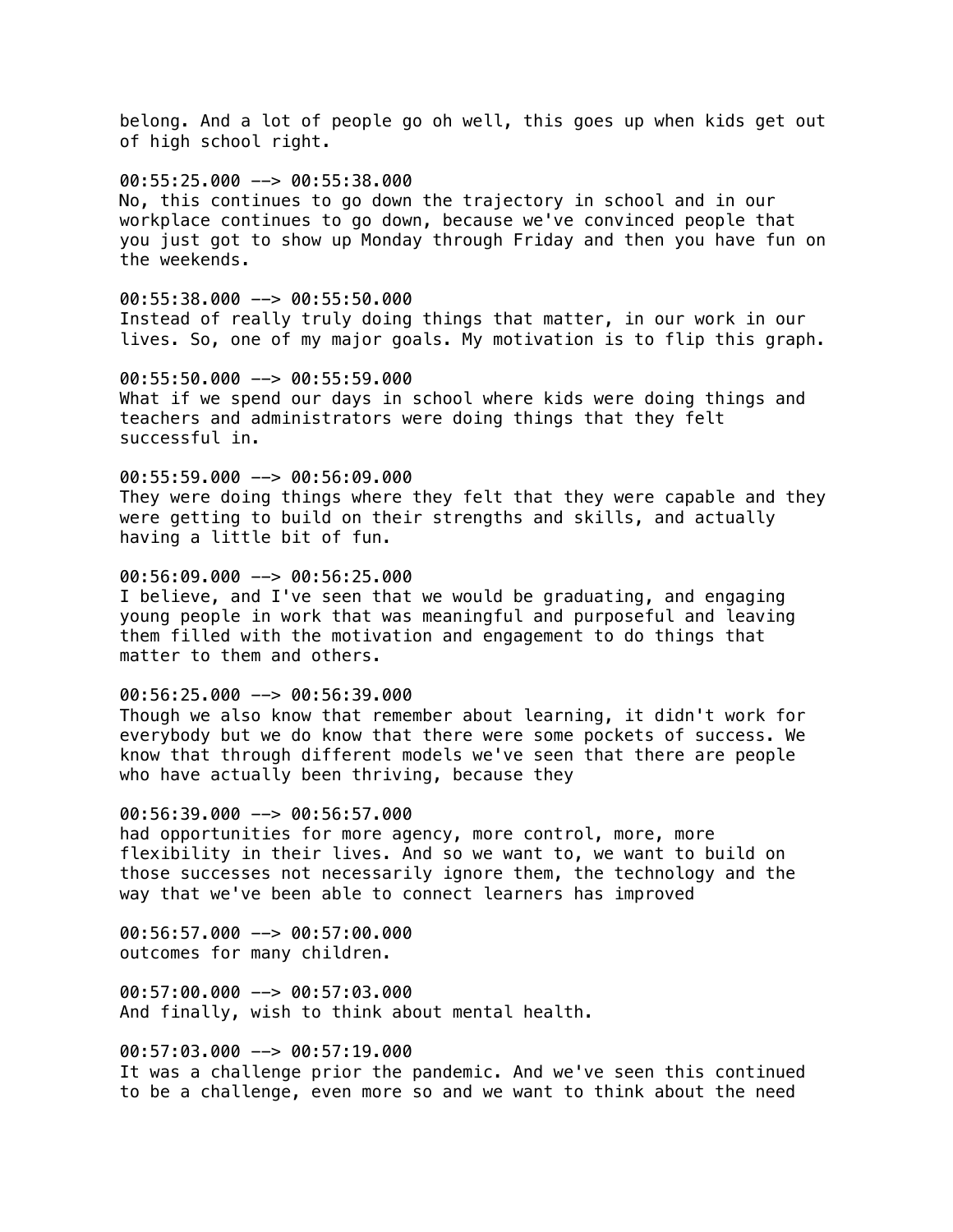belong. And a lot of people go oh well, this goes up when kids get out of high school right.

00:55:25.000 --> 00:55:38.000
No, this continues to go down the trajectory in school and in our workplace continues to go down, because we've convinced people that you just got to show up Monday through Friday and then you have fun on the weekends.

00:55:38.000 --> 00:55:50.000
Instead of really truly doing things that matter, in our work in our lives. So, one of my major goals. My motivation is to flip this graph.

00:55:50.000 --> 00:55:59.000
What if we spend our days in school where kids were doing things and teachers and administrators were doing things that they felt successful in.

00:55:59.000 --> 00:56:09.000
They were doing things where they felt that they were capable and they were getting to build on their strengths and skills, and actually having a little bit of fun.

00:56:09.000 --> 00:56:25.000
I believe, and I've seen that we would be graduating, and engaging young people in work that was meaningful and purposeful and leaving them filled with the motivation and engagement to do things that matter to them and others.

00:56:25.000 --> 00:56:39.000
Though we also know that remember about learning, it didn't work for everybody but we do know that there were some pockets of success. We know that through different models we've seen that there are people who have actually been thriving, because they

00:56:39.000 --> 00:56:57.000
had opportunities for more agency, more control, more, more flexibility in their lives. And so we want to, we want to build on those successes not necessarily ignore them, the technology and the way that we've been able to connect learners has improved

00:56:57.000 --> 00:57:00.000
outcomes for many children.

00:57:00.000 --> 00:57:03.000
And finally, wish to think about mental health.

00:57:03.000 --> 00:57:19.000
It was a challenge prior the pandemic. And we've seen this continued to be a challenge, even more so and we want to think about the need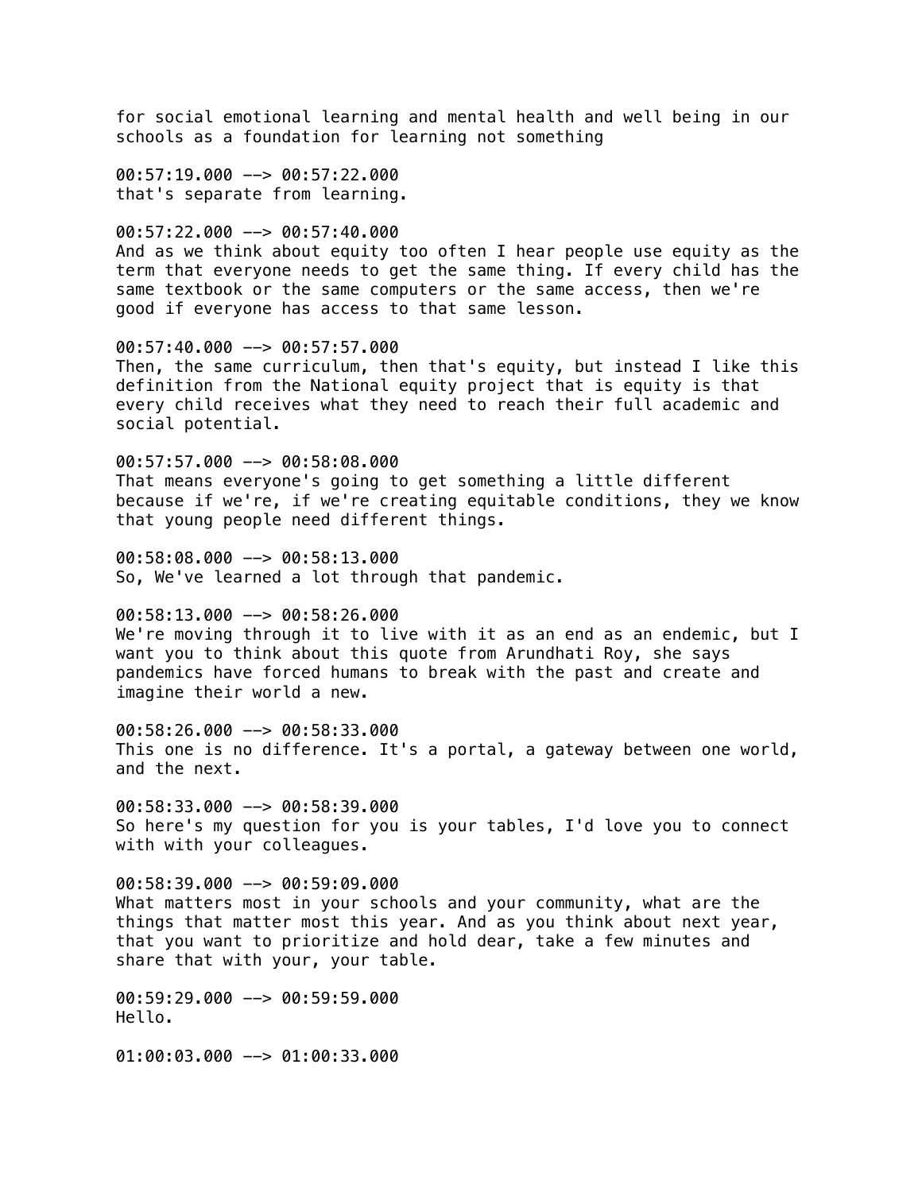for social emotional learning and mental health and well being in our schools as a foundation for learning not something

00:57:19.000 --> 00:57:22.000
that's separate from learning.

00:57:22.000 --> 00:57:40.000
And as we think about equity too often I hear people use equity as the term that everyone needs to get the same thing. If every child has the same textbook or the same computers or the same access, then we're good if everyone has access to that same lesson.

00:57:40.000 --> 00:57:57.000
Then, the same curriculum, then that's equity, but instead I like this definition from the National equity project that is equity is that every child receives what they need to reach their full academic and social potential.

00:57:57.000 --> 00:58:08.000
That means everyone's going to get something a little different because if we're, if we're creating equitable conditions, they we know that young people need different things.

00:58:08.000 --> 00:58:13.000
So, We've learned a lot through that pandemic.

00:58:13.000 --> 00:58:26.000
We're moving through it to live with it as an end as an endemic, but I want you to think about this quote from Arundhati Roy, she says pandemics have forced humans to break with the past and create and imagine their world a new.

00:58:26.000 --> 00:58:33.000
This one is no difference. It's a portal, a gateway between one world, and the next.

00:58:33.000 --> 00:58:39.000
So here's my question for you is your tables, I'd love you to connect with with your colleagues.

00:58:39.000 --> 00:59:09.000
What matters most in your schools and your community, what are the things that matter most this year. And as you think about next year, that you want to prioritize and hold dear, take a few minutes and share that with your, your table.

00:59:29.000 --> 00:59:59.000
Hello.

01:00:03.000 --> 01:00:33.000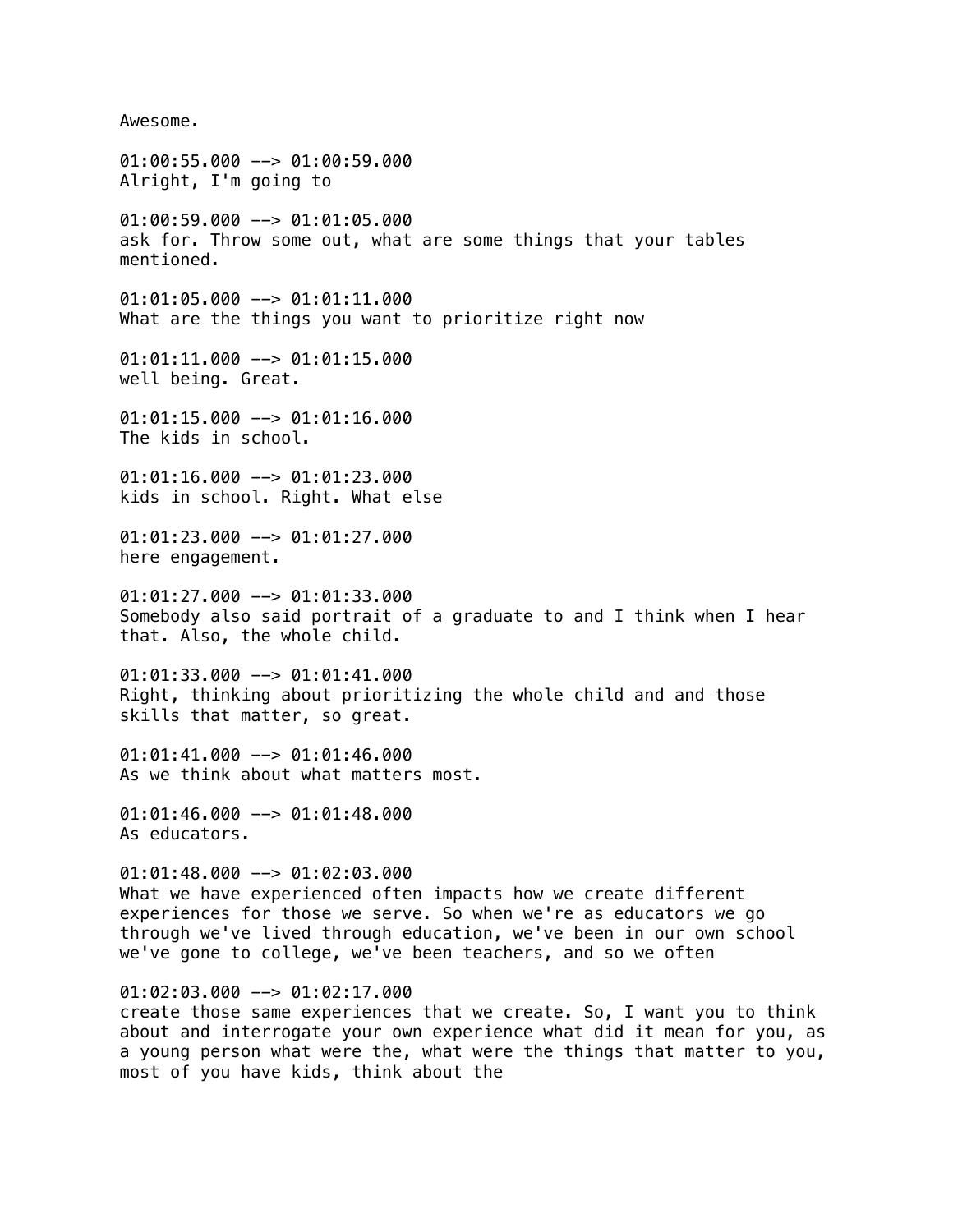Awesome.

01:00:55.000 --> 01:00:59.000
Alright, I'm going to

01:00:59.000 --> 01:01:05.000
ask for. Throw some out, what are some things that your tables mentioned.

01:01:05.000 --> 01:01:11.000
What are the things you want to prioritize right now

01:01:11.000 --> 01:01:15.000
well being. Great.

01:01:15.000 --> 01:01:16.000
The kids in school.

01:01:16.000 --> 01:01:23.000
kids in school. Right. What else

01:01:23.000 --> 01:01:27.000
here engagement.

01:01:27.000 --> 01:01:33.000
Somebody also said portrait of a graduate to and I think when I hear that. Also, the whole child.

01:01:33.000 --> 01:01:41.000
Right, thinking about prioritizing the whole child and and those skills that matter, so great.

01:01:41.000 --> 01:01:46.000
As we think about what matters most.

01:01:46.000 --> 01:01:48.000
As educators.

01:01:48.000 --> 01:02:03.000
What we have experienced often impacts how we create different experiences for those we serve. So when we're as educators we go through we've lived through education, we've been in our own school we've gone to college, we've been teachers, and so we often

01:02:03.000 --> 01:02:17.000
create those same experiences that we create. So, I want you to think about and interrogate your own experience what did it mean for you, as a young person what were the, what were the things that matter to you, most of you have kids, think about the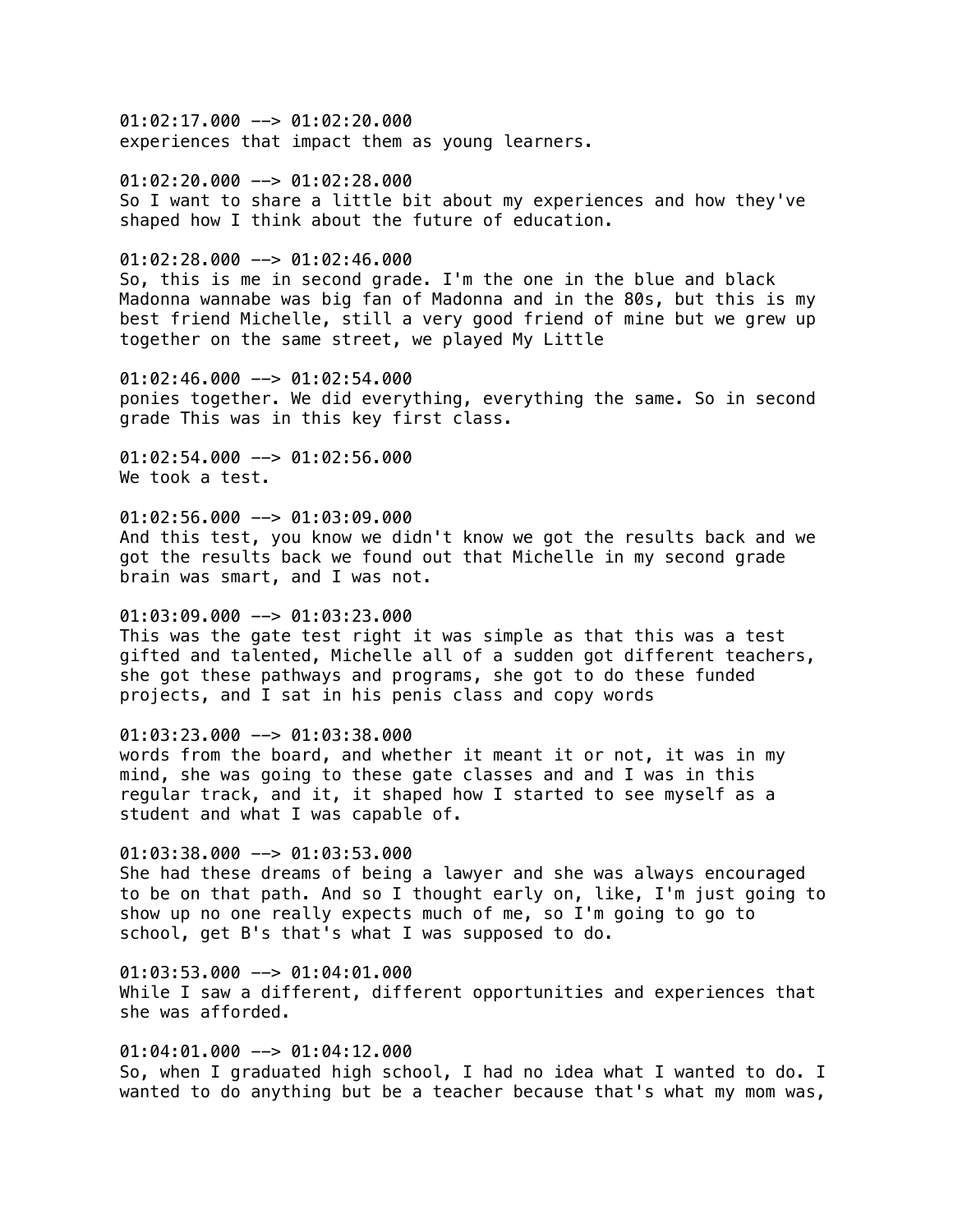01:02:17.000 --> 01:02:20.000
experiences that impact them as young learners.

01:02:20.000 --> 01:02:28.000
So I want to share a little bit about my experiences and how they've shaped how I think about the future of education.

01:02:28.000 --> 01:02:46.000
So, this is me in second grade. I'm the one in the blue and black Madonna wannabe was big fan of Madonna and in the 80s, but this is my best friend Michelle, still a very good friend of mine but we grew up together on the same street, we played My Little

01:02:46.000 --> 01:02:54.000
ponies together. We did everything, everything the same. So in second grade This was in this key first class.

01:02:54.000 --> 01:02:56.000
We took a test.

01:02:56.000 --> 01:03:09.000
And this test, you know we didn't know we got the results back and we got the results back we found out that Michelle in my second grade brain was smart, and I was not.

01:03:09.000 --> 01:03:23.000
This was the gate test right it was simple as that this was a test gifted and talented, Michelle all of a sudden got different teachers, she got these pathways and programs, she got to do these funded projects, and I sat in his penis class and copy words

01:03:23.000 --> 01:03:38.000
words from the board, and whether it meant it or not, it was in my mind, she was going to these gate classes and and I was in this regular track, and it, it shaped how I started to see myself as a student and what I was capable of.

01:03:38.000 --> 01:03:53.000
She had these dreams of being a lawyer and she was always encouraged to be on that path. And so I thought early on, like, I'm just going to show up no one really expects much of me, so I'm going to go to school, get B's that's what I was supposed to do.

01:03:53.000 --> 01:04:01.000
While I saw a different, different opportunities and experiences that she was afforded.

01:04:01.000 --> 01:04:12.000
So, when I graduated high school, I had no idea what I wanted to do. I wanted to do anything but be a teacher because that's what my mom was,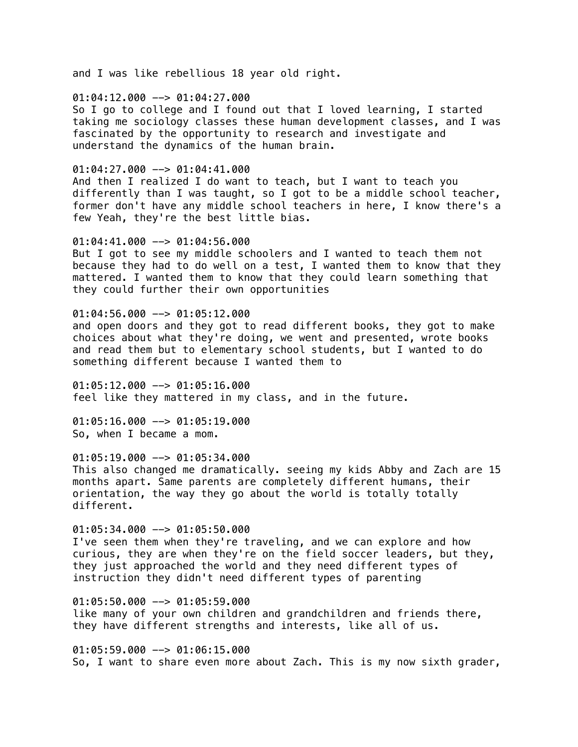and I was like rebellious 18 year old right.

01:04:12.000 --> 01:04:27.000
So I go to college and I found out that I loved learning, I started taking me sociology classes these human development classes, and I was fascinated by the opportunity to research and investigate and understand the dynamics of the human brain.

01:04:27.000 --> 01:04:41.000
And then I realized I do want to teach, but I want to teach you differently than I was taught, so I got to be a middle school teacher, former don't have any middle school teachers in here, I know there's a few Yeah, they're the best little bias.

01:04:41.000 --> 01:04:56.000
But I got to see my middle schoolers and I wanted to teach them not because they had to do well on a test, I wanted them to know that they mattered. I wanted them to know that they could learn something that they could further their own opportunities

01:04:56.000 --> 01:05:12.000
and open doors and they got to read different books, they got to make choices about what they're doing, we went and presented, wrote books and read them but to elementary school students, but I wanted to do something different because I wanted them to

01:05:12.000 --> 01:05:16.000
feel like they mattered in my class, and in the future.

01:05:16.000 --> 01:05:19.000
So, when I became a mom.

01:05:19.000 --> 01:05:34.000
This also changed me dramatically. seeing my kids Abby and Zach are 15 months apart. Same parents are completely different humans, their orientation, the way they go about the world is totally totally different.

01:05:34.000 --> 01:05:50.000
I've seen them when they're traveling, and we can explore and how curious, they are when they're on the field soccer leaders, but they, they just approached the world and they need different types of instruction they didn't need different types of parenting

01:05:50.000 --> 01:05:59.000
like many of your own children and grandchildren and friends there, they have different strengths and interests, like all of us.

01:05:59.000 --> 01:06:15.000
So, I want to share even more about Zach. This is my now sixth grader,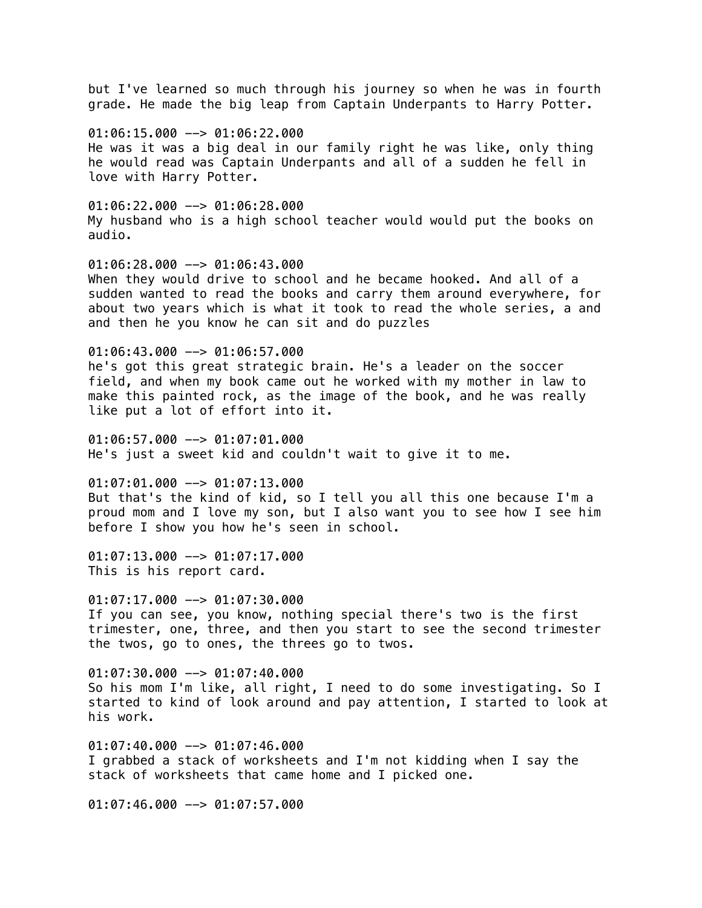but I've learned so much through his journey so when he was in fourth grade. He made the big leap from Captain Underpants to Harry Potter.

01:06:15.000 --> 01:06:22.000
He was it was a big deal in our family right he was like, only thing he would read was Captain Underpants and all of a sudden he fell in love with Harry Potter.

01:06:22.000 --> 01:06:28.000
My husband who is a high school teacher would would put the books on audio.

01:06:28.000 --> 01:06:43.000
When they would drive to school and he became hooked. And all of a sudden wanted to read the books and carry them around everywhere, for about two years which is what it took to read the whole series, a and and then he you know he can sit and do puzzles

01:06:43.000 --> 01:06:57.000
he's got this great strategic brain. He's a leader on the soccer field, and when my book came out he worked with my mother in law to make this painted rock, as the image of the book, and he was really like put a lot of effort into it.

01:06:57.000 --> 01:07:01.000
He's just a sweet kid and couldn't wait to give it to me.

01:07:01.000 --> 01:07:13.000
But that's the kind of kid, so I tell you all this one because I'm a proud mom and I love my son, but I also want you to see how I see him before I show you how he's seen in school.

01:07:13.000 --> 01:07:17.000
This is his report card.

01:07:17.000 --> 01:07:30.000
If you can see, you know, nothing special there's two is the first trimester, one, three, and then you start to see the second trimester the twos, go to ones, the threes go to twos.

01:07:30.000 --> 01:07:40.000
So his mom I'm like, all right, I need to do some investigating. So I started to kind of look around and pay attention, I started to look at his work.

01:07:40.000 --> 01:07:46.000
I grabbed a stack of worksheets and I'm not kidding when I say the stack of worksheets that came home and I picked one.

01:07:46.000 --> 01:07:57.000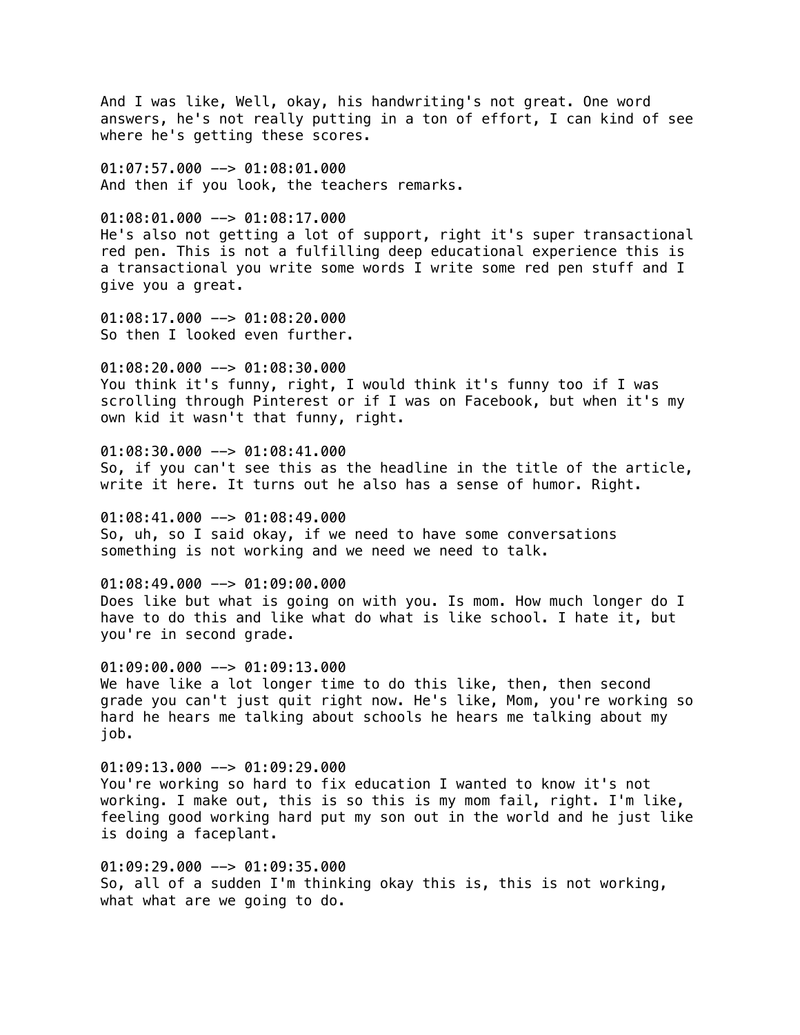And I was like, Well, okay, his handwriting's not great. One word answers, he's not really putting in a ton of effort, I can kind of see where he's getting these scores.

01:07:57.000 --> 01:08:01.000
And then if you look, the teachers remarks.

01:08:01.000 --> 01:08:17.000
He's also not getting a lot of support, right it's super transactional red pen. This is not a fulfilling deep educational experience this is a transactional you write some words I write some red pen stuff and I give you a great.

01:08:17.000 --> 01:08:20.000
So then I looked even further.

01:08:20.000 --> 01:08:30.000
You think it's funny, right, I would think it's funny too if I was scrolling through Pinterest or if I was on Facebook, but when it's my own kid it wasn't that funny, right.

01:08:30.000 --> 01:08:41.000
So, if you can't see this as the headline in the title of the article, write it here. It turns out he also has a sense of humor. Right.

01:08:41.000 --> 01:08:49.000
So, uh, so I said okay, if we need to have some conversations something is not working and we need we need to talk.

01:08:49.000 --> 01:09:00.000
Does like but what is going on with you. Is mom. How much longer do I have to do this and like what do what is like school. I hate it, but you're in second grade.

01:09:00.000 --> 01:09:13.000
We have like a lot longer time to do this like, then, then second grade you can't just quit right now. He's like, Mom, you're working so hard he hears me talking about schools he hears me talking about my job.

01:09:13.000 --> 01:09:29.000
You're working so hard to fix education I wanted to know it's not working. I make out, this is so this is my mom fail, right. I'm like, feeling good working hard put my son out in the world and he just like is doing a faceplant.

01:09:29.000 --> 01:09:35.000
So, all of a sudden I'm thinking okay this is, this is not working, what what are we going to do.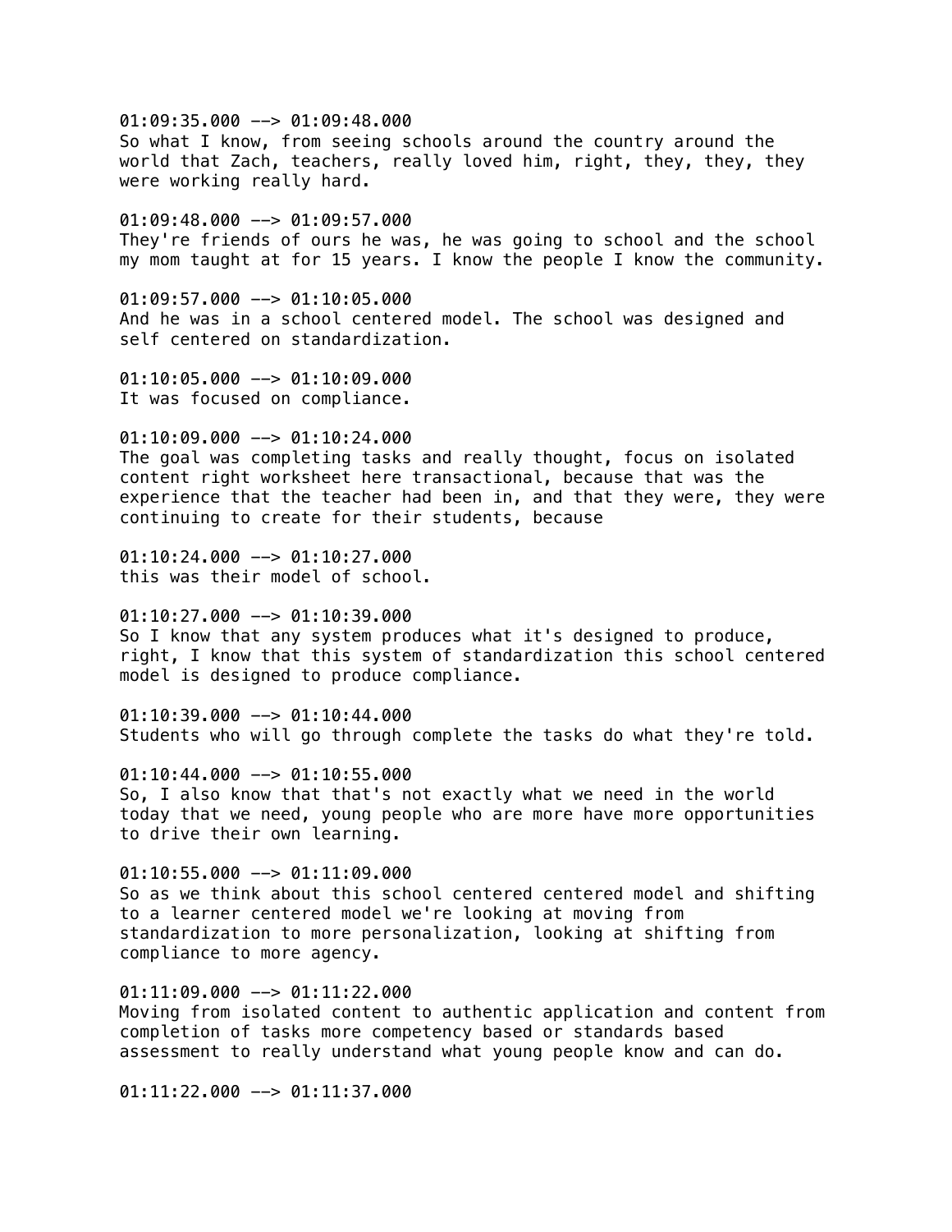01:09:35.000 --> 01:09:48.000
So what I know, from seeing schools around the country around the world that Zach, teachers, really loved him, right, they, they, they were working really hard.

01:09:48.000 --> 01:09:57.000
They're friends of ours he was, he was going to school and the school my mom taught at for 15 years. I know the people I know the community.

01:09:57.000 --> 01:10:05.000
And he was in a school centered model. The school was designed and self centered on standardization.

01:10:05.000 --> 01:10:09.000
It was focused on compliance.

01:10:09.000 --> 01:10:24.000
The goal was completing tasks and really thought, focus on isolated content right worksheet here transactional, because that was the experience that the teacher had been in, and that they were, they were continuing to create for their students, because

01:10:24.000 --> 01:10:27.000
this was their model of school.

01:10:27.000 --> 01:10:39.000
So I know that any system produces what it's designed to produce, right, I know that this system of standardization this school centered model is designed to produce compliance.

01:10:39.000 --> 01:10:44.000
Students who will go through complete the tasks do what they're told.

01:10:44.000 --> 01:10:55.000
So, I also know that that's not exactly what we need in the world today that we need, young people who are more have more opportunities to drive their own learning.

01:10:55.000 --> 01:11:09.000
So as we think about this school centered centered model and shifting to a learner centered model we're looking at moving from standardization to more personalization, looking at shifting from compliance to more agency.

01:11:09.000 --> 01:11:22.000
Moving from isolated content to authentic application and content from completion of tasks more competency based or standards based assessment to really understand what young people know and can do.

01:11:22.000 --> 01:11:37.000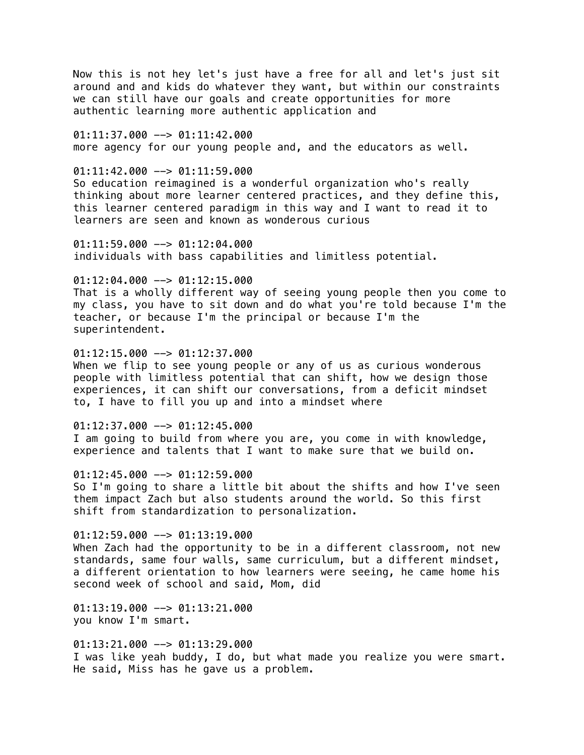Now this is not hey let's just have a free for all and let's just sit around and and kids do whatever they want, but within our constraints we can still have our goals and create opportunities for more authentic learning more authentic application and

01:11:37.000 --> 01:11:42.000
more agency for our young people and, and the educators as well.

01:11:42.000 --> 01:11:59.000
So education reimagined is a wonderful organization who's really thinking about more learner centered practices, and they define this, this learner centered paradigm in this way and I want to read it to learners are seen and known as wonderous curious

01:11:59.000 --> 01:12:04.000
individuals with bass capabilities and limitless potential.

01:12:04.000 --> 01:12:15.000
That is a wholly different way of seeing young people then you come to my class, you have to sit down and do what you're told because I'm the teacher, or because I'm the principal or because I'm the superintendent.

01:12:15.000 --> 01:12:37.000
When we flip to see young people or any of us as curious wonderous people with limitless potential that can shift, how we design those experiences, it can shift our conversations, from a deficit mindset to, I have to fill you up and into a mindset where

01:12:37.000 --> 01:12:45.000
I am going to build from where you are, you come in with knowledge, experience and talents that I want to make sure that we build on.

01:12:45.000 --> 01:12:59.000
So I'm going to share a little bit about the shifts and how I've seen them impact Zach but also students around the world. So this first shift from standardization to personalization.

01:12:59.000 --> 01:13:19.000
When Zach had the opportunity to be in a different classroom, not new standards, same four walls, same curriculum, but a different mindset, a different orientation to how learners were seeing, he came home his second week of school and said, Mom, did

01:13:19.000 --> 01:13:21.000
you know I'm smart.

01:13:21.000 --> 01:13:29.000
I was like yeah buddy, I do, but what made you realize you were smart. He said, Miss has he gave us a problem.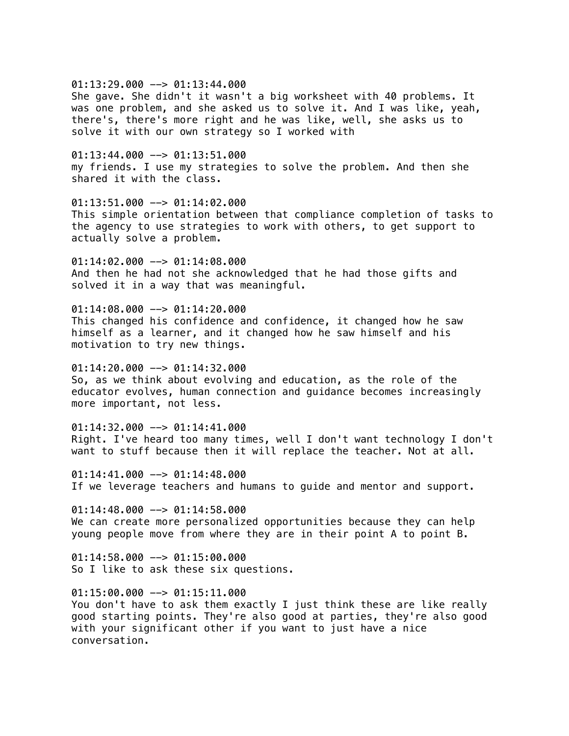01:13:29.000 --> 01:13:44.000
She gave. She didn't it wasn't a big worksheet with 40 problems. It was one problem, and she asked us to solve it. And I was like, yeah, there's, there's more right and he was like, well, she asks us to solve it with our own strategy so I worked with

01:13:44.000 --> 01:13:51.000
my friends. I use my strategies to solve the problem. And then she shared it with the class.

01:13:51.000 --> 01:14:02.000
This simple orientation between that compliance completion of tasks to the agency to use strategies to work with others, to get support to actually solve a problem.

01:14:02.000 --> 01:14:08.000
And then he had not she acknowledged that he had those gifts and solved it in a way that was meaningful.

01:14:08.000 --> 01:14:20.000
This changed his confidence and confidence, it changed how he saw himself as a learner, and it changed how he saw himself and his motivation to try new things.

01:14:20.000 --> 01:14:32.000
So, as we think about evolving and education, as the role of the educator evolves, human connection and guidance becomes increasingly more important, not less.

01:14:32.000 --> 01:14:41.000
Right. I've heard too many times, well I don't want technology I don't want to stuff because then it will replace the teacher. Not at all.

01:14:41.000 --> 01:14:48.000
If we leverage teachers and humans to guide and mentor and support.

01:14:48.000 --> 01:14:58.000
We can create more personalized opportunities because they can help young people move from where they are in their point A to point B.

01:14:58.000 --> 01:15:00.000
So I like to ask these six questions.

01:15:00.000 --> 01:15:11.000
You don't have to ask them exactly I just think these are like really good starting points. They're also good at parties, they're also good with your significant other if you want to just have a nice conversation.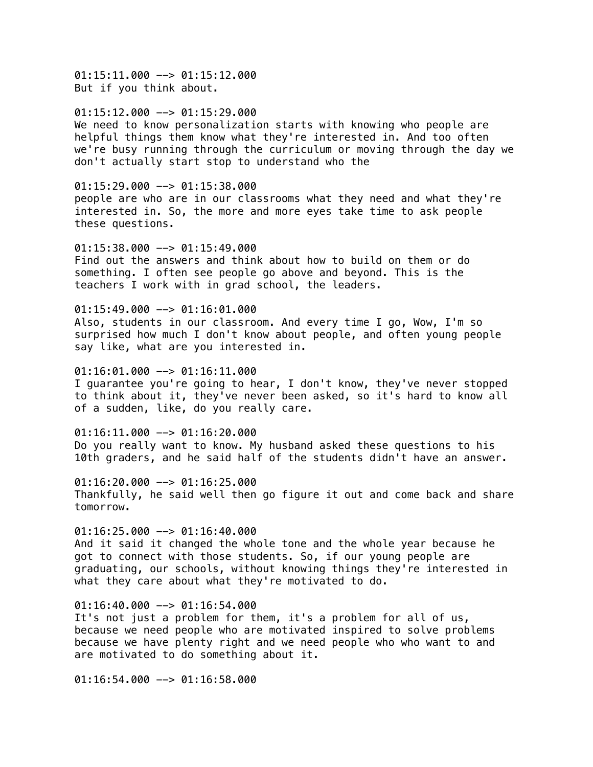01:15:11.000 --> 01:15:12.000
But if you think about.

01:15:12.000 --> 01:15:29.000
We need to know personalization starts with knowing who people are helpful things them know what they're interested in. And too often we're busy running through the curriculum or moving through the day we don't actually start stop to understand who the

01:15:29.000 --> 01:15:38.000
people are who are in our classrooms what they need and what they're interested in. So, the more and more eyes take time to ask people these questions.

01:15:38.000 --> 01:15:49.000
Find out the answers and think about how to build on them or do something. I often see people go above and beyond. This is the teachers I work with in grad school, the leaders.

01:15:49.000 --> 01:16:01.000
Also, students in our classroom. And every time I go, Wow, I'm so surprised how much I don't know about people, and often young people say like, what are you interested in.

01:16:01.000 --> 01:16:11.000
I guarantee you're going to hear, I don't know, they've never stopped to think about it, they've never been asked, so it's hard to know all of a sudden, like, do you really care.

01:16:11.000 --> 01:16:20.000
Do you really want to know. My husband asked these questions to his 10th graders, and he said half of the students didn't have an answer.

01:16:20.000 --> 01:16:25.000
Thankfully, he said well then go figure it out and come back and share tomorrow.

01:16:25.000 --> 01:16:40.000
And it said it changed the whole tone and the whole year because he got to connect with those students. So, if our young people are graduating, our schools, without knowing things they're interested in what they care about what they're motivated to do.

01:16:40.000 --> 01:16:54.000
It's not just a problem for them, it's a problem for all of us, because we need people who are motivated inspired to solve problems because we have plenty right and we need people who who want to and are motivated to do something about it.

01:16:54.000 --> 01:16:58.000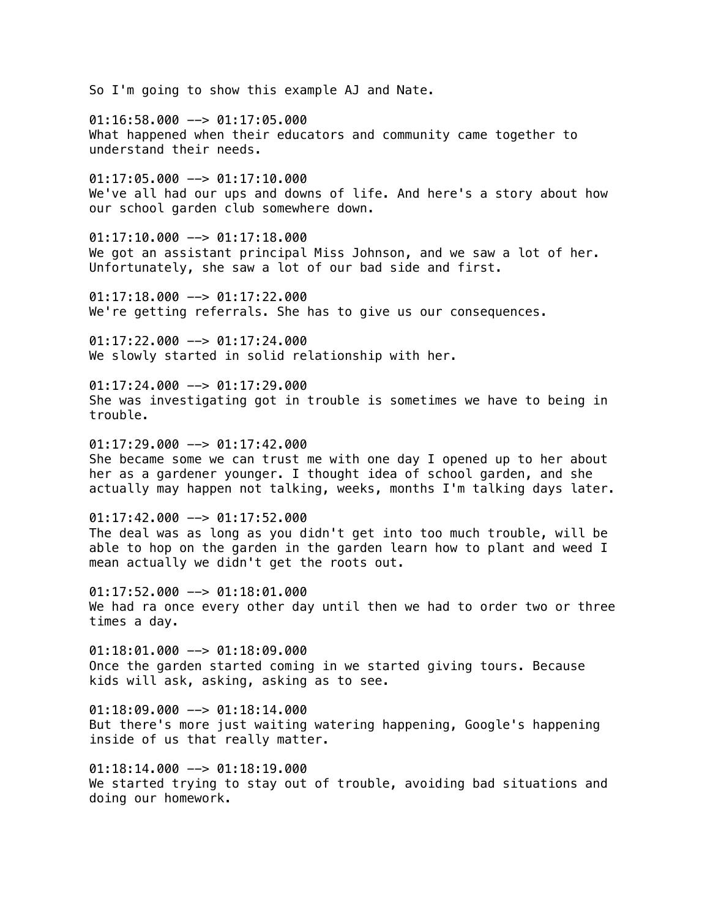So I'm going to show this example AJ and Nate.

01:16:58.000 --> 01:17:05.000
What happened when their educators and community came together to understand their needs.

01:17:05.000 --> 01:17:10.000
We've all had our ups and downs of life. And here's a story about how our school garden club somewhere down.

01:17:10.000 --> 01:17:18.000
We got an assistant principal Miss Johnson, and we saw a lot of her. Unfortunately, she saw a lot of our bad side and first.

01:17:18.000 --> 01:17:22.000
We're getting referrals. She has to give us our consequences.

01:17:22.000 --> 01:17:24.000
We slowly started in solid relationship with her.

01:17:24.000 --> 01:17:29.000
She was investigating got in trouble is sometimes we have to being in trouble.

01:17:29.000 --> 01:17:42.000
She became some we can trust me with one day I opened up to her about her as a gardener younger. I thought idea of school garden, and she actually may happen not talking, weeks, months I'm talking days later.

01:17:42.000 --> 01:17:52.000
The deal was as long as you didn't get into too much trouble, will be able to hop on the garden in the garden learn how to plant and weed I mean actually we didn't get the roots out.

01:17:52.000 --> 01:18:01.000
We had ra once every other day until then we had to order two or three times a day.

01:18:01.000 --> 01:18:09.000
Once the garden started coming in we started giving tours. Because kids will ask, asking, asking as to see.

01:18:09.000 --> 01:18:14.000
But there's more just waiting watering happening, Google's happening inside of us that really matter.

01:18:14.000 --> 01:18:19.000
We started trying to stay out of trouble, avoiding bad situations and doing our homework.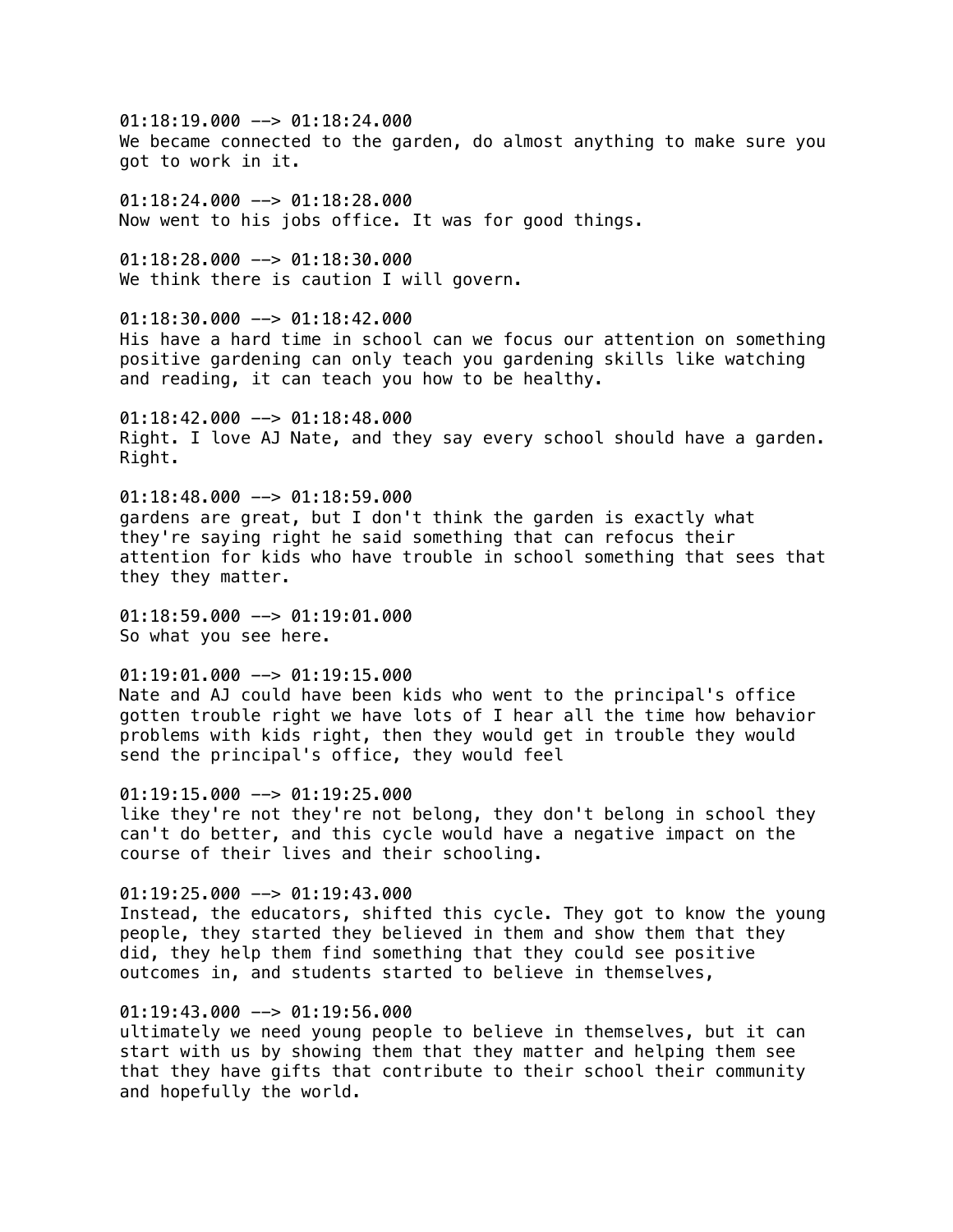01:18:19.000 --> 01:18:24.000
We became connected to the garden, do almost anything to make sure you got to work in it.

01:18:24.000 --> 01:18:28.000
Now went to his jobs office. It was for good things.

01:18:28.000 --> 01:18:30.000
We think there is caution I will govern.

01:18:30.000 --> 01:18:42.000
His have a hard time in school can we focus our attention on something positive gardening can only teach you gardening skills like watching and reading, it can teach you how to be healthy.

01:18:42.000 --> 01:18:48.000
Right. I love AJ Nate, and they say every school should have a garden. Right.

01:18:48.000 --> 01:18:59.000
gardens are great, but I don't think the garden is exactly what they're saying right he said something that can refocus their attention for kids who have trouble in school something that sees that they they matter.

01:18:59.000 --> 01:19:01.000
So what you see here.

01:19:01.000 --> 01:19:15.000
Nate and AJ could have been kids who went to the principal's office gotten trouble right we have lots of I hear all the time how behavior problems with kids right, then they would get in trouble they would send the principal's office, they would feel

01:19:15.000 --> 01:19:25.000
like they're not they're not belong, they don't belong in school they can't do better, and this cycle would have a negative impact on the course of their lives and their schooling.

01:19:25.000 --> 01:19:43.000
Instead, the educators, shifted this cycle. They got to know the young people, they started they believed in them and show them that they did, they help them find something that they could see positive outcomes in, and students started to believe in themselves,

01:19:43.000 --> 01:19:56.000
ultimately we need young people to believe in themselves, but it can start with us by showing them that they matter and helping them see that they have gifts that contribute to their school their community and hopefully the world.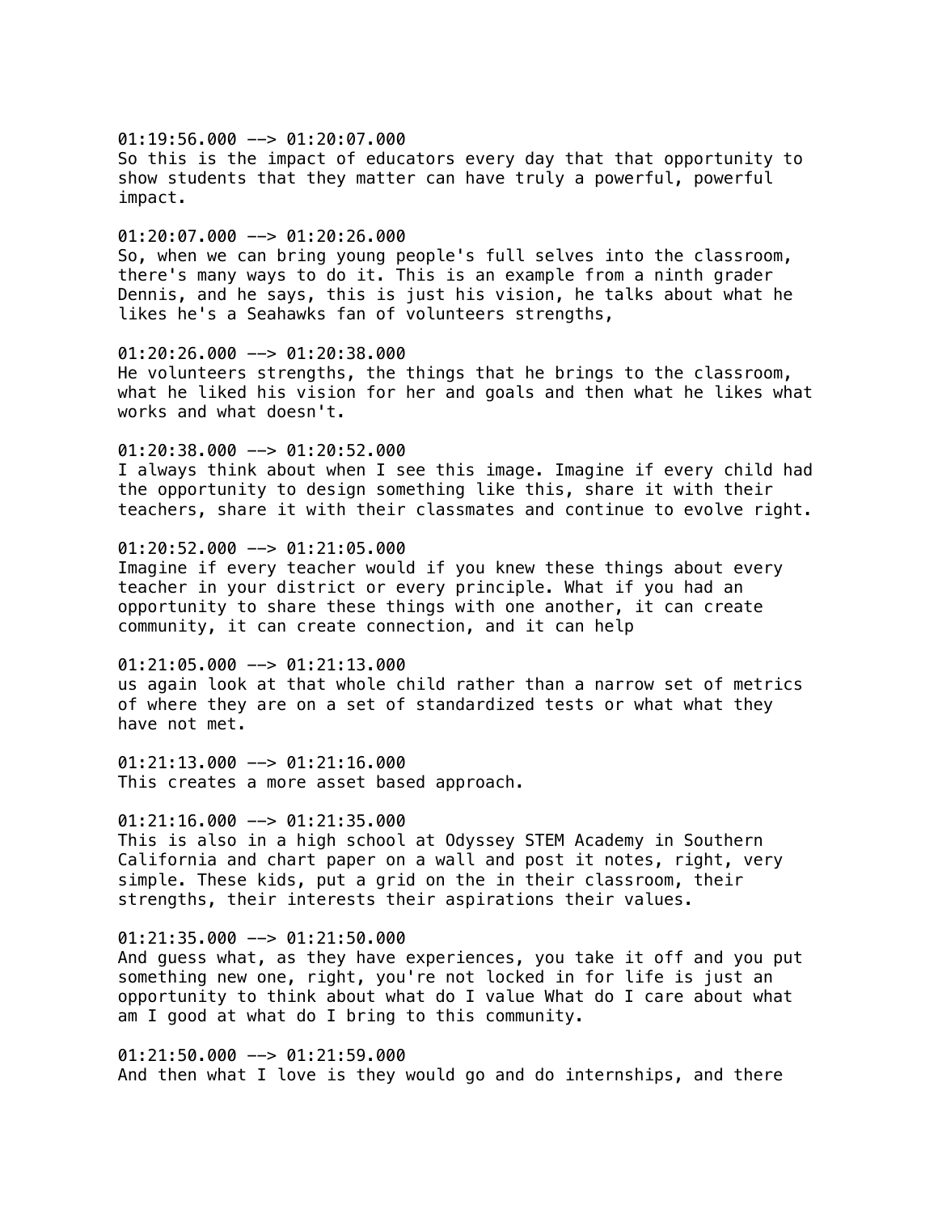01:19:56.000 --> 01:20:07.000
So this is the impact of educators every day that that opportunity to show students that they matter can have truly a powerful, powerful impact.

01:20:07.000 --> 01:20:26.000
So, when we can bring young people's full selves into the classroom, there's many ways to do it. This is an example from a ninth grader Dennis, and he says, this is just his vision, he talks about what he likes he's a Seahawks fan of volunteers strengths,

01:20:26.000 --> 01:20:38.000
He volunteers strengths, the things that he brings to the classroom, what he liked his vision for her and goals and then what he likes what works and what doesn't.

01:20:38.000 --> 01:20:52.000
I always think about when I see this image. Imagine if every child had the opportunity to design something like this, share it with their teachers, share it with their classmates and continue to evolve right.

01:20:52.000 --> 01:21:05.000
Imagine if every teacher would if you knew these things about every teacher in your district or every principle. What if you had an opportunity to share these things with one another, it can create community, it can create connection, and it can help

01:21:05.000 --> 01:21:13.000
us again look at that whole child rather than a narrow set of metrics of where they are on a set of standardized tests or what what they have not met.

01:21:13.000 --> 01:21:16.000
This creates a more asset based approach.

01:21:16.000 --> 01:21:35.000
This is also in a high school at Odyssey STEM Academy in Southern California and chart paper on a wall and post it notes, right, very simple. These kids, put a grid on the in their classroom, their strengths, their interests their aspirations their values.

01:21:35.000 --> 01:21:50.000
And guess what, as they have experiences, you take it off and you put something new one, right, you're not locked in for life is just an opportunity to think about what do I value What do I care about what am I good at what do I bring to this community.

01:21:50.000 --> 01:21:59.000
And then what I love is they would go and do internships, and there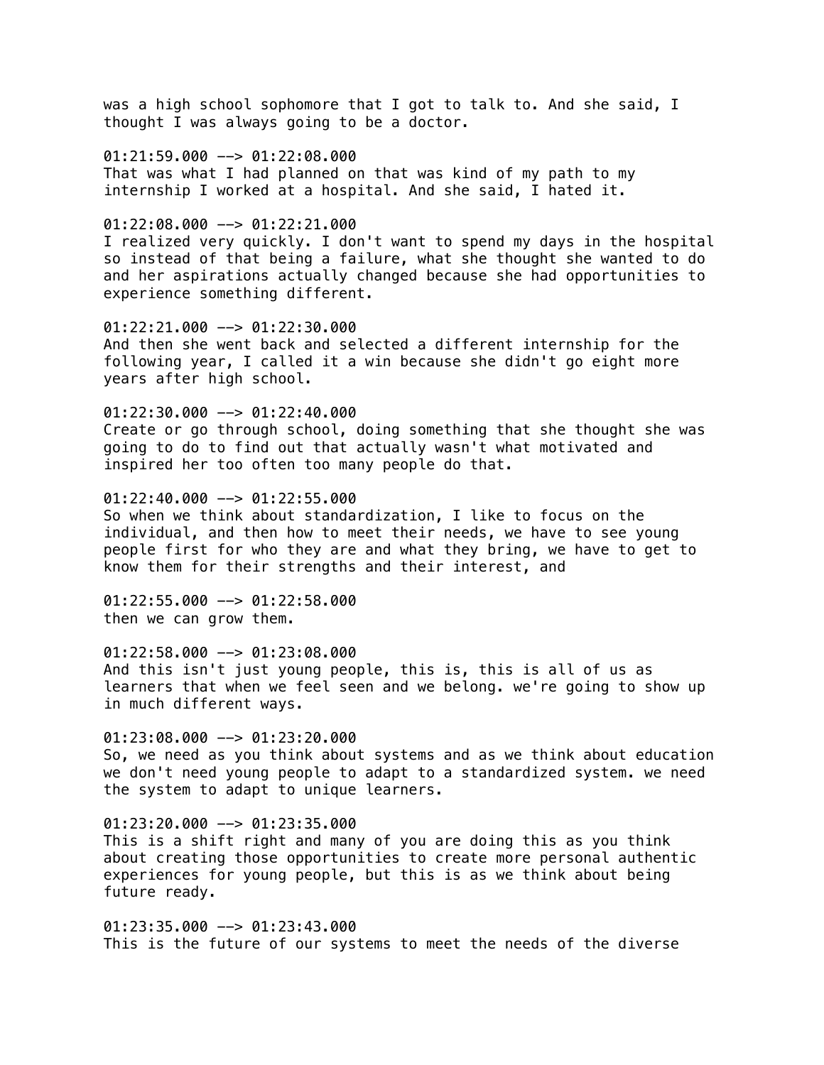was a high school sophomore that I got to talk to. And she said, I thought I was always going to be a doctor.

01:21:59.000 --> 01:22:08.000
That was what I had planned on that was kind of my path to my internship I worked at a hospital. And she said, I hated it.

01:22:08.000 --> 01:22:21.000
I realized very quickly. I don't want to spend my days in the hospital so instead of that being a failure, what she thought she wanted to do and her aspirations actually changed because she had opportunities to experience something different.

01:22:21.000 --> 01:22:30.000
And then she went back and selected a different internship for the following year, I called it a win because she didn't go eight more years after high school.

01:22:30.000 --> 01:22:40.000
Create or go through school, doing something that she thought she was going to do to find out that actually wasn't what motivated and inspired her too often too many people do that.

01:22:40.000 --> 01:22:55.000
So when we think about standardization, I like to focus on the individual, and then how to meet their needs, we have to see young people first for who they are and what they bring, we have to get to know them for their strengths and their interest, and

01:22:55.000 --> 01:22:58.000
then we can grow them.

01:22:58.000 --> 01:23:08.000
And this isn't just young people, this is, this is all of us as learners that when we feel seen and we belong. we're going to show up in much different ways.

01:23:08.000 --> 01:23:20.000
So, we need as you think about systems and as we think about education we don't need young people to adapt to a standardized system. we need the system to adapt to unique learners.

01:23:20.000 --> 01:23:35.000
This is a shift right and many of you are doing this as you think about creating those opportunities to create more personal authentic experiences for young people, but this is as we think about being future ready.

01:23:35.000 --> 01:23:43.000
This is the future of our systems to meet the needs of the diverse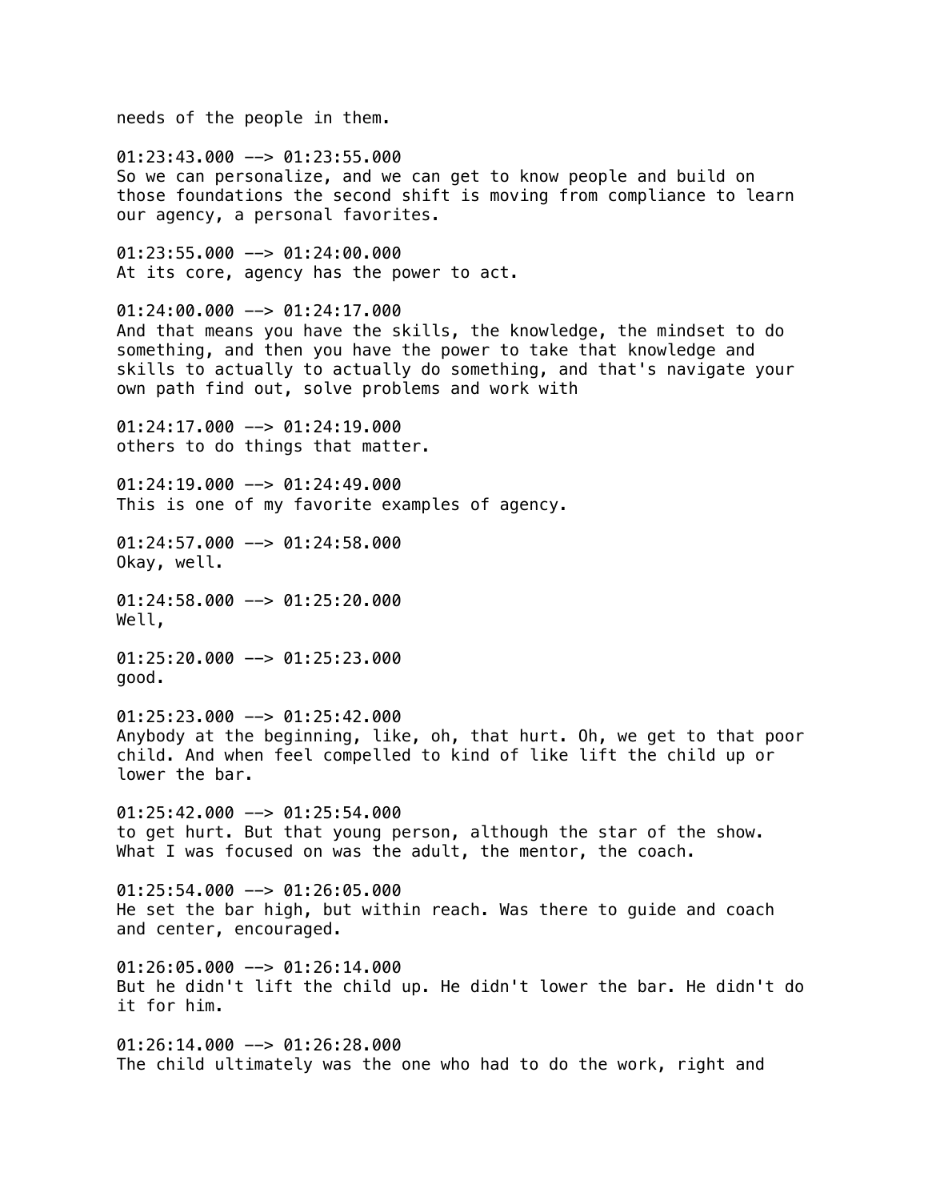needs of the people in them.

01:23:43.000 --> 01:23:55.000
So we can personalize, and we can get to know people and build on those foundations the second shift is moving from compliance to learn our agency, a personal favorites.

01:23:55.000 --> 01:24:00.000
At its core, agency has the power to act.

01:24:00.000 --> 01:24:17.000
And that means you have the skills, the knowledge, the mindset to do something, and then you have the power to take that knowledge and skills to actually to actually do something, and that's navigate your own path find out, solve problems and work with

01:24:17.000 --> 01:24:19.000
others to do things that matter.

01:24:19.000 --> 01:24:49.000
This is one of my favorite examples of agency.

01:24:57.000 --> 01:24:58.000
Okay, well.

01:24:58.000 --> 01:25:20.000
Well,

01:25:20.000 --> 01:25:23.000
good.

01:25:23.000 --> 01:25:42.000
Anybody at the beginning, like, oh, that hurt. Oh, we get to that poor child. And when feel compelled to kind of like lift the child up or lower the bar.

01:25:42.000 --> 01:25:54.000
to get hurt. But that young person, although the star of the show. What I was focused on was the adult, the mentor, the coach.

01:25:54.000 --> 01:26:05.000
He set the bar high, but within reach. Was there to guide and coach and center, encouraged.

01:26:05.000 --> 01:26:14.000
But he didn't lift the child up. He didn't lower the bar. He didn't do it for him.

01:26:14.000 --> 01:26:28.000
The child ultimately was the one who had to do the work, right and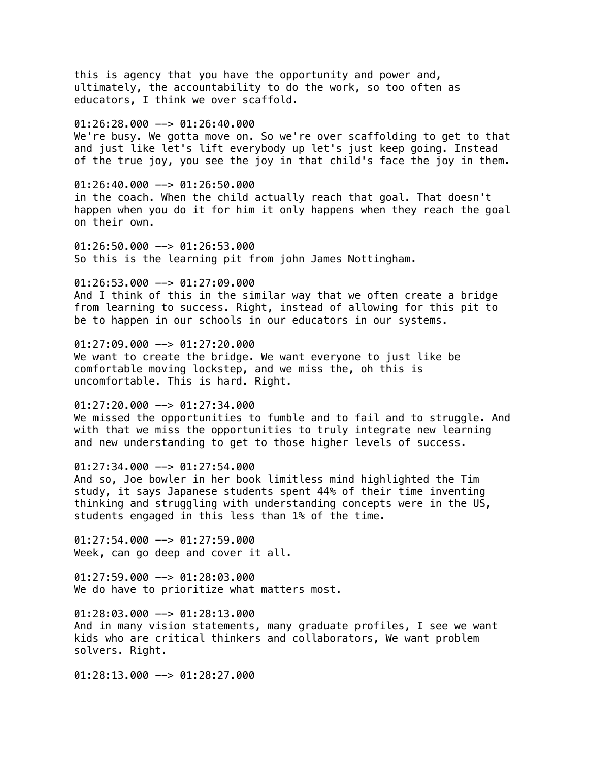this is agency that you have the opportunity and power and, ultimately, the accountability to do the work, so too often as educators, I think we over scaffold.

01:26:28.000 --> 01:26:40.000
We're busy. We gotta move on. So we're over scaffolding to get to that and just like let's lift everybody up let's just keep going. Instead of the true joy, you see the joy in that child's face the joy in them.

01:26:40.000 --> 01:26:50.000
in the coach. When the child actually reach that goal. That doesn't happen when you do it for him it only happens when they reach the goal on their own.

01:26:50.000 --> 01:26:53.000
So this is the learning pit from john James Nottingham.

01:26:53.000 --> 01:27:09.000
And I think of this in the similar way that we often create a bridge from learning to success. Right, instead of allowing for this pit to be to happen in our schools in our educators in our systems.

01:27:09.000 --> 01:27:20.000
We want to create the bridge. We want everyone to just like be comfortable moving lockstep, and we miss the, oh this is uncomfortable. This is hard. Right.

01:27:20.000 --> 01:27:34.000
We missed the opportunities to fumble and to fail and to struggle. And with that we miss the opportunities to truly integrate new learning and new understanding to get to those higher levels of success.

01:27:34.000 --> 01:27:54.000
And so, Joe bowler in her book limitless mind highlighted the Tim study, it says Japanese students spent 44% of their time inventing thinking and struggling with understanding concepts were in the US, students engaged in this less than 1% of the time.

01:27:54.000 --> 01:27:59.000
Week, can go deep and cover it all.

01:27:59.000 --> 01:28:03.000
We do have to prioritize what matters most.

01:28:03.000 --> 01:28:13.000
And in many vision statements, many graduate profiles, I see we want kids who are critical thinkers and collaborators, We want problem solvers. Right.

01:28:13.000 --> 01:28:27.000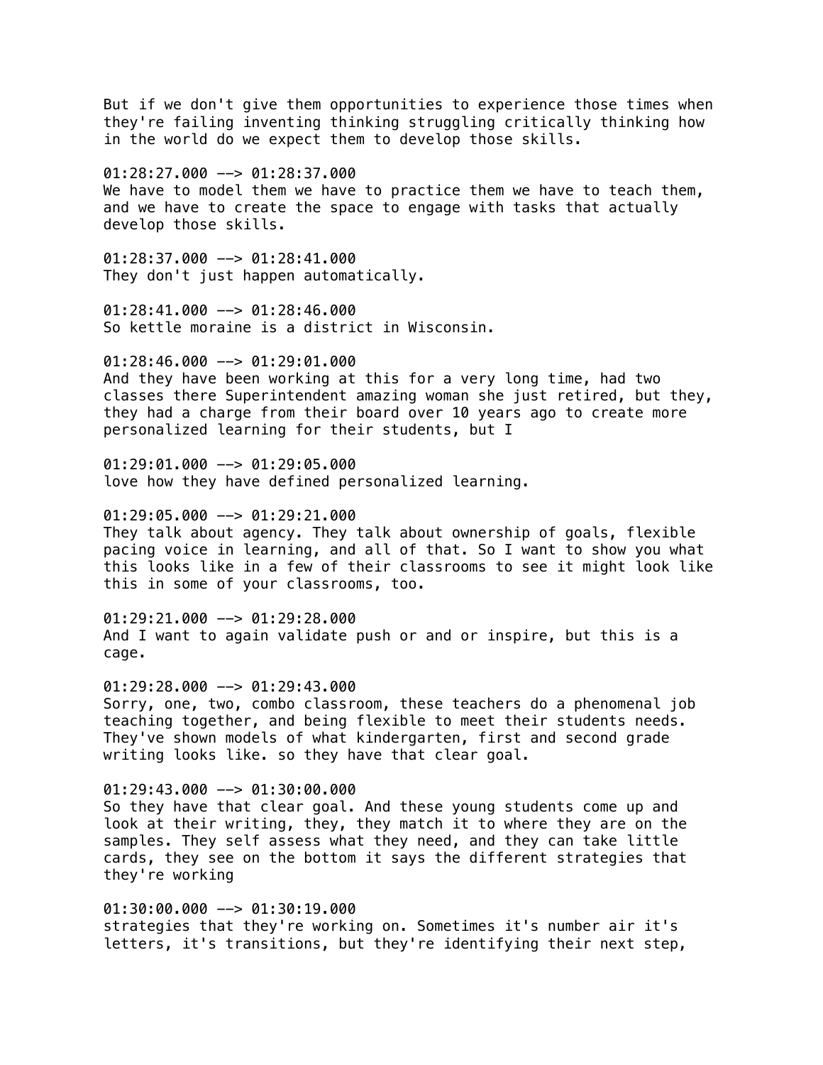But if we don't give them opportunities to experience those times when they're failing inventing thinking struggling critically thinking how in the world do we expect them to develop those skills.

01:28:27.000 --> 01:28:37.000
We have to model them we have to practice them we have to teach them, and we have to create the space to engage with tasks that actually develop those skills.

01:28:37.000 --> 01:28:41.000
They don't just happen automatically.

01:28:41.000 --> 01:28:46.000
So kettle moraine is a district in Wisconsin.

01:28:46.000 --> 01:29:01.000
And they have been working at this for a very long time, had two classes there Superintendent amazing woman she just retired, but they, they had a charge from their board over 10 years ago to create more personalized learning for their students, but I

01:29:01.000 --> 01:29:05.000
love how they have defined personalized learning.

01:29:05.000 --> 01:29:21.000
They talk about agency. They talk about ownership of goals, flexible pacing voice in learning, and all of that. So I want to show you what this looks like in a few of their classrooms to see it might look like this in some of your classrooms, too.

01:29:21.000 --> 01:29:28.000
And I want to again validate push or and or inspire, but this is a cage.

01:29:28.000 --> 01:29:43.000
Sorry, one, two, combo classroom, these teachers do a phenomenal job teaching together, and being flexible to meet their students needs. They've shown models of what kindergarten, first and second grade writing looks like. so they have that clear goal.

01:29:43.000 --> 01:30:00.000
So they have that clear goal. And these young students come up and look at their writing, they, they match it to where they are on the samples. They self assess what they need, and they can take little cards, they see on the bottom it says the different strategies that they're working

01:30:00.000 --> 01:30:19.000
strategies that they're working on. Sometimes it's number air it's letters, it's transitions, but they're identifying their next step,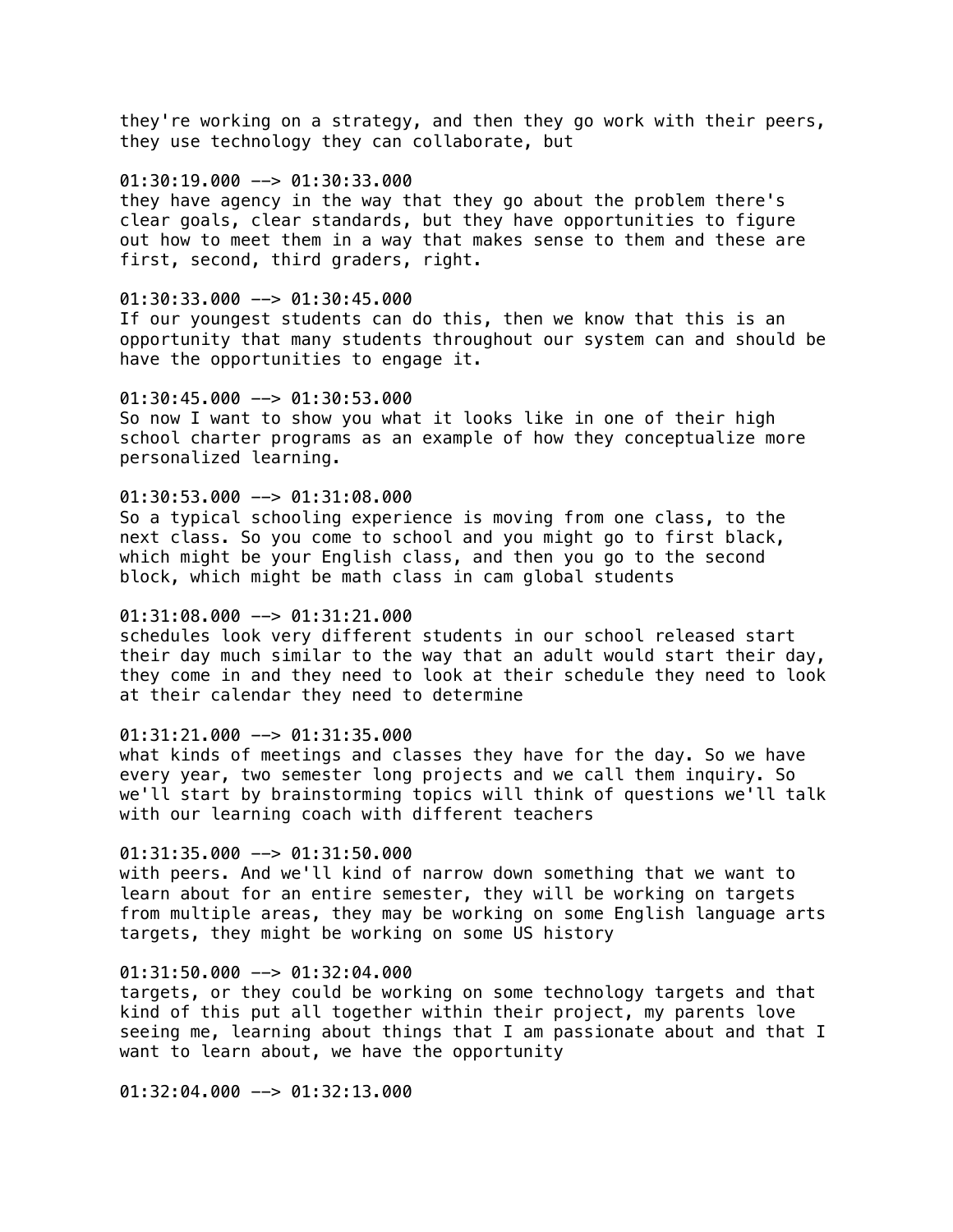they're working on a strategy, and then they go work with their peers, they use technology they can collaborate, but

01:30:19.000 --> 01:30:33.000
they have agency in the way that they go about the problem there's clear goals, clear standards, but they have opportunities to figure out how to meet them in a way that makes sense to them and these are first, second, third graders, right.

01:30:33.000 --> 01:30:45.000
If our youngest students can do this, then we know that this is an opportunity that many students throughout our system can and should be have the opportunities to engage it.

01:30:45.000 --> 01:30:53.000
So now I want to show you what it looks like in one of their high school charter programs as an example of how they conceptualize more personalized learning.

01:30:53.000 --> 01:31:08.000
So a typical schooling experience is moving from one class, to the next class. So you come to school and you might go to first black, which might be your English class, and then you go to the second block, which might be math class in cam global students

01:31:08.000 --> 01:31:21.000
schedules look very different students in our school released start their day much similar to the way that an adult would start their day, they come in and they need to look at their schedule they need to look at their calendar they need to determine

01:31:21.000 --> 01:31:35.000
what kinds of meetings and classes they have for the day. So we have every year, two semester long projects and we call them inquiry. So we'll start by brainstorming topics will think of questions we'll talk with our learning coach with different teachers

01:31:35.000 --> 01:31:50.000
with peers. And we'll kind of narrow down something that we want to learn about for an entire semester, they will be working on targets from multiple areas, they may be working on some English language arts targets, they might be working on some US history

01:31:50.000 --> 01:32:04.000
targets, or they could be working on some technology targets and that kind of this put all together within their project, my parents love seeing me, learning about things that I am passionate about and that I want to learn about, we have the opportunity

01:32:04.000 --> 01:32:13.000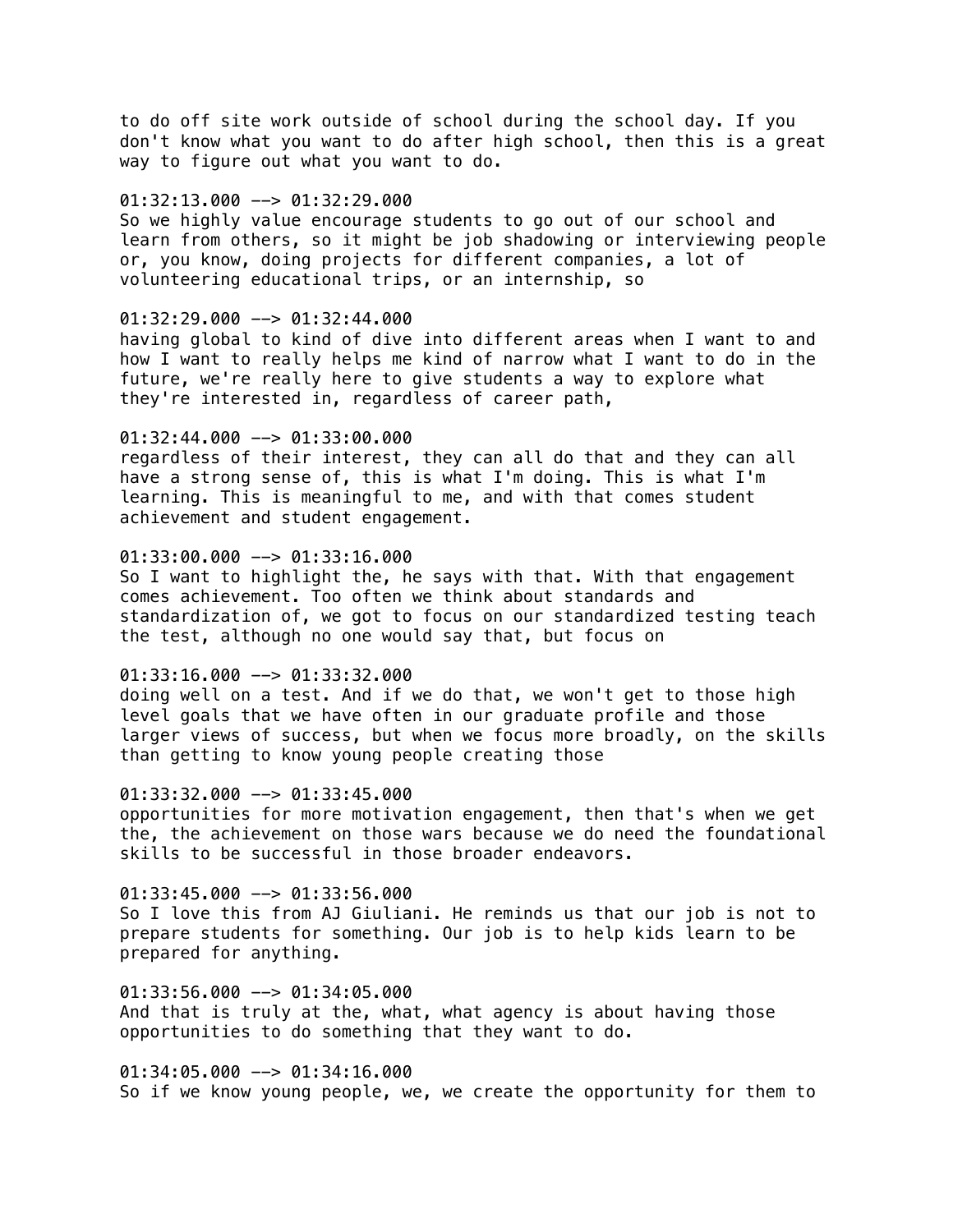to do off site work outside of school during the school day. If you don't know what you want to do after high school, then this is a great way to figure out what you want to do.

01:32:13.000 --> 01:32:29.000
So we highly value encourage students to go out of our school and learn from others, so it might be job shadowing or interviewing people or, you know, doing projects for different companies, a lot of volunteering educational trips, or an internship, so

01:32:29.000 --> 01:32:44.000
having global to kind of dive into different areas when I want to and how I want to really helps me kind of narrow what I want to do in the future, we're really here to give students a way to explore what they're interested in, regardless of career path,

01:32:44.000 --> 01:33:00.000
regardless of their interest, they can all do that and they can all have a strong sense of, this is what I'm doing. This is what I'm learning. This is meaningful to me, and with that comes student achievement and student engagement.

01:33:00.000 --> 01:33:16.000
So I want to highlight the, he says with that. With that engagement comes achievement. Too often we think about standards and standardization of, we got to focus on our standardized testing teach the test, although no one would say that, but focus on

01:33:16.000 --> 01:33:32.000
doing well on a test. And if we do that, we won't get to those high level goals that we have often in our graduate profile and those larger views of success, but when we focus more broadly, on the skills than getting to know young people creating those

01:33:32.000 --> 01:33:45.000
opportunities for more motivation engagement, then that's when we get the, the achievement on those wars because we do need the foundational skills to be successful in those broader endeavors.

01:33:45.000 --> 01:33:56.000
So I love this from AJ Giuliani. He reminds us that our job is not to prepare students for something. Our job is to help kids learn to be prepared for anything.

01:33:56.000 --> 01:34:05.000
And that is truly at the, what, what agency is about having those opportunities to do something that they want to do.

01:34:05.000 --> 01:34:16.000
So if we know young people, we, we create the opportunity for them to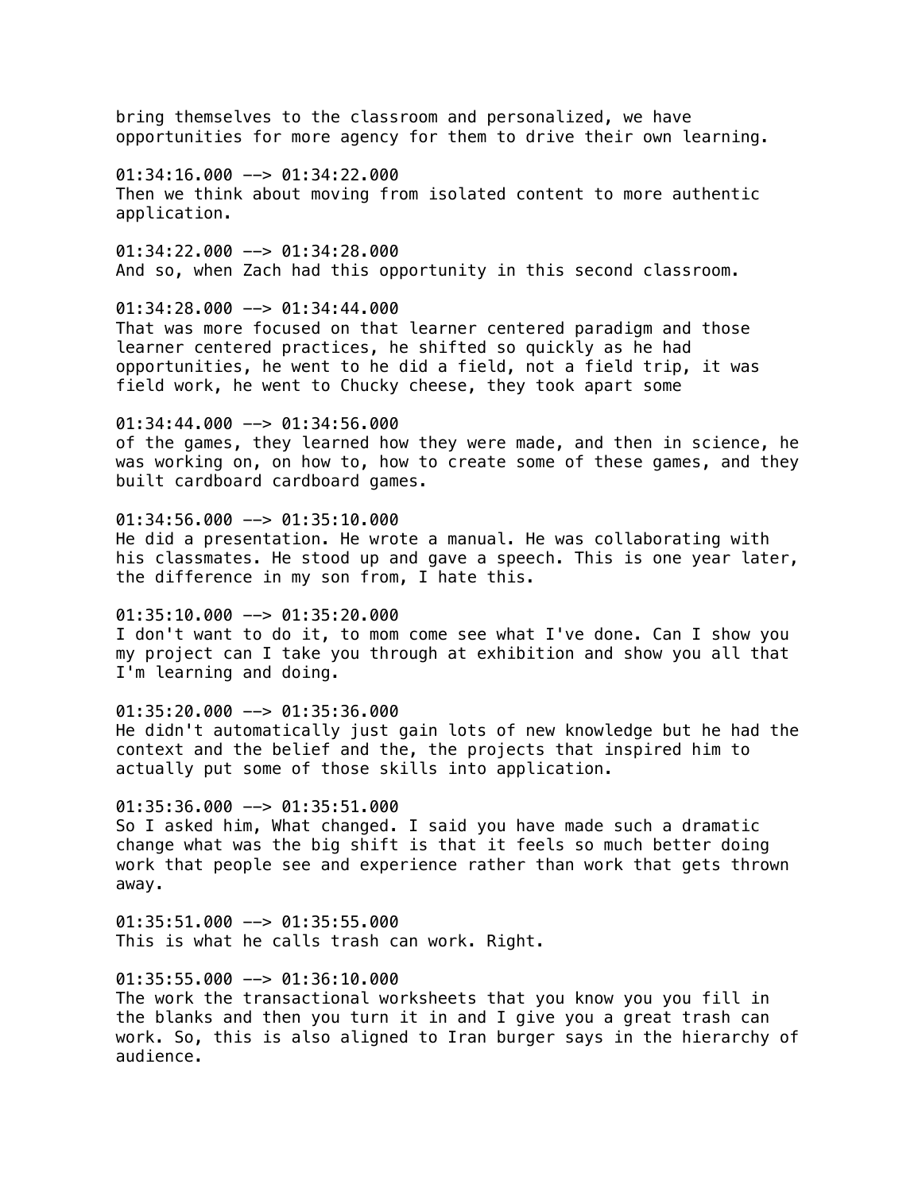bring themselves to the classroom and personalized, we have opportunities for more agency for them to drive their own learning.

01:34:16.000 --> 01:34:22.000
Then we think about moving from isolated content to more authentic application.

01:34:22.000 --> 01:34:28.000
And so, when Zach had this opportunity in this second classroom.

01:34:28.000 --> 01:34:44.000
That was more focused on that learner centered paradigm and those learner centered practices, he shifted so quickly as he had opportunities, he went to he did a field, not a field trip, it was field work, he went to Chucky cheese, they took apart some

01:34:44.000 --> 01:34:56.000
of the games, they learned how they were made, and then in science, he was working on, on how to, how to create some of these games, and they built cardboard cardboard games.

01:34:56.000 --> 01:35:10.000
He did a presentation. He wrote a manual. He was collaborating with his classmates. He stood up and gave a speech. This is one year later, the difference in my son from, I hate this.

01:35:10.000 --> 01:35:20.000
I don't want to do it, to mom come see what I've done. Can I show you my project can I take you through at exhibition and show you all that I'm learning and doing.

01:35:20.000 --> 01:35:36.000
He didn't automatically just gain lots of new knowledge but he had the context and the belief and the, the projects that inspired him to actually put some of those skills into application.

01:35:36.000 --> 01:35:51.000
So I asked him, What changed. I said you have made such a dramatic change what was the big shift is that it feels so much better doing work that people see and experience rather than work that gets thrown away.

01:35:51.000 --> 01:35:55.000
This is what he calls trash can work. Right.

01:35:55.000 --> 01:36:10.000
The work the transactional worksheets that you know you you fill in the blanks and then you turn it in and I give you a great trash can work. So, this is also aligned to Iran burger says in the hierarchy of audience.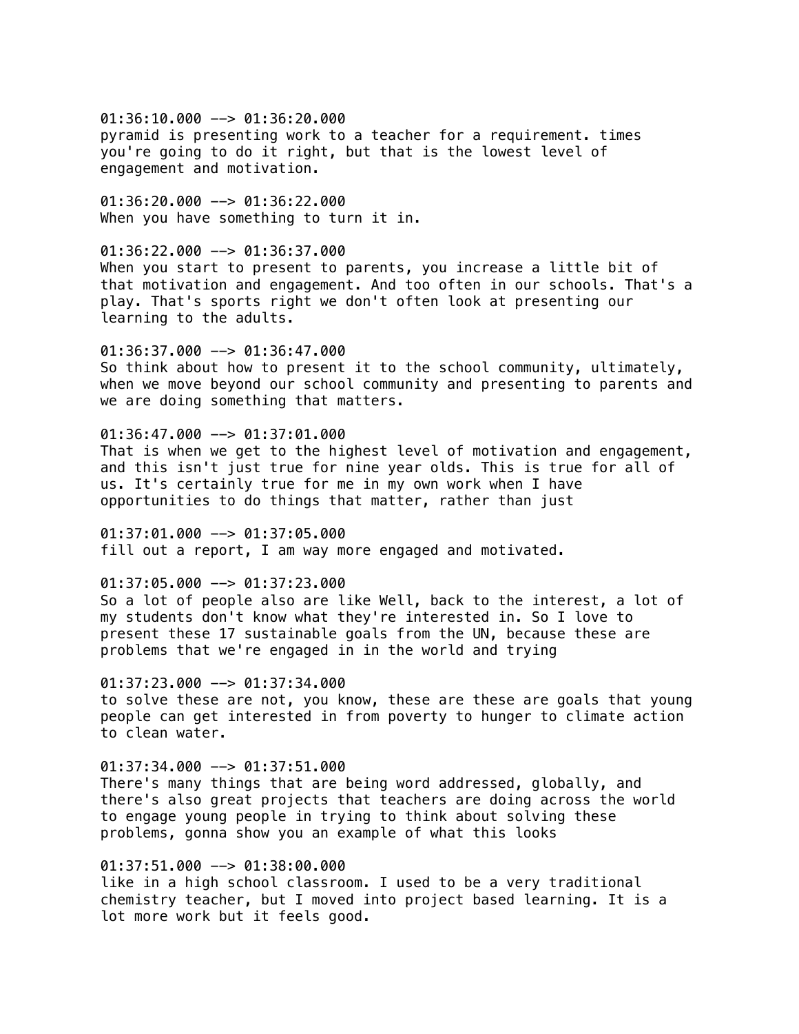01:36:10.000 --> 01:36:20.000
pyramid is presenting work to a teacher for a requirement. times you're going to do it right, but that is the lowest level of engagement and motivation.

01:36:20.000 --> 01:36:22.000
When you have something to turn it in.

01:36:22.000 --> 01:36:37.000
When you start to present to parents, you increase a little bit of that motivation and engagement. And too often in our schools. That's a play. That's sports right we don't often look at presenting our learning to the adults.

01:36:37.000 --> 01:36:47.000
So think about how to present it to the school community, ultimately, when we move beyond our school community and presenting to parents and we are doing something that matters.

01:36:47.000 --> 01:37:01.000
That is when we get to the highest level of motivation and engagement, and this isn't just true for nine year olds. This is true for all of us. It's certainly true for me in my own work when I have opportunities to do things that matter, rather than just

01:37:01.000 --> 01:37:05.000
fill out a report, I am way more engaged and motivated.

01:37:05.000 --> 01:37:23.000
So a lot of people also are like Well, back to the interest, a lot of my students don't know what they're interested in. So I love to present these 17 sustainable goals from the UN, because these are problems that we're engaged in in the world and trying

01:37:23.000 --> 01:37:34.000
to solve these are not, you know, these are these are goals that young people can get interested in from poverty to hunger to climate action to clean water.

01:37:34.000 --> 01:37:51.000
There's many things that are being word addressed, globally, and there's also great projects that teachers are doing across the world to engage young people in trying to think about solving these problems, gonna show you an example of what this looks

01:37:51.000 --> 01:38:00.000
like in a high school classroom. I used to be a very traditional chemistry teacher, but I moved into project based learning. It is a lot more work but it feels good.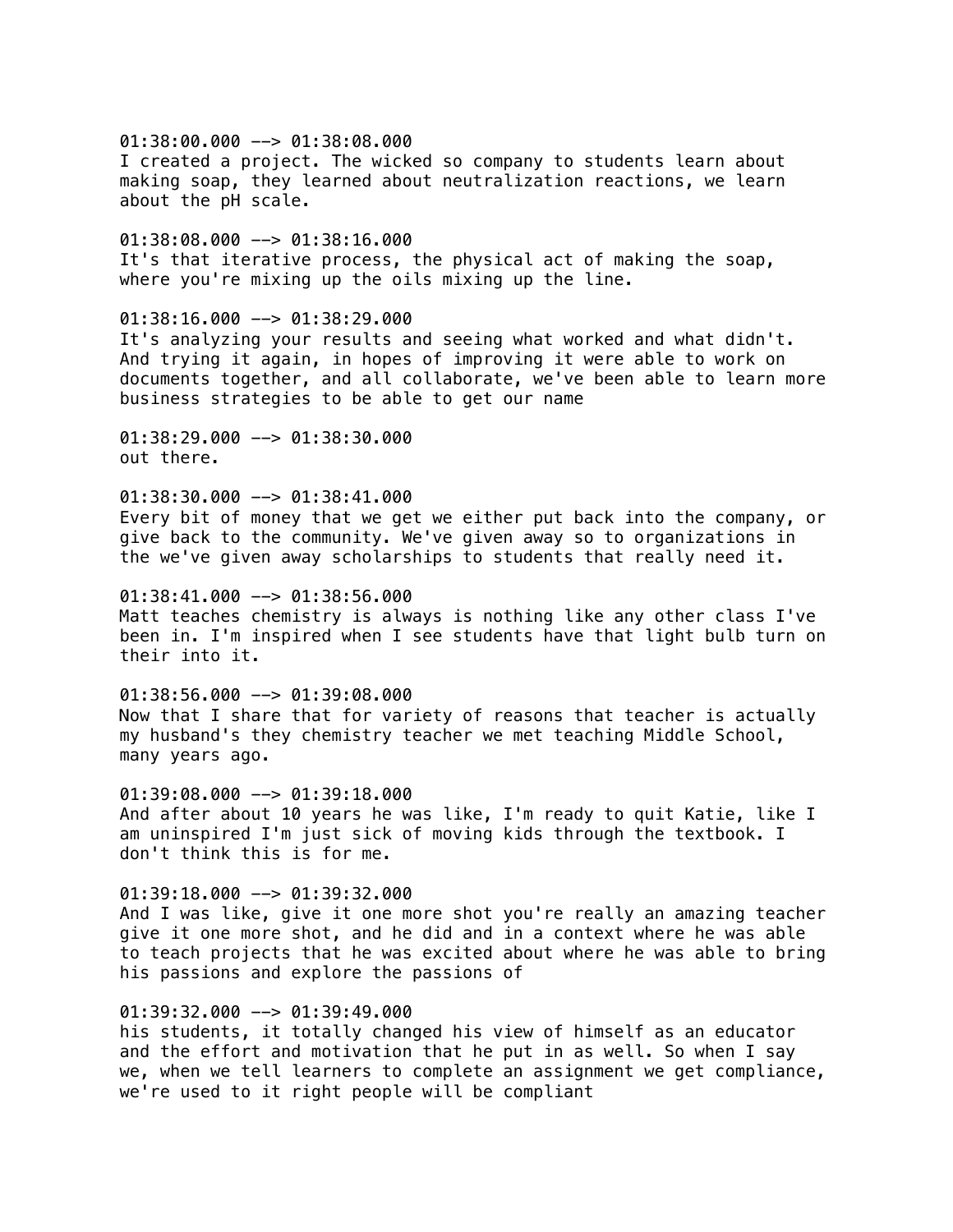01:38:00.000 --> 01:38:08.000
I created a project. The wicked so company to students learn about making soap, they learned about neutralization reactions, we learn about the pH scale.

01:38:08.000 --> 01:38:16.000
It's that iterative process, the physical act of making the soap, where you're mixing up the oils mixing up the line.

01:38:16.000 --> 01:38:29.000
It's analyzing your results and seeing what worked and what didn't. And trying it again, in hopes of improving it were able to work on documents together, and all collaborate, we've been able to learn more business strategies to be able to get our name

01:38:29.000 --> 01:38:30.000
out there.

01:38:30.000 --> 01:38:41.000
Every bit of money that we get we either put back into the company, or give back to the community. We've given away so to organizations in the we've given away scholarships to students that really need it.

01:38:41.000 --> 01:38:56.000
Matt teaches chemistry is always is nothing like any other class I've been in. I'm inspired when I see students have that light bulb turn on their into it.

01:38:56.000 --> 01:39:08.000
Now that I share that for variety of reasons that teacher is actually my husband's they chemistry teacher we met teaching Middle School, many years ago.

01:39:08.000 --> 01:39:18.000
And after about 10 years he was like, I'm ready to quit Katie, like I am uninspired I'm just sick of moving kids through the textbook. I don't think this is for me.

01:39:18.000 --> 01:39:32.000
And I was like, give it one more shot you're really an amazing teacher give it one more shot, and he did and in a context where he was able to teach projects that he was excited about where he was able to bring his passions and explore the passions of

01:39:32.000 --> 01:39:49.000
his students, it totally changed his view of himself as an educator and the effort and motivation that he put in as well. So when I say we, when we tell learners to complete an assignment we get compliance, we're used to it right people will be compliant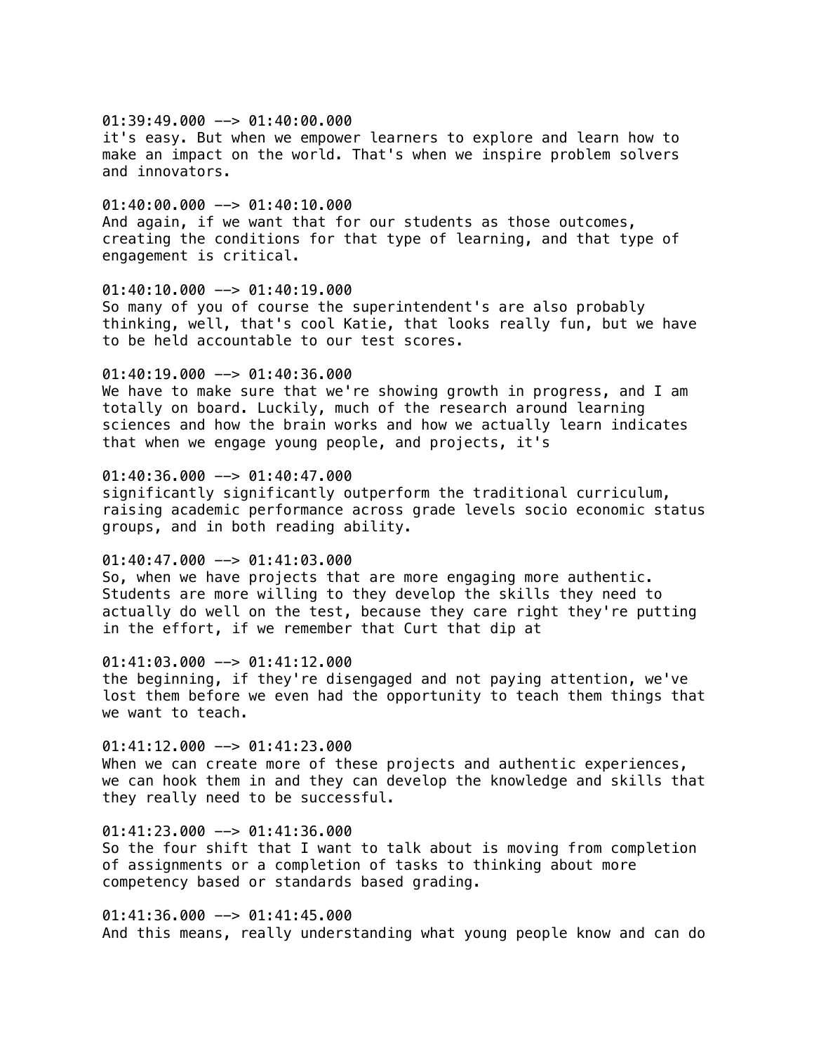01:39:49.000 --> 01:40:00.000
it's easy. But when we empower learners to explore and learn how to make an impact on the world. That's when we inspire problem solvers and innovators.

01:40:00.000 --> 01:40:10.000
And again, if we want that for our students as those outcomes, creating the conditions for that type of learning, and that type of engagement is critical.

01:40:10.000 --> 01:40:19.000
So many of you of course the superintendent's are also probably thinking, well, that's cool Katie, that looks really fun, but we have to be held accountable to our test scores.

01:40:19.000 --> 01:40:36.000
We have to make sure that we're showing growth in progress, and I am totally on board. Luckily, much of the research around learning sciences and how the brain works and how we actually learn indicates that when we engage young people, and projects, it's

01:40:36.000 --> 01:40:47.000
significantly significantly outperform the traditional curriculum, raising academic performance across grade levels socio economic status groups, and in both reading ability.

01:40:47.000 --> 01:41:03.000
So, when we have projects that are more engaging more authentic. Students are more willing to they develop the skills they need to actually do well on the test, because they care right they're putting in the effort, if we remember that Curt that dip at

01:41:03.000 --> 01:41:12.000
the beginning, if they're disengaged and not paying attention, we've lost them before we even had the opportunity to teach them things that we want to teach.

01:41:12.000 --> 01:41:23.000
When we can create more of these projects and authentic experiences, we can hook them in and they can develop the knowledge and skills that they really need to be successful.

01:41:23.000 --> 01:41:36.000
So the four shift that I want to talk about is moving from completion of assignments or a completion of tasks to thinking about more competency based or standards based grading.

01:41:36.000 --> 01:41:45.000
And this means, really understanding what young people know and can do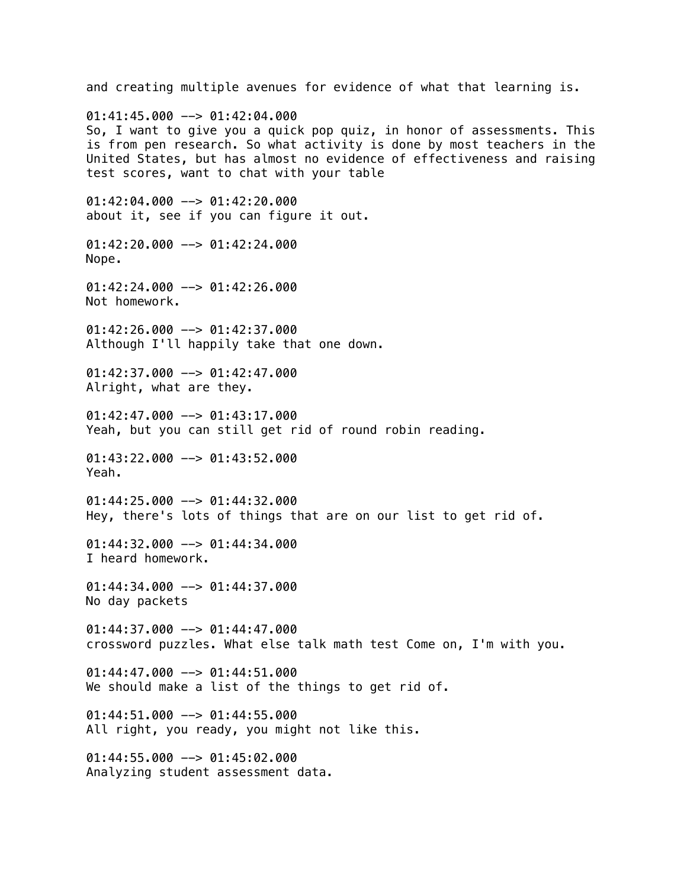and creating multiple avenues for evidence of what that learning is.

01:41:45.000 --> 01:42:04.000
So, I want to give you a quick pop quiz, in honor of assessments. This is from pen research. So what activity is done by most teachers in the United States, but has almost no evidence of effectiveness and raising test scores, want to chat with your table

01:42:04.000 --> 01:42:20.000
about it, see if you can figure it out.

01:42:20.000 --> 01:42:24.000
Nope.

01:42:24.000 --> 01:42:26.000
Not homework.

01:42:26.000 --> 01:42:37.000
Although I'll happily take that one down.

01:42:37.000 --> 01:42:47.000
Alright, what are they.

01:42:47.000 --> 01:43:17.000
Yeah, but you can still get rid of round robin reading.

01:43:22.000 --> 01:43:52.000
Yeah.

01:44:25.000 --> 01:44:32.000
Hey, there's lots of things that are on our list to get rid of.

01:44:32.000 --> 01:44:34.000
I heard homework.

01:44:34.000 --> 01:44:37.000
No day packets

01:44:37.000 --> 01:44:47.000
crossword puzzles. What else talk math test Come on, I'm with you.

01:44:47.000 --> 01:44:51.000
We should make a list of the things to get rid of.

01:44:51.000 --> 01:44:55.000
All right, you ready, you might not like this.

01:44:55.000 --> 01:45:02.000
Analyzing student assessment data.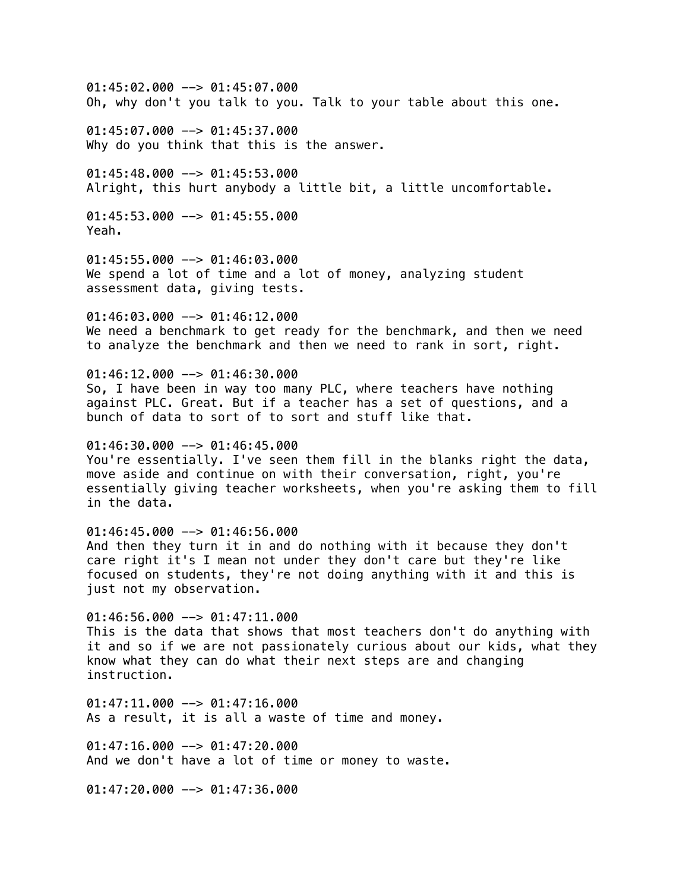01:45:02.000 --> 01:45:07.000
Oh, why don't you talk to you. Talk to your table about this one.

01:45:07.000 --> 01:45:37.000
Why do you think that this is the answer.

01:45:48.000 --> 01:45:53.000
Alright, this hurt anybody a little bit, a little uncomfortable.

01:45:53.000 --> 01:45:55.000
Yeah.

01:45:55.000 --> 01:46:03.000
We spend a lot of time and a lot of money, analyzing student assessment data, giving tests.

01:46:03.000 --> 01:46:12.000
We need a benchmark to get ready for the benchmark, and then we need to analyze the benchmark and then we need to rank in sort, right.

01:46:12.000 --> 01:46:30.000
So, I have been in way too many PLC, where teachers have nothing against PLC. Great. But if a teacher has a set of questions, and a bunch of data to sort of to sort and stuff like that.

01:46:30.000 --> 01:46:45.000
You're essentially. I've seen them fill in the blanks right the data, move aside and continue on with their conversation, right, you're essentially giving teacher worksheets, when you're asking them to fill in the data.

01:46:45.000 --> 01:46:56.000
And then they turn it in and do nothing with it because they don't care right it's I mean not under they don't care but they're like focused on students, they're not doing anything with it and this is just not my observation.

01:46:56.000 --> 01:47:11.000
This is the data that shows that most teachers don't do anything with it and so if we are not passionately curious about our kids, what they know what they can do what their next steps are and changing instruction.

01:47:11.000 --> 01:47:16.000
As a result, it is all a waste of time and money.

01:47:16.000 --> 01:47:20.000
And we don't have a lot of time or money to waste.

01:47:20.000 --> 01:47:36.000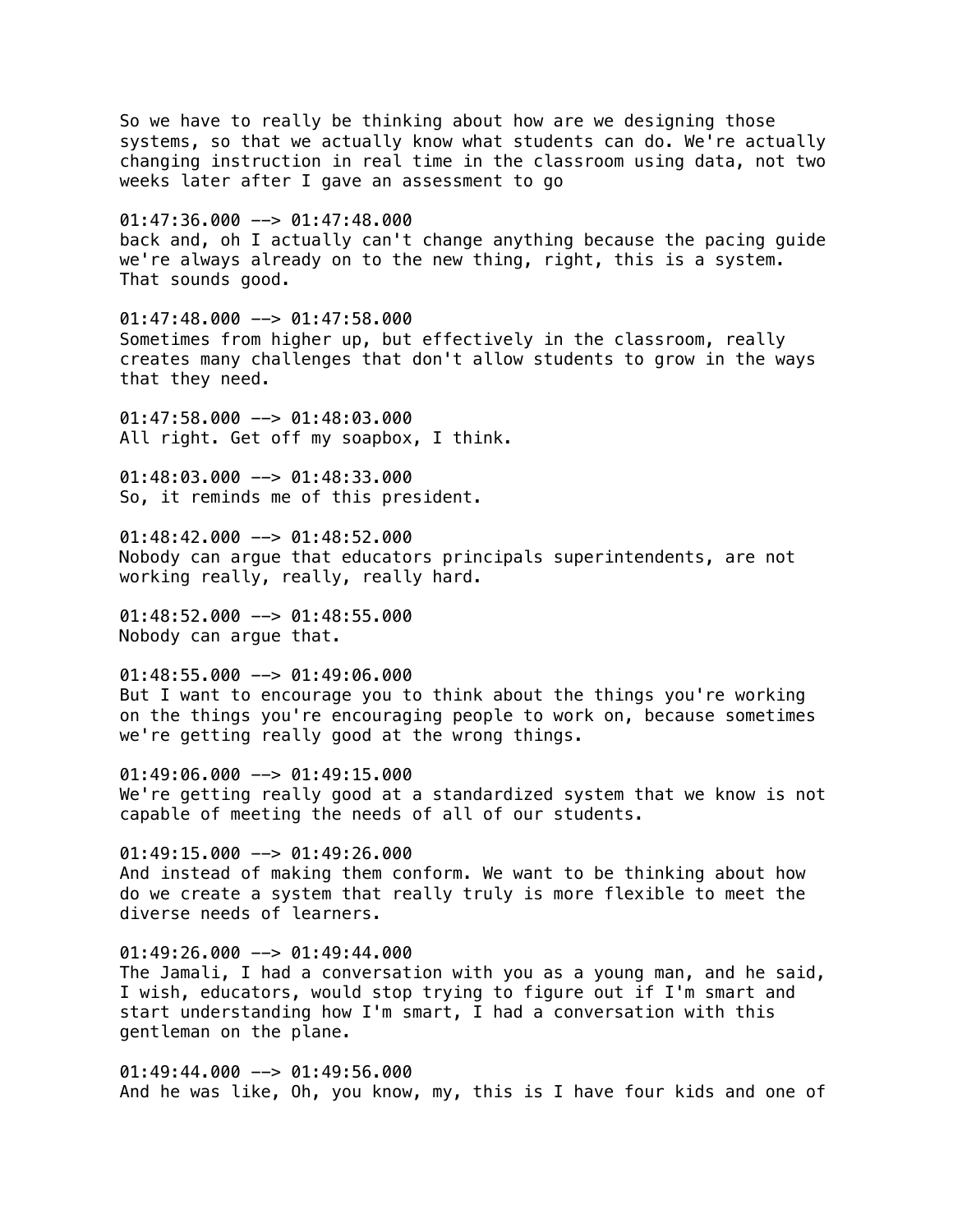So we have to really be thinking about how are we designing those systems, so that we actually know what students can do. We're actually changing instruction in real time in the classroom using data, not two weeks later after I gave an assessment to go

01:47:36.000 --> 01:47:48.000
back and, oh I actually can't change anything because the pacing guide we're always already on to the new thing, right, this is a system. That sounds good.

01:47:48.000 --> 01:47:58.000
Sometimes from higher up, but effectively in the classroom, really creates many challenges that don't allow students to grow in the ways that they need.

01:47:58.000 --> 01:48:03.000
All right. Get off my soapbox, I think.

01:48:03.000 --> 01:48:33.000
So, it reminds me of this president.

01:48:42.000 --> 01:48:52.000
Nobody can argue that educators principals superintendents, are not working really, really, really hard.

01:48:52.000 --> 01:48:55.000
Nobody can argue that.

01:48:55.000 --> 01:49:06.000
But I want to encourage you to think about the things you're working on the things you're encouraging people to work on, because sometimes we're getting really good at the wrong things.

01:49:06.000 --> 01:49:15.000
We're getting really good at a standardized system that we know is not capable of meeting the needs of all of our students.

01:49:15.000 --> 01:49:26.000
And instead of making them conform. We want to be thinking about how do we create a system that really truly is more flexible to meet the diverse needs of learners.

01:49:26.000 --> 01:49:44.000
The Jamali, I had a conversation with you as a young man, and he said, I wish, educators, would stop trying to figure out if I'm smart and start understanding how I'm smart, I had a conversation with this gentleman on the plane.

01:49:44.000 --> 01:49:56.000
And he was like, Oh, you know, my, this is I have four kids and one of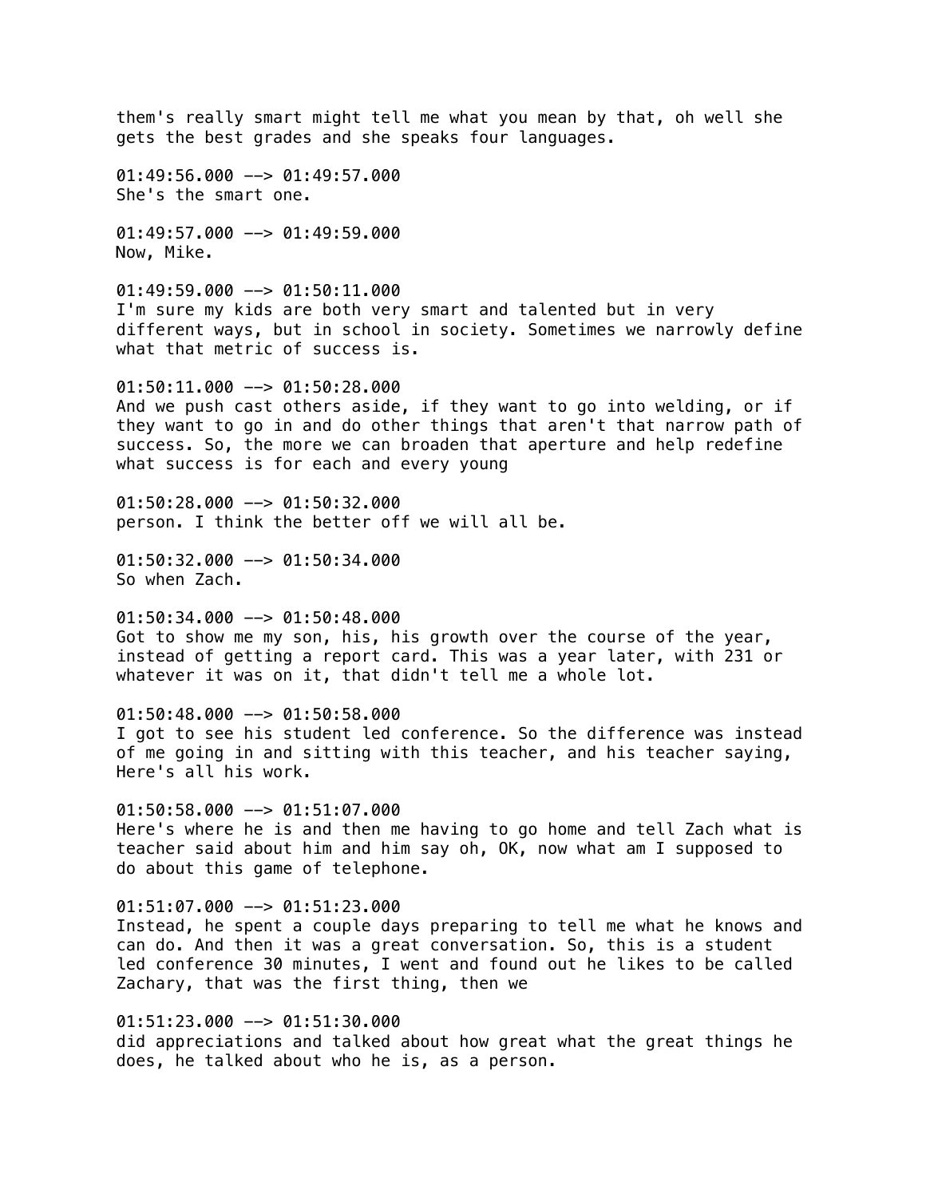them's really smart might tell me what you mean by that, oh well she gets the best grades and she speaks four languages.

01:49:56.000 --> 01:49:57.000
She's the smart one.

01:49:57.000 --> 01:49:59.000
Now, Mike.

01:49:59.000 --> 01:50:11.000
I'm sure my kids are both very smart and talented but in very different ways, but in school in society. Sometimes we narrowly define what that metric of success is.

01:50:11.000 --> 01:50:28.000
And we push cast others aside, if they want to go into welding, or if they want to go in and do other things that aren't that narrow path of success. So, the more we can broaden that aperture and help redefine what success is for each and every young

01:50:28.000 --> 01:50:32.000
person. I think the better off we will all be.

01:50:32.000 --> 01:50:34.000
So when Zach.

01:50:34.000 --> 01:50:48.000
Got to show me my son, his, his growth over the course of the year, instead of getting a report card. This was a year later, with 231 or whatever it was on it, that didn't tell me a whole lot.

01:50:48.000 --> 01:50:58.000
I got to see his student led conference. So the difference was instead of me going in and sitting with this teacher, and his teacher saying, Here's all his work.

01:50:58.000 --> 01:51:07.000
Here's where he is and then me having to go home and tell Zach what is teacher said about him and him say oh, OK, now what am I supposed to do about this game of telephone.

01:51:07.000 --> 01:51:23.000
Instead, he spent a couple days preparing to tell me what he knows and can do. And then it was a great conversation. So, this is a student led conference 30 minutes, I went and found out he likes to be called Zachary, that was the first thing, then we

01:51:23.000 --> 01:51:30.000
did appreciations and talked about how great what the great things he does, he talked about who he is, as a person.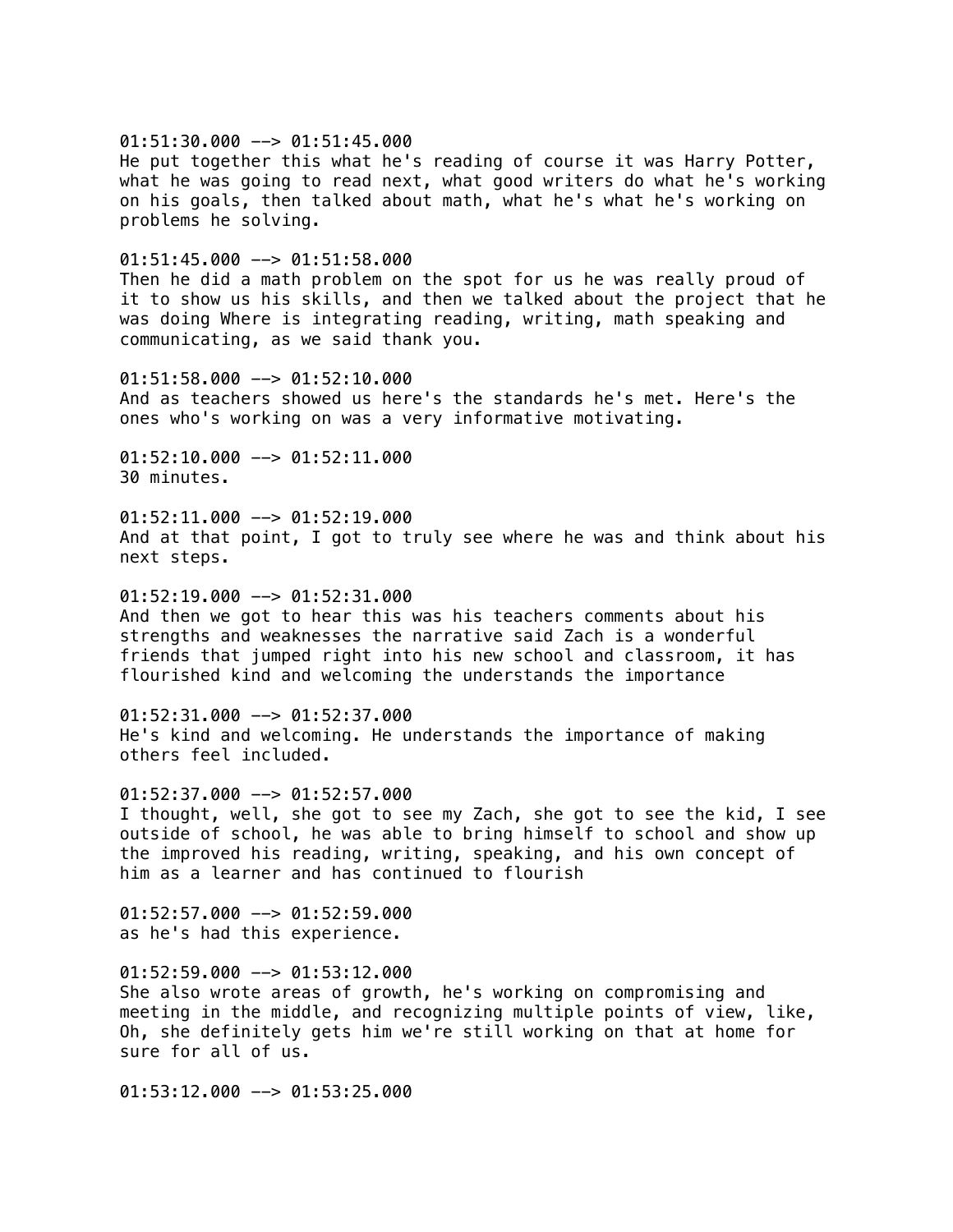01:51:30.000 --> 01:51:45.000
He put together this what he's reading of course it was Harry Potter, what he was going to read next, what good writers do what he's working on his goals, then talked about math, what he's what he's working on problems he solving.

01:51:45.000 --> 01:51:58.000
Then he did a math problem on the spot for us he was really proud of it to show us his skills, and then we talked about the project that he was doing Where is integrating reading, writing, math speaking and communicating, as we said thank you.

01:51:58.000 --> 01:52:10.000
And as teachers showed us here's the standards he's met. Here's the ones who's working on was a very informative motivating.

01:52:10.000 --> 01:52:11.000
30 minutes.

01:52:11.000 --> 01:52:19.000
And at that point, I got to truly see where he was and think about his next steps.

01:52:19.000 --> 01:52:31.000
And then we got to hear this was his teachers comments about his strengths and weaknesses the narrative said Zach is a wonderful friends that jumped right into his new school and classroom, it has flourished kind and welcoming the understands the importance

01:52:31.000 --> 01:52:37.000
He's kind and welcoming. He understands the importance of making others feel included.

01:52:37.000 --> 01:52:57.000
I thought, well, she got to see my Zach, she got to see the kid, I see outside of school, he was able to bring himself to school and show up the improved his reading, writing, speaking, and his own concept of him as a learner and has continued to flourish

01:52:57.000 --> 01:52:59.000
as he's had this experience.

01:52:59.000 --> 01:53:12.000
She also wrote areas of growth, he's working on compromising and meeting in the middle, and recognizing multiple points of view, like, Oh, she definitely gets him we're still working on that at home for sure for all of us.

01:53:12.000 --> 01:53:25.000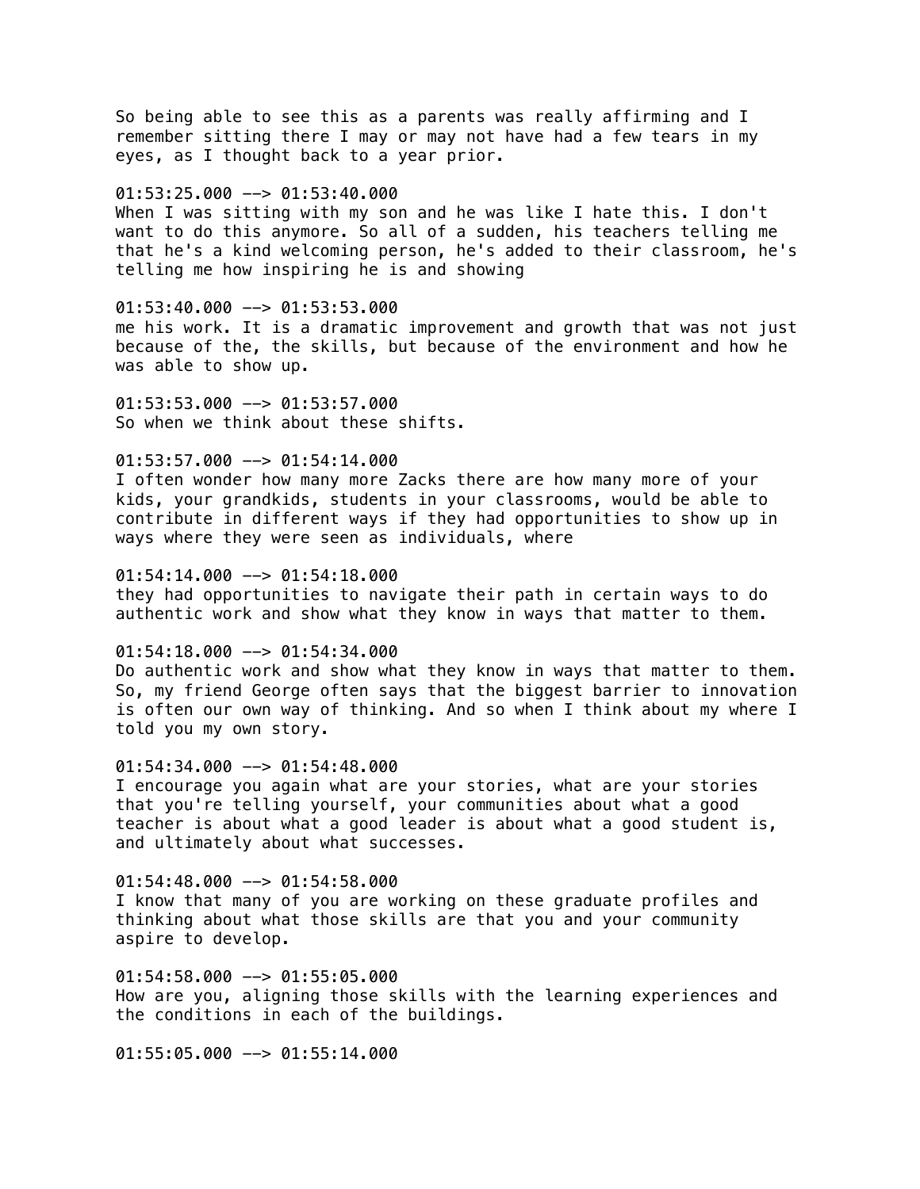So being able to see this as a parents was really affirming and I remember sitting there I may or may not have had a few tears in my eyes, as I thought back to a year prior.

01:53:25.000 --> 01:53:40.000
When I was sitting with my son and he was like I hate this. I don't want to do this anymore. So all of a sudden, his teachers telling me that he's a kind welcoming person, he's added to their classroom, he's telling me how inspiring he is and showing

01:53:40.000 --> 01:53:53.000
me his work. It is a dramatic improvement and growth that was not just because of the, the skills, but because of the environment and how he was able to show up.

01:53:53.000 --> 01:53:57.000
So when we think about these shifts.

01:53:57.000 --> 01:54:14.000
I often wonder how many more Zacks there are how many more of your kids, your grandkids, students in your classrooms, would be able to contribute in different ways if they had opportunities to show up in ways where they were seen as individuals, where

01:54:14.000 --> 01:54:18.000
they had opportunities to navigate their path in certain ways to do authentic work and show what they know in ways that matter to them.

01:54:18.000 --> 01:54:34.000
Do authentic work and show what they know in ways that matter to them. So, my friend George often says that the biggest barrier to innovation is often our own way of thinking. And so when I think about my where I told you my own story.

01:54:34.000 --> 01:54:48.000
I encourage you again what are your stories, what are your stories that you're telling yourself, your communities about what a good teacher is about what a good leader is about what a good student is, and ultimately about what successes.

01:54:48.000 --> 01:54:58.000
I know that many of you are working on these graduate profiles and thinking about what those skills are that you and your community aspire to develop.

01:54:58.000 --> 01:55:05.000
How are you, aligning those skills with the learning experiences and the conditions in each of the buildings.

01:55:05.000 --> 01:55:14.000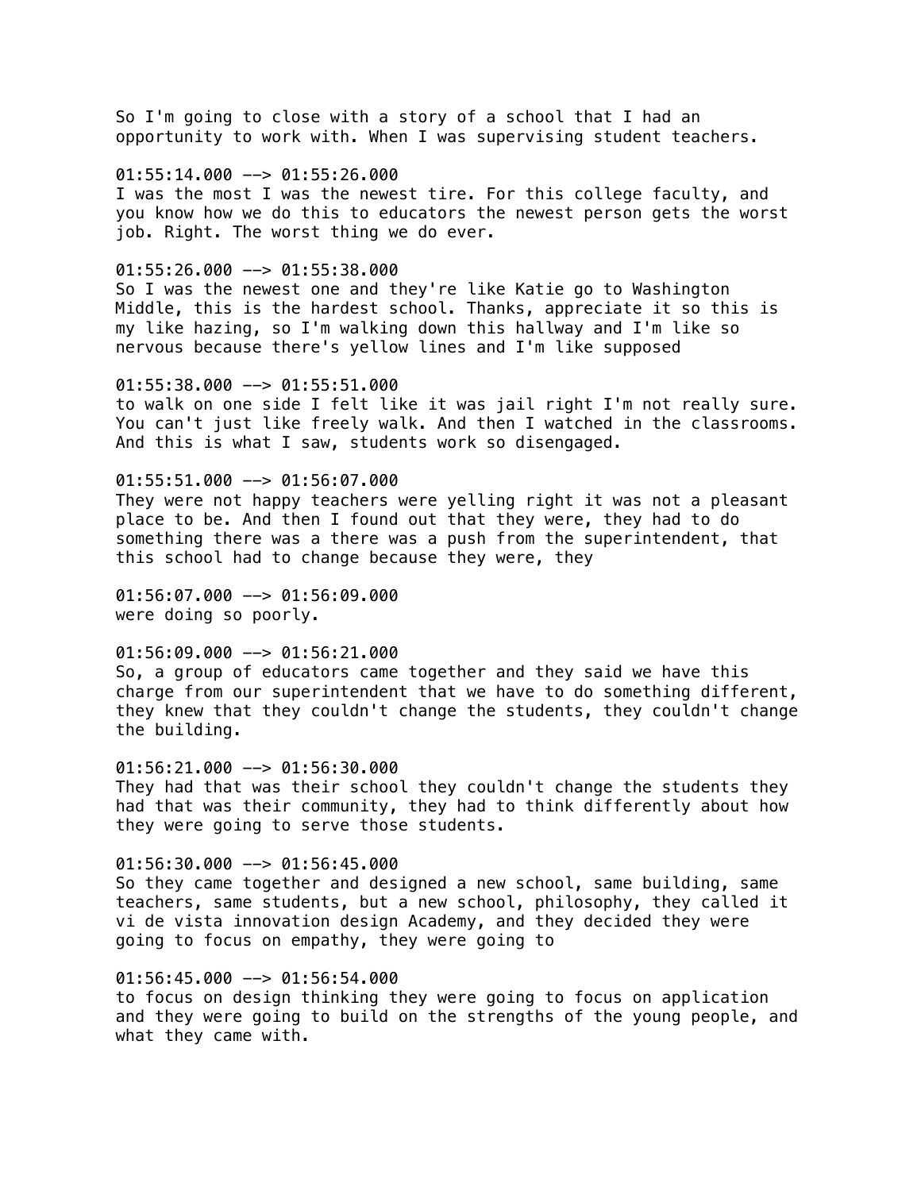So I'm going to close with a story of a school that I had an opportunity to work with. When I was supervising student teachers.

01:55:14.000 --> 01:55:26.000
I was the most I was the newest tire. For this college faculty, and you know how we do this to educators the newest person gets the worst job. Right. The worst thing we do ever.

01:55:26.000 --> 01:55:38.000
So I was the newest one and they're like Katie go to Washington Middle, this is the hardest school. Thanks, appreciate it so this is my like hazing, so I'm walking down this hallway and I'm like so nervous because there's yellow lines and I'm like supposed

01:55:38.000 --> 01:55:51.000
to walk on one side I felt like it was jail right I'm not really sure. You can't just like freely walk. And then I watched in the classrooms. And this is what I saw, students work so disengaged.

01:55:51.000 --> 01:56:07.000
They were not happy teachers were yelling right it was not a pleasant place to be. And then I found out that they were, they had to do something there was a there was a push from the superintendent, that this school had to change because they were, they

01:56:07.000 --> 01:56:09.000
were doing so poorly.

01:56:09.000 --> 01:56:21.000
So, a group of educators came together and they said we have this charge from our superintendent that we have to do something different, they knew that they couldn't change the students, they couldn't change the building.

01:56:21.000 --> 01:56:30.000
They had that was their school they couldn't change the students they had that was their community, they had to think differently about how they were going to serve those students.

01:56:30.000 --> 01:56:45.000
So they came together and designed a new school, same building, same teachers, same students, but a new school, philosophy, they called it vi de vista innovation design Academy, and they decided they were going to focus on empathy, they were going to

01:56:45.000 --> 01:56:54.000
to focus on design thinking they were going to focus on application and they were going to build on the strengths of the young people, and what they came with.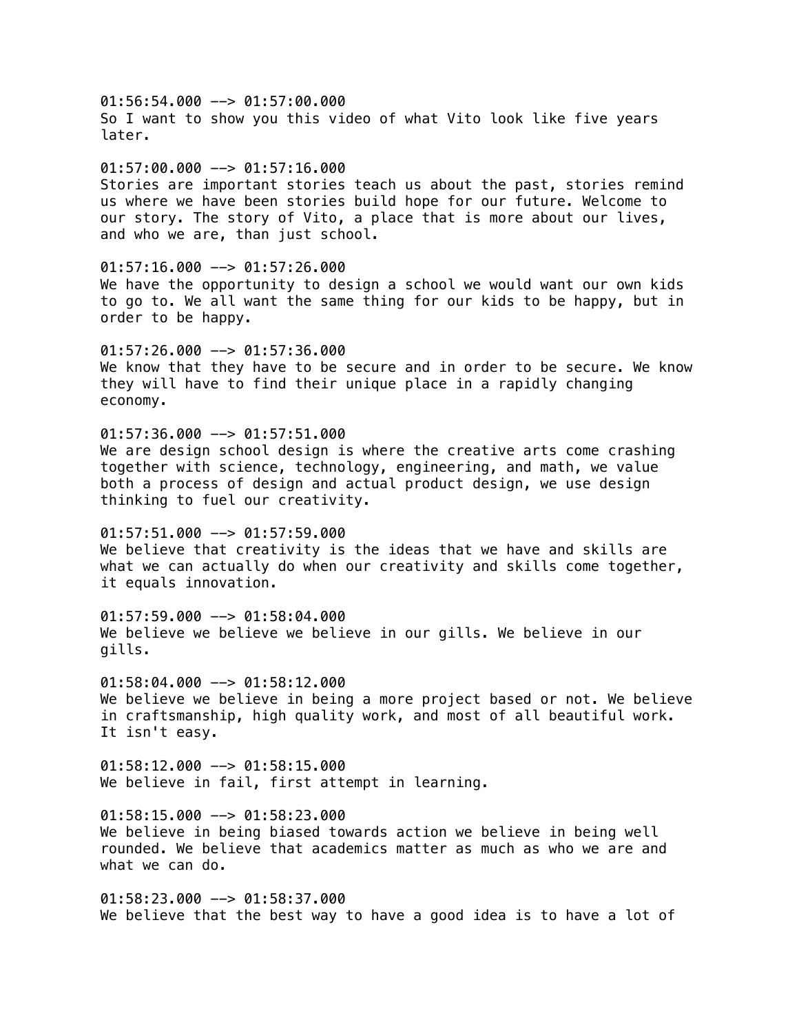01:56:54.000 --> 01:57:00.000
So I want to show you this video of what Vito look like five years later.

01:57:00.000 --> 01:57:16.000
Stories are important stories teach us about the past, stories remind us where we have been stories build hope for our future. Welcome to our story. The story of Vito, a place that is more about our lives, and who we are, than just school.

01:57:16.000 --> 01:57:26.000
We have the opportunity to design a school we would want our own kids to go to. We all want the same thing for our kids to be happy, but in order to be happy.

01:57:26.000 --> 01:57:36.000
We know that they have to be secure and in order to be secure. We know they will have to find their unique place in a rapidly changing economy.

01:57:36.000 --> 01:57:51.000
We are design school design is where the creative arts come crashing together with science, technology, engineering, and math, we value both a process of design and actual product design, we use design thinking to fuel our creativity.

01:57:51.000 --> 01:57:59.000
We believe that creativity is the ideas that we have and skills are what we can actually do when our creativity and skills come together, it equals innovation.

01:57:59.000 --> 01:58:04.000
We believe we believe we believe in our gills. We believe in our gills.

01:58:04.000 --> 01:58:12.000
We believe we believe in being a more project based or not. We believe in craftsmanship, high quality work, and most of all beautiful work. It isn't easy.

01:58:12.000 --> 01:58:15.000
We believe in fail, first attempt in learning.

01:58:15.000 --> 01:58:23.000
We believe in being biased towards action we believe in being well rounded. We believe that academics matter as much as who we are and what we can do.

01:58:23.000 --> 01:58:37.000
We believe that the best way to have a good idea is to have a lot of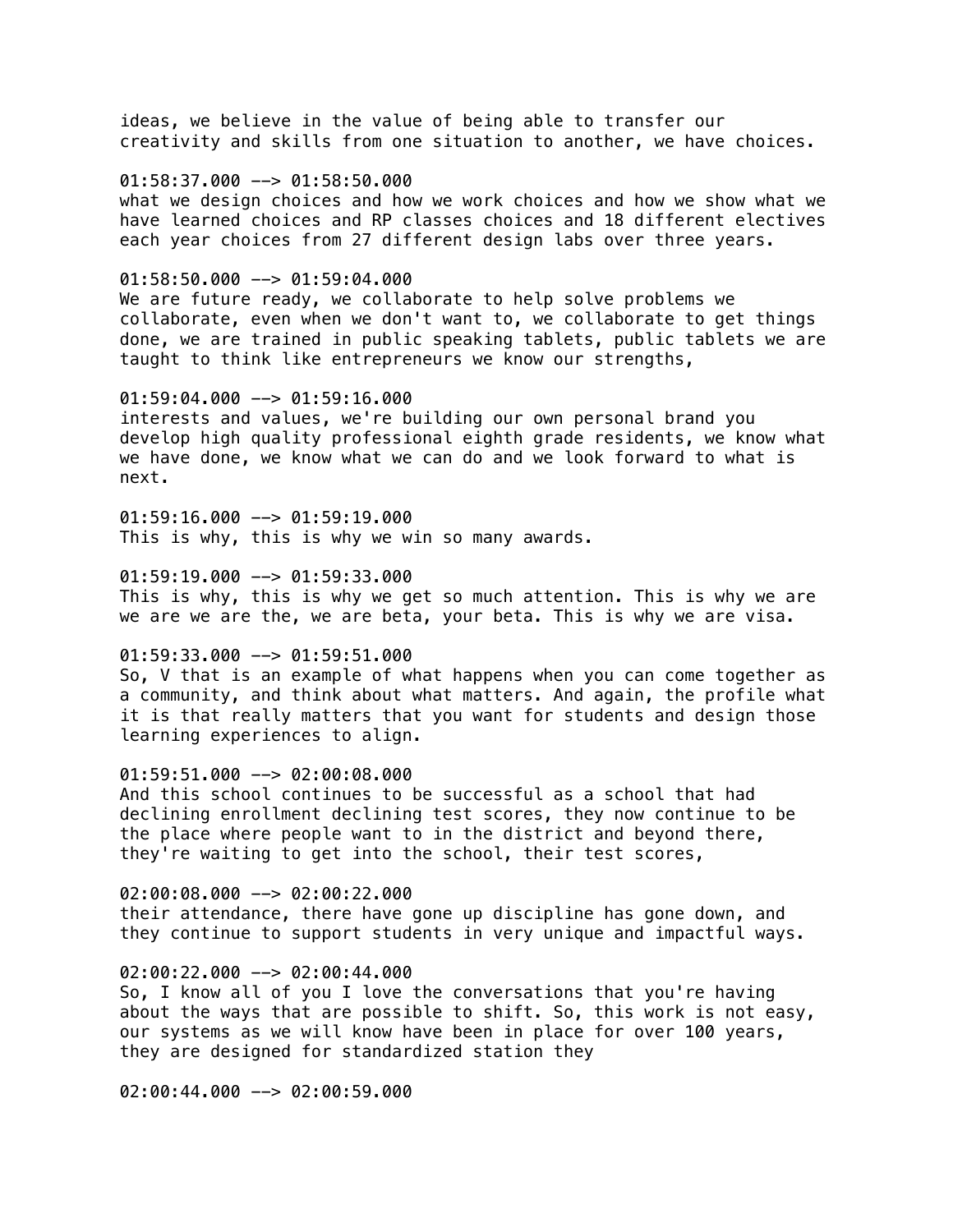ideas, we believe in the value of being able to transfer our creativity and skills from one situation to another, we have choices.

01:58:37.000 --> 01:58:50.000
what we design choices and how we work choices and how we show what we have learned choices and RP classes choices and 18 different electives each year choices from 27 different design labs over three years.

01:58:50.000 --> 01:59:04.000
We are future ready, we collaborate to help solve problems we collaborate, even when we don't want to, we collaborate to get things done, we are trained in public speaking tablets, public tablets we are taught to think like entrepreneurs we know our strengths,

01:59:04.000 --> 01:59:16.000
interests and values, we're building our own personal brand you develop high quality professional eighth grade residents, we know what we have done, we know what we can do and we look forward to what is next.

01:59:16.000 --> 01:59:19.000
This is why, this is why we win so many awards.

01:59:19.000 --> 01:59:33.000
This is why, this is why we get so much attention. This is why we are we are we are the, we are beta, your beta. This is why we are visa.

01:59:33.000 --> 01:59:51.000
So, V that is an example of what happens when you can come together as a community, and think about what matters. And again, the profile what it is that really matters that you want for students and design those learning experiences to align.

01:59:51.000 --> 02:00:08.000
And this school continues to be successful as a school that had declining enrollment declining test scores, they now continue to be the place where people want to in the district and beyond there, they're waiting to get into the school, their test scores,

02:00:08.000 --> 02:00:22.000
their attendance, there have gone up discipline has gone down, and they continue to support students in very unique and impactful ways.

02:00:22.000 --> 02:00:44.000
So, I know all of you I love the conversations that you're having about the ways that are possible to shift. So, this work is not easy, our systems as we will know have been in place for over 100 years, they are designed for standardized station they

02:00:44.000 --> 02:00:59.000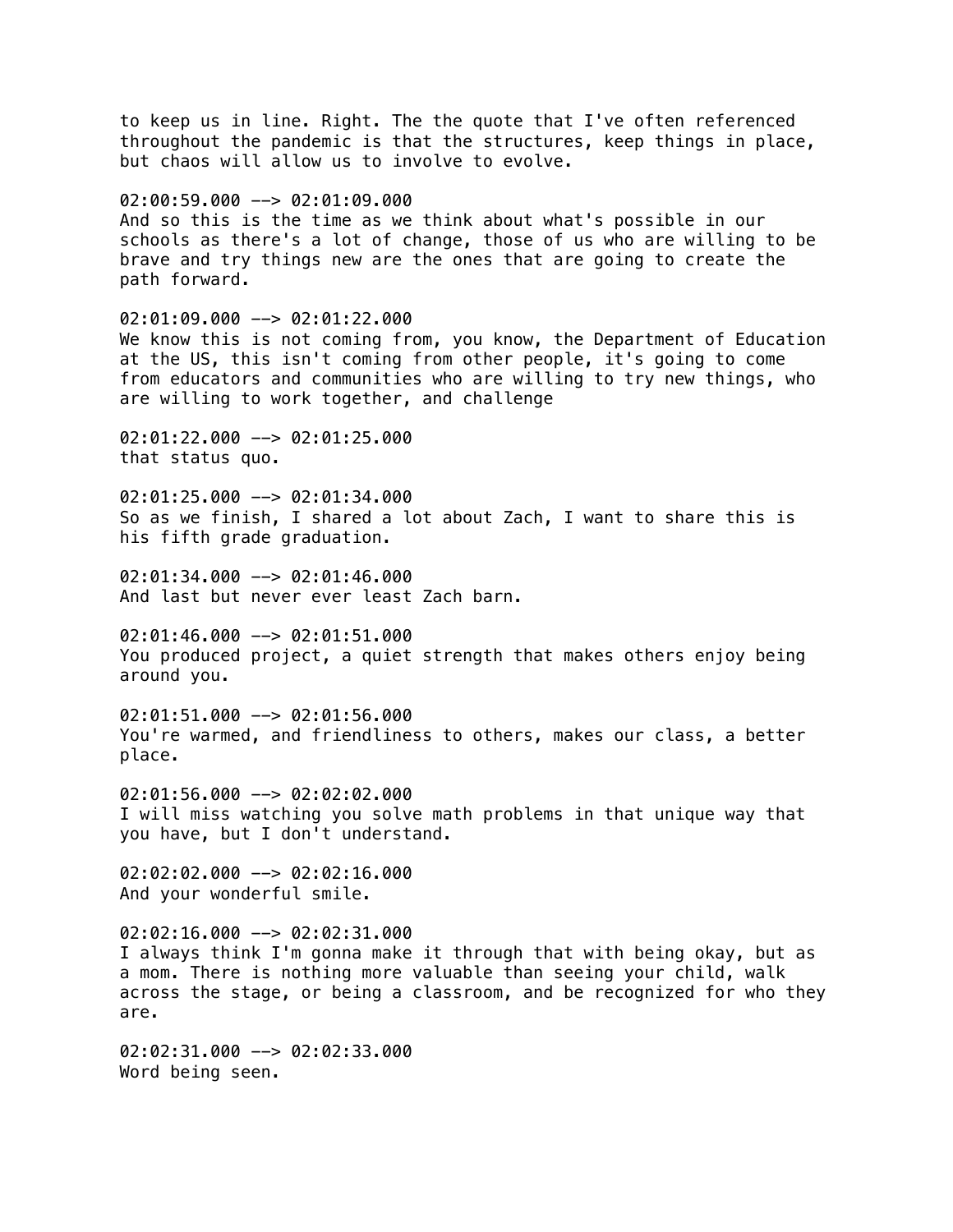to keep us in line. Right. The the quote that I've often referenced throughout the pandemic is that the structures, keep things in place, but chaos will allow us to involve to evolve.

02:00:59.000 --> 02:01:09.000
And so this is the time as we think about what's possible in our schools as there's a lot of change, those of us who are willing to be brave and try things new are the ones that are going to create the path forward.

02:01:09.000 --> 02:01:22.000
We know this is not coming from, you know, the Department of Education at the US, this isn't coming from other people, it's going to come from educators and communities who are willing to try new things, who are willing to work together, and challenge

02:01:22.000 --> 02:01:25.000
that status quo.

02:01:25.000 --> 02:01:34.000
So as we finish, I shared a lot about Zach, I want to share this is his fifth grade graduation.

02:01:34.000 --> 02:01:46.000
And last but never ever least Zach barn.

02:01:46.000 --> 02:01:51.000
You produced project, a quiet strength that makes others enjoy being around you.

02:01:51.000 --> 02:01:56.000
You're warmed, and friendliness to others, makes our class, a better place.

02:01:56.000 --> 02:02:02.000
I will miss watching you solve math problems in that unique way that you have, but I don't understand.

02:02:02.000 --> 02:02:16.000
And your wonderful smile.

02:02:16.000 --> 02:02:31.000
I always think I'm gonna make it through that with being okay, but as a mom. There is nothing more valuable than seeing your child, walk across the stage, or being a classroom, and be recognized for who they are.

02:02:31.000 --> 02:02:33.000
Word being seen.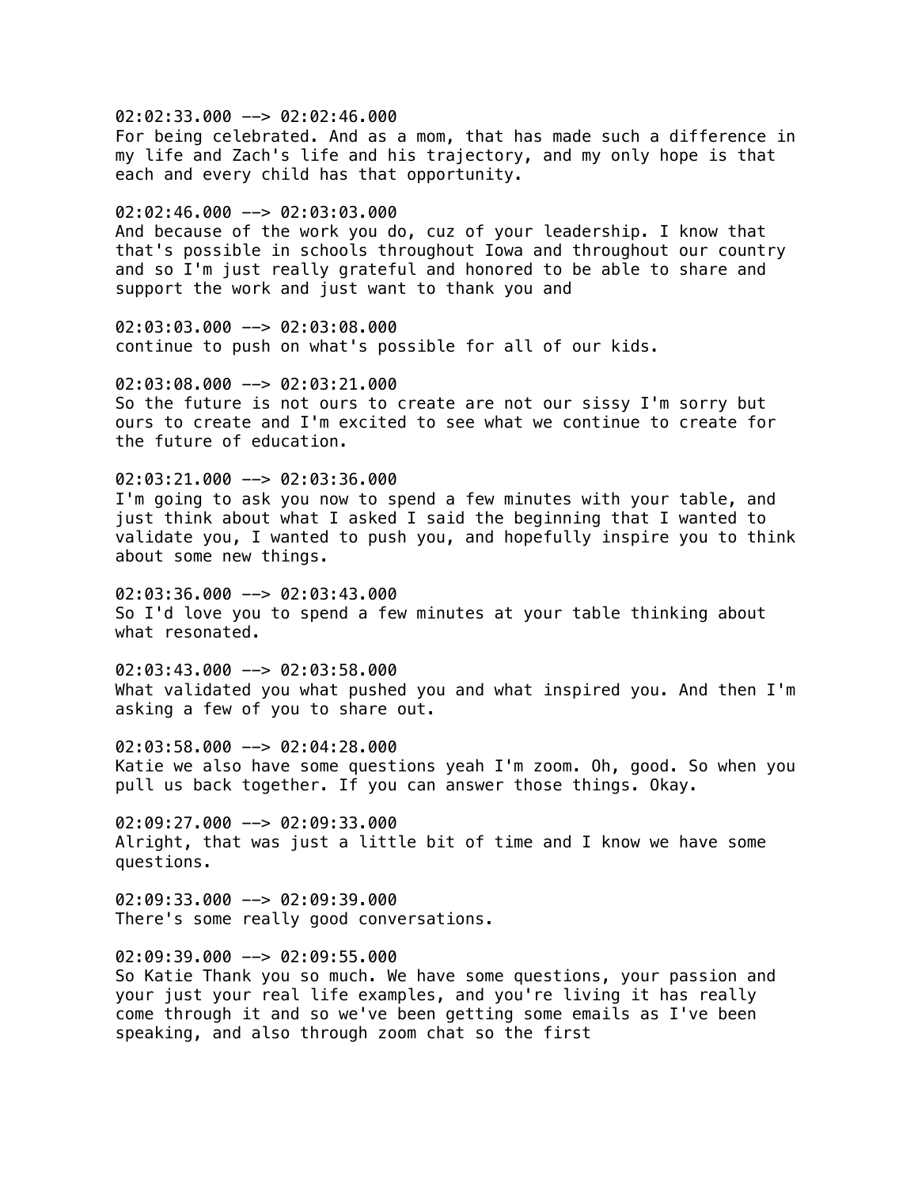02:02:33.000 --> 02:02:46.000
For being celebrated. And as a mom, that has made such a difference in my life and Zach's life and his trajectory, and my only hope is that each and every child has that opportunity.

02:02:46.000 --> 02:03:03.000
And because of the work you do, cuz of your leadership. I know that that's possible in schools throughout Iowa and throughout our country and so I'm just really grateful and honored to be able to share and support the work and just want to thank you and

02:03:03.000 --> 02:03:08.000
continue to push on what's possible for all of our kids.

02:03:08.000 --> 02:03:21.000
So the future is not ours to create are not our sissy I'm sorry but ours to create and I'm excited to see what we continue to create for the future of education.

02:03:21.000 --> 02:03:36.000
I'm going to ask you now to spend a few minutes with your table, and just think about what I asked I said the beginning that I wanted to validate you, I wanted to push you, and hopefully inspire you to think about some new things.

02:03:36.000 --> 02:03:43.000
So I'd love you to spend a few minutes at your table thinking about what resonated.

02:03:43.000 --> 02:03:58.000
What validated you what pushed you and what inspired you. And then I'm asking a few of you to share out.

02:03:58.000 --> 02:04:28.000
Katie we also have some questions yeah I'm zoom. Oh, good. So when you pull us back together. If you can answer those things. Okay.

02:09:27.000 --> 02:09:33.000
Alright, that was just a little bit of time and I know we have some questions.

02:09:33.000 --> 02:09:39.000
There's some really good conversations.

02:09:39.000 --> 02:09:55.000
So Katie Thank you so much. We have some questions, your passion and your just your real life examples, and you're living it has really come through it and so we've been getting some emails as I've been speaking, and also through zoom chat so the first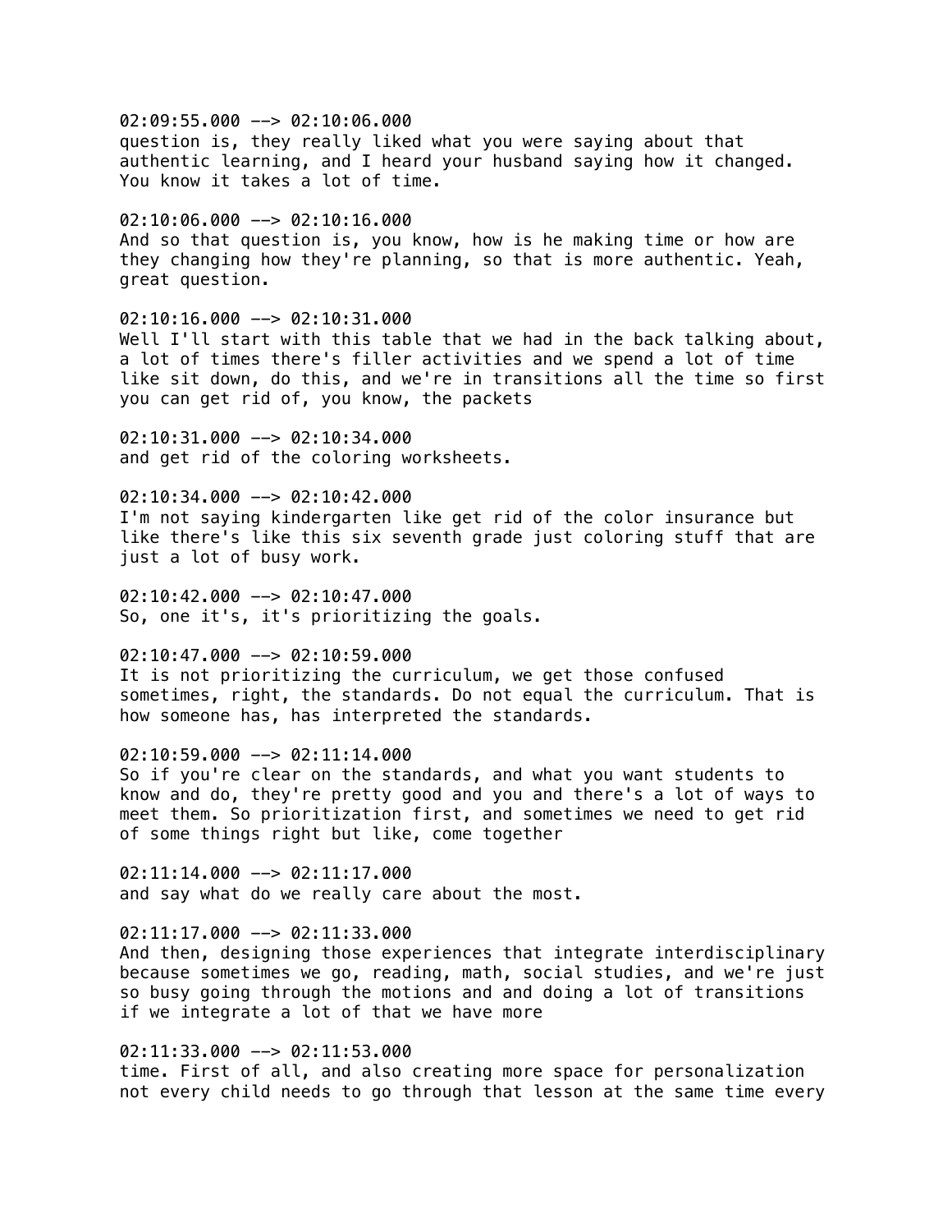02:09:55.000 --> 02:10:06.000
question is, they really liked what you were saying about that authentic learning, and I heard your husband saying how it changed. You know it takes a lot of time.

02:10:06.000 --> 02:10:16.000
And so that question is, you know, how is he making time or how are they changing how they're planning, so that is more authentic. Yeah, great question.

02:10:16.000 --> 02:10:31.000
Well I'll start with this table that we had in the back talking about, a lot of times there's filler activities and we spend a lot of time like sit down, do this, and we're in transitions all the time so first you can get rid of, you know, the packets

02:10:31.000 --> 02:10:34.000
and get rid of the coloring worksheets.

02:10:34.000 --> 02:10:42.000
I'm not saying kindergarten like get rid of the color insurance but like there's like this six seventh grade just coloring stuff that are just a lot of busy work.

02:10:42.000 --> 02:10:47.000
So, one it's, it's prioritizing the goals.

02:10:47.000 --> 02:10:59.000
It is not prioritizing the curriculum, we get those confused sometimes, right, the standards. Do not equal the curriculum. That is how someone has, has interpreted the standards.

02:10:59.000 --> 02:11:14.000
So if you're clear on the standards, and what you want students to know and do, they're pretty good and you and there's a lot of ways to meet them. So prioritization first, and sometimes we need to get rid of some things right but like, come together

02:11:14.000 --> 02:11:17.000
and say what do we really care about the most.

02:11:17.000 --> 02:11:33.000
And then, designing those experiences that integrate interdisciplinary because sometimes we go, reading, math, social studies, and we're just so busy going through the motions and and doing a lot of transitions if we integrate a lot of that we have more

02:11:33.000 --> 02:11:53.000
time. First of all, and also creating more space for personalization not every child needs to go through that lesson at the same time every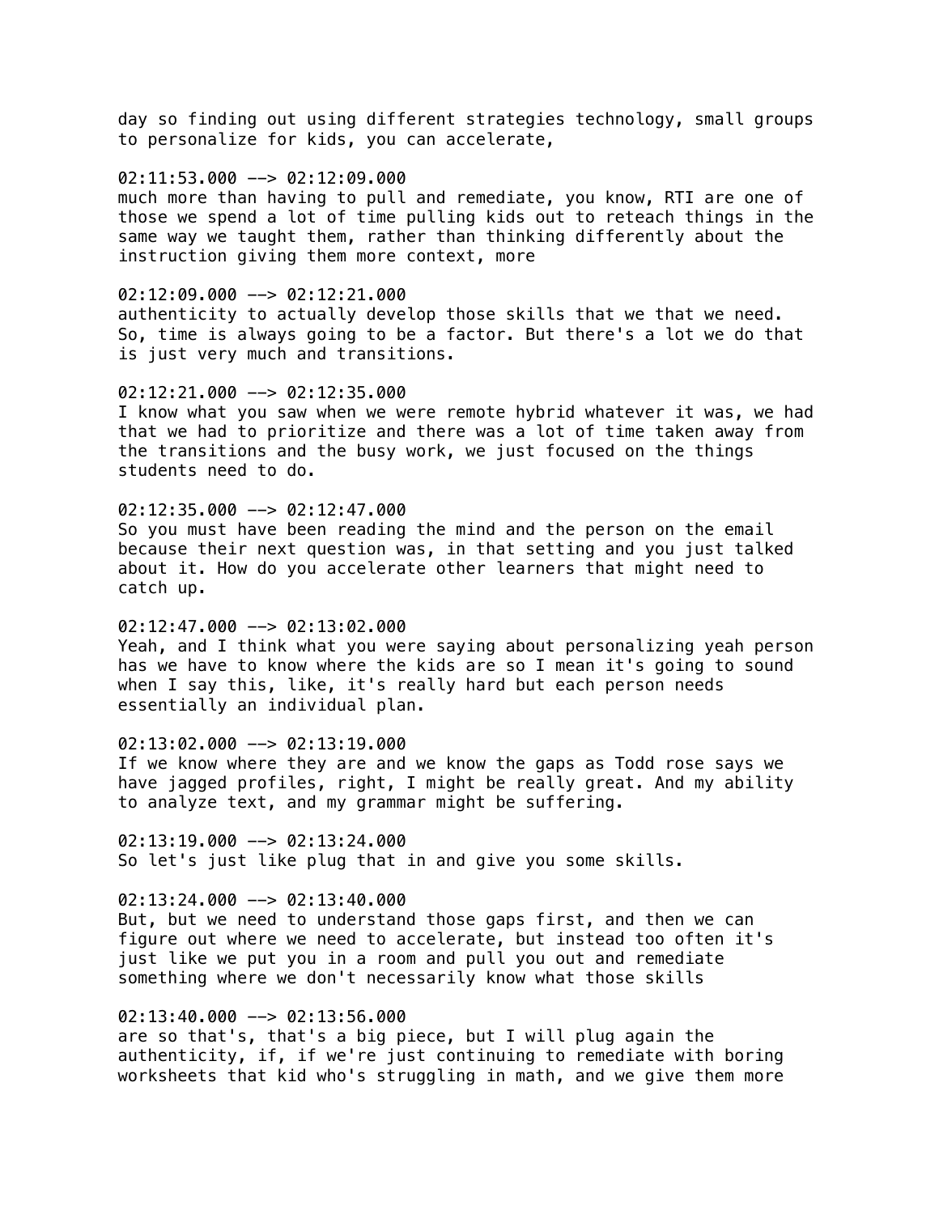day so finding out using different strategies technology, small groups to personalize for kids, you can accelerate,

02:11:53.000 --> 02:12:09.000
much more than having to pull and remediate, you know, RTI are one of those we spend a lot of time pulling kids out to reteach things in the same way we taught them, rather than thinking differently about the instruction giving them more context, more

02:12:09.000 --> 02:12:21.000
authenticity to actually develop those skills that we that we need. So, time is always going to be a factor. But there's a lot we do that is just very much and transitions.

02:12:21.000 --> 02:12:35.000
I know what you saw when we were remote hybrid whatever it was, we had that we had to prioritize and there was a lot of time taken away from the transitions and the busy work, we just focused on the things students need to do.

02:12:35.000 --> 02:12:47.000
So you must have been reading the mind and the person on the email because their next question was, in that setting and you just talked about it. How do you accelerate other learners that might need to catch up.

02:12:47.000 --> 02:13:02.000
Yeah, and I think what you were saying about personalizing yeah person has we have to know where the kids are so I mean it's going to sound when I say this, like, it's really hard but each person needs essentially an individual plan.

02:13:02.000 --> 02:13:19.000
If we know where they are and we know the gaps as Todd rose says we have jagged profiles, right, I might be really great. And my ability to analyze text, and my grammar might be suffering.

02:13:19.000 --> 02:13:24.000
So let's just like plug that in and give you some skills.

02:13:24.000 --> 02:13:40.000
But, but we need to understand those gaps first, and then we can figure out where we need to accelerate, but instead too often it's just like we put you in a room and pull you out and remediate something where we don't necessarily know what those skills

02:13:40.000 --> 02:13:56.000
are so that's, that's a big piece, but I will plug again the authenticity, if, if we're just continuing to remediate with boring worksheets that kid who's struggling in math, and we give them more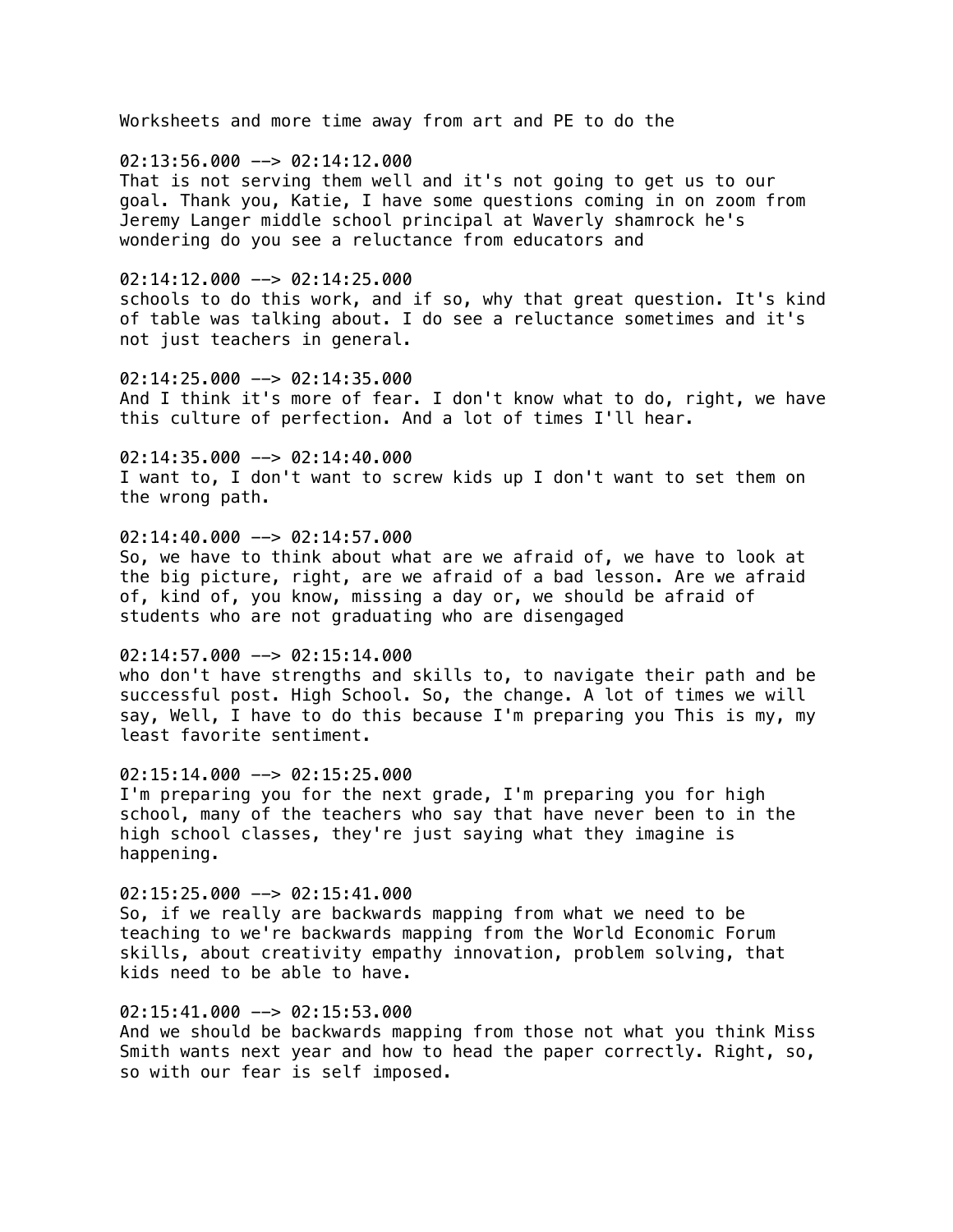Worksheets and more time away from art and PE to do the

02:13:56.000 --> 02:14:12.000
That is not serving them well and it's not going to get us to our goal. Thank you, Katie, I have some questions coming in on zoom from Jeremy Langer middle school principal at Waverly shamrock he's wondering do you see a reluctance from educators and

02:14:12.000 --> 02:14:25.000
schools to do this work, and if so, why that great question. It's kind of table was talking about. I do see a reluctance sometimes and it's not just teachers in general.

02:14:25.000 --> 02:14:35.000
And I think it's more of fear. I don't know what to do, right, we have this culture of perfection. And a lot of times I'll hear.

02:14:35.000 --> 02:14:40.000
I want to, I don't want to screw kids up I don't want to set them on the wrong path.

02:14:40.000 --> 02:14:57.000
So, we have to think about what are we afraid of, we have to look at the big picture, right, are we afraid of a bad lesson. Are we afraid of, kind of, you know, missing a day or, we should be afraid of students who are not graduating who are disengaged

02:14:57.000 --> 02:15:14.000
who don't have strengths and skills to, to navigate their path and be successful post. High School. So, the change. A lot of times we will say, Well, I have to do this because I'm preparing you This is my, my least favorite sentiment.

02:15:14.000 --> 02:15:25.000
I'm preparing you for the next grade, I'm preparing you for high school, many of the teachers who say that have never been to in the high school classes, they're just saying what they imagine is happening.

02:15:25.000 --> 02:15:41.000
So, if we really are backwards mapping from what we need to be teaching to we're backwards mapping from the World Economic Forum skills, about creativity empathy innovation, problem solving, that kids need to be able to have.

02:15:41.000 --> 02:15:53.000
And we should be backwards mapping from those not what you think Miss Smith wants next year and how to head the paper correctly. Right, so, so with our fear is self imposed.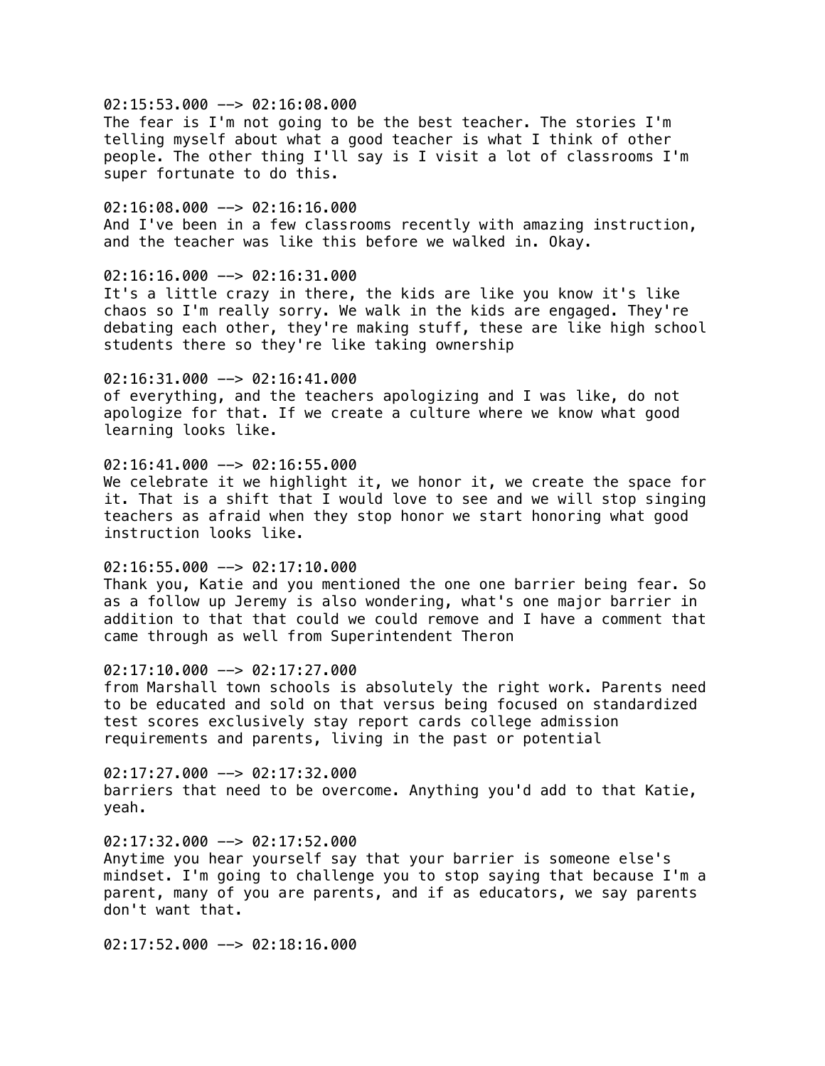02:15:53.000 --> 02:16:08.000
The fear is I'm not going to be the best teacher. The stories I'm telling myself about what a good teacher is what I think of other people. The other thing I'll say is I visit a lot of classrooms I'm super fortunate to do this.

02:16:08.000 --> 02:16:16.000
And I've been in a few classrooms recently with amazing instruction, and the teacher was like this before we walked in. Okay.

02:16:16.000 --> 02:16:31.000
It's a little crazy in there, the kids are like you know it's like chaos so I'm really sorry. We walk in the kids are engaged. They're debating each other, they're making stuff, these are like high school students there so they're like taking ownership

02:16:31.000 --> 02:16:41.000
of everything, and the teachers apologizing and I was like, do not apologize for that. If we create a culture where we know what good learning looks like.

02:16:41.000 --> 02:16:55.000
We celebrate it we highlight it, we honor it, we create the space for it. That is a shift that I would love to see and we will stop singing teachers as afraid when they stop honor we start honoring what good instruction looks like.

02:16:55.000 --> 02:17:10.000
Thank you, Katie and you mentioned the one one barrier being fear. So as a follow up Jeremy is also wondering, what's one major barrier in addition to that that could we could remove and I have a comment that came through as well from Superintendent Theron

02:17:10.000 --> 02:17:27.000
from Marshall town schools is absolutely the right work. Parents need to be educated and sold on that versus being focused on standardized test scores exclusively stay report cards college admission requirements and parents, living in the past or potential

02:17:27.000 --> 02:17:32.000
barriers that need to be overcome. Anything you'd add to that Katie, yeah.

02:17:32.000 --> 02:17:52.000
Anytime you hear yourself say that your barrier is someone else's mindset. I'm going to challenge you to stop saying that because I'm a parent, many of you are parents, and if as educators, we say parents don't want that.

02:17:52.000 --> 02:18:16.000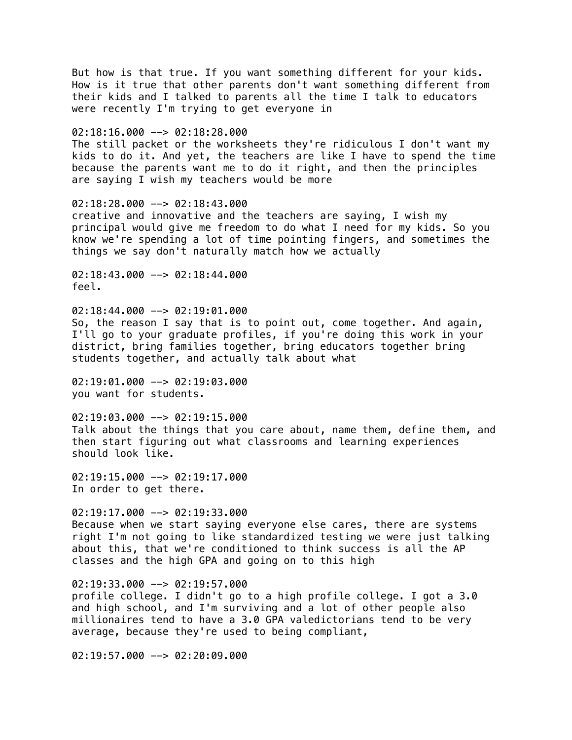But how is that true. If you want something different for your kids. How is it true that other parents don't want something different from their kids and I talked to parents all the time I talk to educators were recently I'm trying to get everyone in

02:18:16.000 --> 02:18:28.000
The still packet or the worksheets they're ridiculous I don't want my kids to do it. And yet, the teachers are like I have to spend the time because the parents want me to do it right, and then the principles are saying I wish my teachers would be more

02:18:28.000 --> 02:18:43.000
creative and innovative and the teachers are saying, I wish my principal would give me freedom to do what I need for my kids. So you know we're spending a lot of time pointing fingers, and sometimes the things we say don't naturally match how we actually

02:18:43.000 --> 02:18:44.000
feel.

02:18:44.000 --> 02:19:01.000
So, the reason I say that is to point out, come together. And again, I'll go to your graduate profiles, if you're doing this work in your district, bring families together, bring educators together bring students together, and actually talk about what

02:19:01.000 --> 02:19:03.000
you want for students.

02:19:03.000 --> 02:19:15.000
Talk about the things that you care about, name them, define them, and then start figuring out what classrooms and learning experiences should look like.

02:19:15.000 --> 02:19:17.000
In order to get there.

02:19:17.000 --> 02:19:33.000
Because when we start saying everyone else cares, there are systems right I'm not going to like standardized testing we were just talking about this, that we're conditioned to think success is all the AP classes and the high GPA and going on to this high

02:19:33.000 --> 02:19:57.000
profile college. I didn't go to a high profile college. I got a 3.0 and high school, and I'm surviving and a lot of other people also millionaires tend to have a 3.0 GPA valedictorians tend to be very average, because they're used to being compliant,

02:19:57.000 --> 02:20:09.000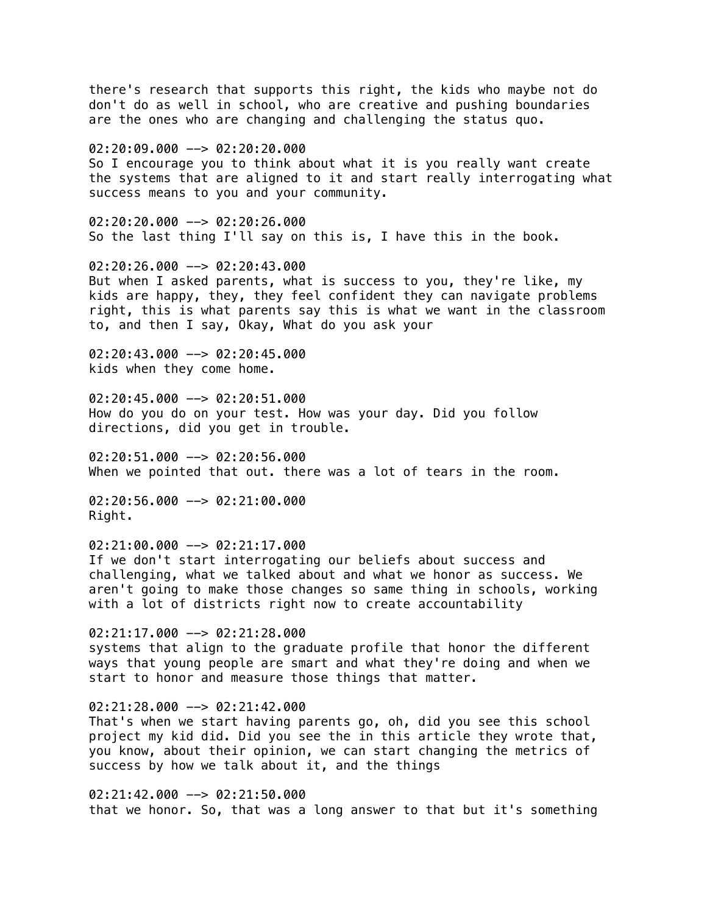there's research that supports this right, the kids who maybe not do don't do as well in school, who are creative and pushing boundaries are the ones who are changing and challenging the status quo.

02:20:09.000 --> 02:20:20.000
So I encourage you to think about what it is you really want create the systems that are aligned to it and start really interrogating what success means to you and your community.

02:20:20.000 --> 02:20:26.000
So the last thing I'll say on this is, I have this in the book.

02:20:26.000 --> 02:20:43.000
But when I asked parents, what is success to you, they're like, my kids are happy, they, they feel confident they can navigate problems right, this is what parents say this is what we want in the classroom to, and then I say, Okay, What do you ask your

02:20:43.000 --> 02:20:45.000
kids when they come home.

02:20:45.000 --> 02:20:51.000
How do you do on your test. How was your day. Did you follow directions, did you get in trouble.

02:20:51.000 --> 02:20:56.000
When we pointed that out. there was a lot of tears in the room.

02:20:56.000 --> 02:21:00.000
Right.

02:21:00.000 --> 02:21:17.000
If we don't start interrogating our beliefs about success and challenging, what we talked about and what we honor as success. We aren't going to make those changes so same thing in schools, working with a lot of districts right now to create accountability

02:21:17.000 --> 02:21:28.000
systems that align to the graduate profile that honor the different ways that young people are smart and what they're doing and when we start to honor and measure those things that matter.

02:21:28.000 --> 02:21:42.000
That's when we start having parents go, oh, did you see this school project my kid did. Did you see the in this article they wrote that, you know, about their opinion, we can start changing the metrics of success by how we talk about it, and the things

02:21:42.000 --> 02:21:50.000
that we honor. So, that was a long answer to that but it's something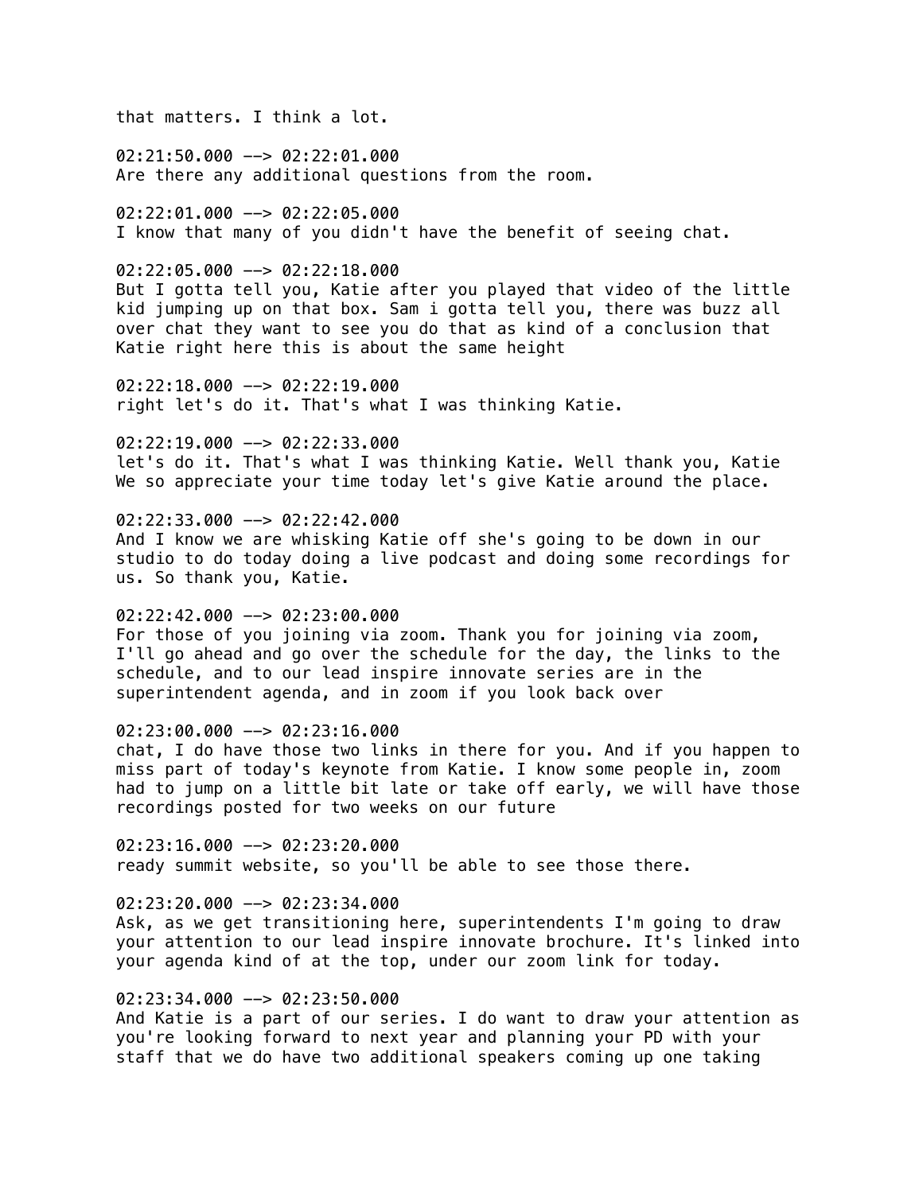that matters. I think a lot.

02:21:50.000 --> 02:22:01.000
Are there any additional questions from the room.

02:22:01.000 --> 02:22:05.000
I know that many of you didn't have the benefit of seeing chat.

02:22:05.000 --> 02:22:18.000
But I gotta tell you, Katie after you played that video of the little kid jumping up on that box. Sam i gotta tell you, there was buzz all over chat they want to see you do that as kind of a conclusion that Katie right here this is about the same height

02:22:18.000 --> 02:22:19.000
right let's do it. That's what I was thinking Katie.

02:22:19.000 --> 02:22:33.000
let's do it. That's what I was thinking Katie. Well thank you, Katie We so appreciate your time today let's give Katie around the place.

02:22:33.000 --> 02:22:42.000
And I know we are whisking Katie off she's going to be down in our studio to do today doing a live podcast and doing some recordings for us. So thank you, Katie.

02:22:42.000 --> 02:23:00.000
For those of you joining via zoom. Thank you for joining via zoom, I'll go ahead and go over the schedule for the day, the links to the schedule, and to our lead inspire innovate series are in the superintendent agenda, and in zoom if you look back over

02:23:00.000 --> 02:23:16.000
chat, I do have those two links in there for you. And if you happen to miss part of today's keynote from Katie. I know some people in, zoom had to jump on a little bit late or take off early, we will have those recordings posted for two weeks on our future

02:23:16.000 --> 02:23:20.000
ready summit website, so you'll be able to see those there.

02:23:20.000 --> 02:23:34.000
Ask, as we get transitioning here, superintendents I'm going to draw your attention to our lead inspire innovate brochure. It's linked into your agenda kind of at the top, under our zoom link for today.

02:23:34.000 --> 02:23:50.000
And Katie is a part of our series. I do want to draw your attention as you're looking forward to next year and planning your PD with your staff that we do have two additional speakers coming up one taking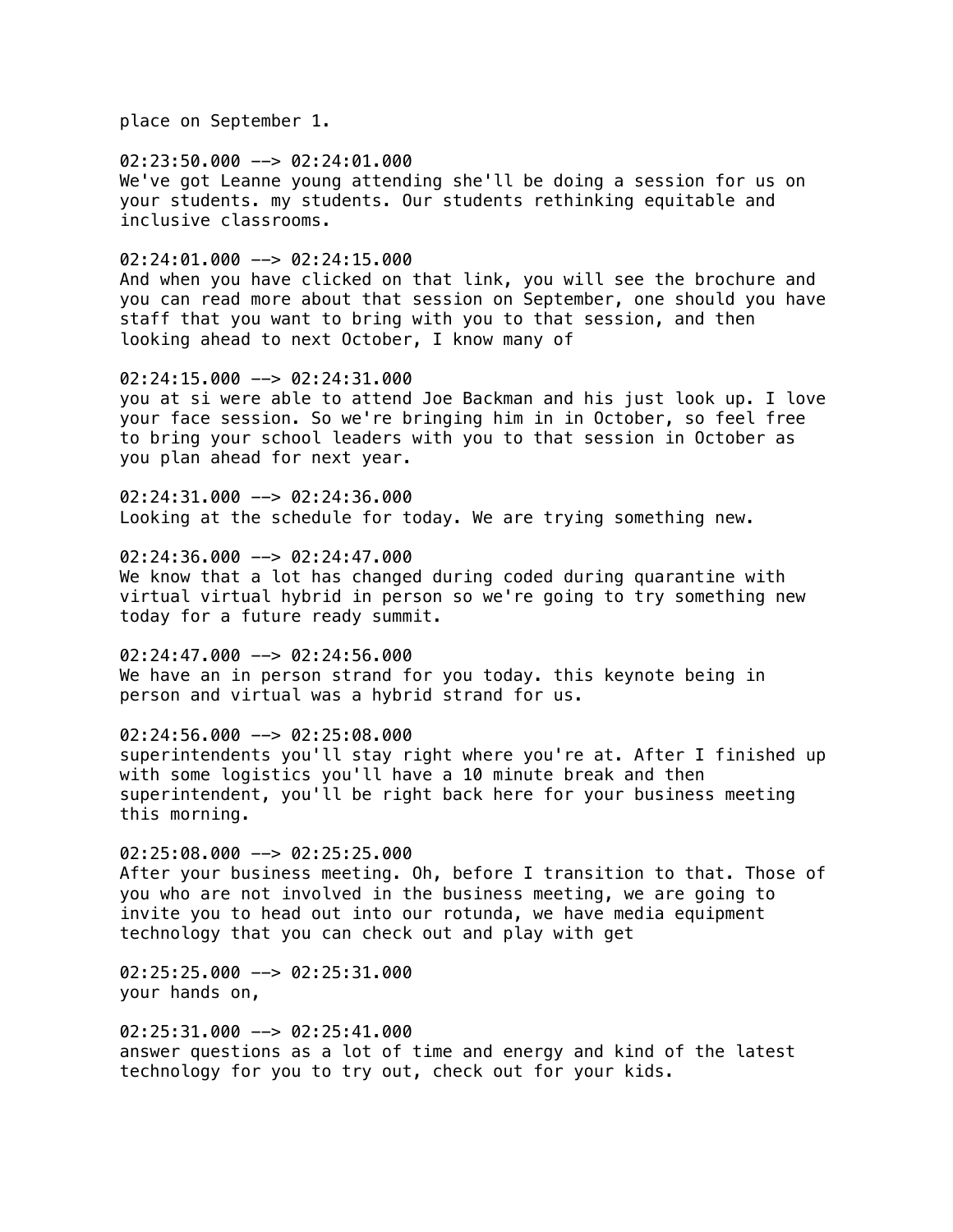place on September 1.

02:23:50.000 --> 02:24:01.000
We've got Leanne young attending she'll be doing a session for us on your students. my students. Our students rethinking equitable and inclusive classrooms.

02:24:01.000 --> 02:24:15.000
And when you have clicked on that link, you will see the brochure and you can read more about that session on September, one should you have staff that you want to bring with you to that session, and then looking ahead to next October, I know many of

02:24:15.000 --> 02:24:31.000
you at si were able to attend Joe Backman and his just look up. I love your face session. So we're bringing him in in October, so feel free to bring your school leaders with you to that session in October as you plan ahead for next year.

02:24:31.000 --> 02:24:36.000
Looking at the schedule for today. We are trying something new.

02:24:36.000 --> 02:24:47.000
We know that a lot has changed during coded during quarantine with virtual virtual hybrid in person so we're going to try something new today for a future ready summit.

02:24:47.000 --> 02:24:56.000
We have an in person strand for you today. this keynote being in person and virtual was a hybrid strand for us.

02:24:56.000 --> 02:25:08.000
superintendents you'll stay right where you're at. After I finished up with some logistics you'll have a 10 minute break and then superintendent, you'll be right back here for your business meeting this morning.

02:25:08.000 --> 02:25:25.000
After your business meeting. Oh, before I transition to that. Those of you who are not involved in the business meeting, we are going to invite you to head out into our rotunda, we have media equipment technology that you can check out and play with get

02:25:25.000 --> 02:25:31.000
your hands on,

02:25:31.000 --> 02:25:41.000
answer questions as a lot of time and energy and kind of the latest technology for you to try out, check out for your kids.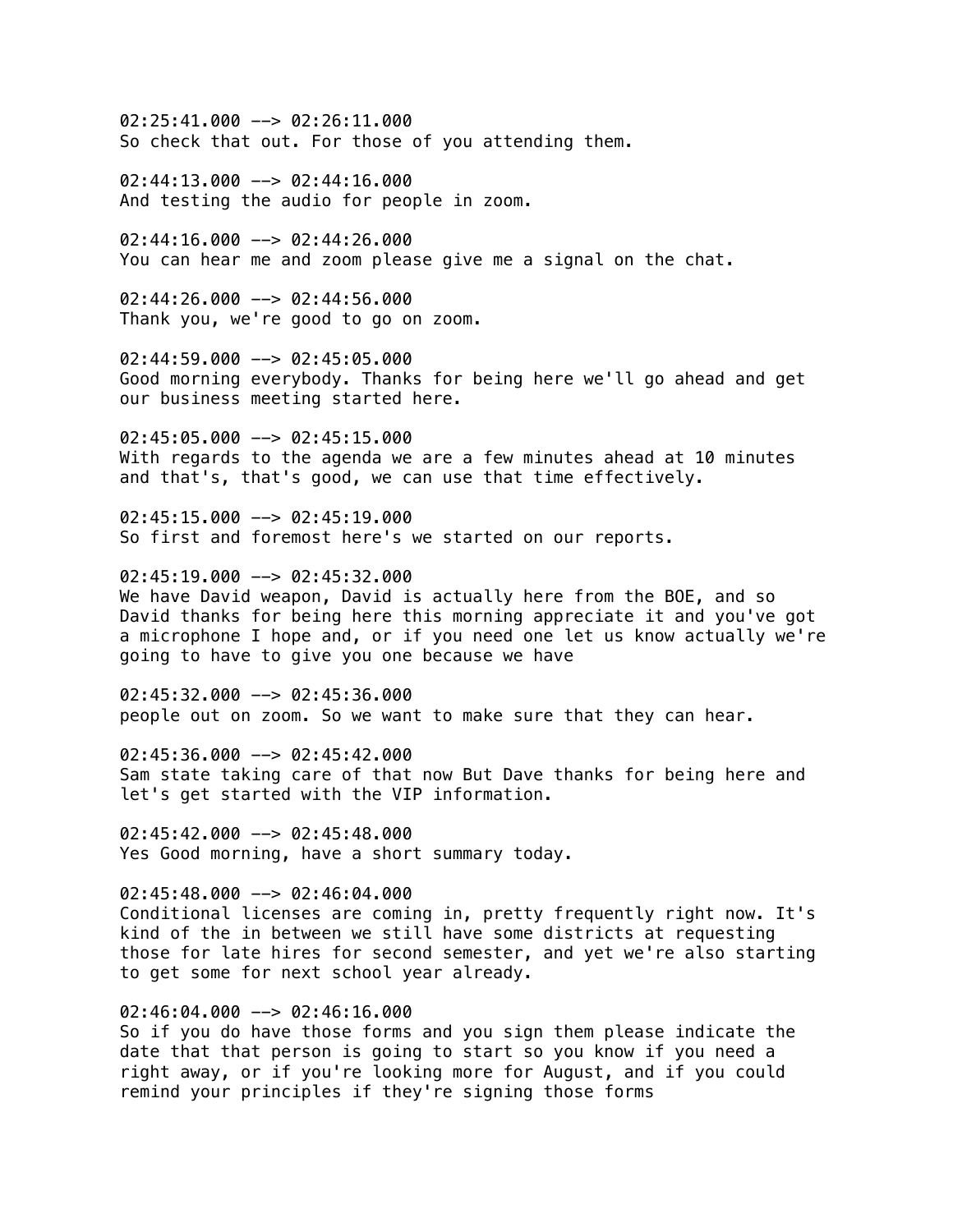02:25:41.000 --> 02:26:11.000
So check that out. For those of you attending them.

02:44:13.000 --> 02:44:16.000
And testing the audio for people in zoom.

02:44:16.000 --> 02:44:26.000
You can hear me and zoom please give me a signal on the chat.

02:44:26.000 --> 02:44:56.000
Thank you, we're good to go on zoom.

02:44:59.000 --> 02:45:05.000
Good morning everybody. Thanks for being here we'll go ahead and get our business meeting started here.

02:45:05.000 --> 02:45:15.000
With regards to the agenda we are a few minutes ahead at 10 minutes and that's, that's good, we can use that time effectively.

02:45:15.000 --> 02:45:19.000
So first and foremost here's we started on our reports.

02:45:19.000 --> 02:45:32.000
We have David weapon, David is actually here from the BOE, and so David thanks for being here this morning appreciate it and you've got a microphone I hope and, or if you need one let us know actually we're going to have to give you one because we have

02:45:32.000 --> 02:45:36.000
people out on zoom. So we want to make sure that they can hear.

02:45:36.000 --> 02:45:42.000
Sam state taking care of that now But Dave thanks for being here and let's get started with the VIP information.

02:45:42.000 --> 02:45:48.000
Yes Good morning, have a short summary today.

02:45:48.000 --> 02:46:04.000
Conditional licenses are coming in, pretty frequently right now. It's kind of the in between we still have some districts at requesting those for late hires for second semester, and yet we're also starting to get some for next school year already.

02:46:04.000 --> 02:46:16.000
So if you do have those forms and you sign them please indicate the date that that person is going to start so you know if you need a right away, or if you're looking more for August, and if you could remind your principles if they're signing those forms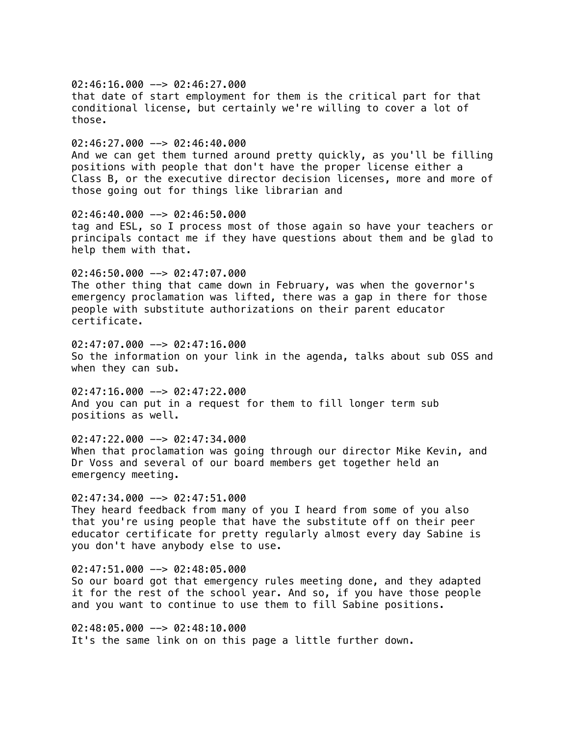02:46:16.000 --> 02:46:27.000
that date of start employment for them is the critical part for that conditional license, but certainly we're willing to cover a lot of those.

02:46:27.000 --> 02:46:40.000
And we can get them turned around pretty quickly, as you'll be filling positions with people that don't have the proper license either a Class B, or the executive director decision licenses, more and more of those going out for things like librarian and

02:46:40.000 --> 02:46:50.000
tag and ESL, so I process most of those again so have your teachers or principals contact me if they have questions about them and be glad to help them with that.

02:46:50.000 --> 02:47:07.000
The other thing that came down in February, was when the governor's emergency proclamation was lifted, there was a gap in there for those people with substitute authorizations on their parent educator certificate.

02:47:07.000 --> 02:47:16.000
So the information on your link in the agenda, talks about sub OSS and when they can sub.

02:47:16.000 --> 02:47:22.000
And you can put in a request for them to fill longer term sub positions as well.

02:47:22.000 --> 02:47:34.000
When that proclamation was going through our director Mike Kevin, and Dr Voss and several of our board members get together held an emergency meeting.

02:47:34.000 --> 02:47:51.000
They heard feedback from many of you I heard from some of you also that you're using people that have the substitute off on their peer educator certificate for pretty regularly almost every day Sabine is you don't have anybody else to use.

02:47:51.000 --> 02:48:05.000
So our board got that emergency rules meeting done, and they adapted it for the rest of the school year. And so, if you have those people and you want to continue to use them to fill Sabine positions.

02:48:05.000 --> 02:48:10.000
It's the same link on on this page a little further down.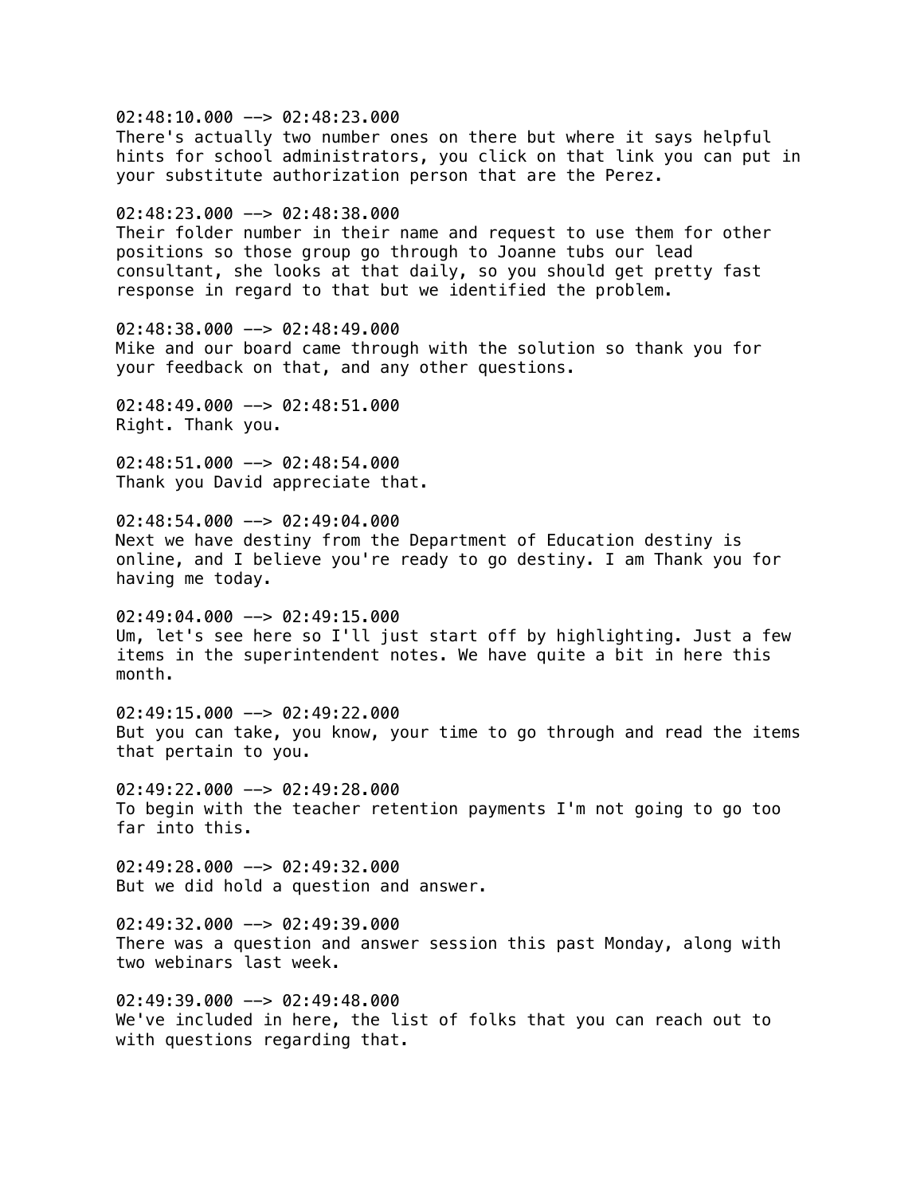02:48:10.000 --> 02:48:23.000
There's actually two number ones on there but where it says helpful hints for school administrators, you click on that link you can put in your substitute authorization person that are the Perez.

02:48:23.000 --> 02:48:38.000
Their folder number in their name and request to use them for other positions so those group go through to Joanne tubs our lead consultant, she looks at that daily, so you should get pretty fast response in regard to that but we identified the problem.

02:48:38.000 --> 02:48:49.000
Mike and our board came through with the solution so thank you for your feedback on that, and any other questions.

02:48:49.000 --> 02:48:51.000
Right. Thank you.

02:48:51.000 --> 02:48:54.000
Thank you David appreciate that.

02:48:54.000 --> 02:49:04.000
Next we have destiny from the Department of Education destiny is online, and I believe you're ready to go destiny. I am Thank you for having me today.

02:49:04.000 --> 02:49:15.000
Um, let's see here so I'll just start off by highlighting. Just a few items in the superintendent notes. We have quite a bit in here this month.

02:49:15.000 --> 02:49:22.000
But you can take, you know, your time to go through and read the items that pertain to you.

02:49:22.000 --> 02:49:28.000
To begin with the teacher retention payments I'm not going to go too far into this.

02:49:28.000 --> 02:49:32.000
But we did hold a question and answer.

02:49:32.000 --> 02:49:39.000
There was a question and answer session this past Monday, along with two webinars last week.

02:49:39.000 --> 02:49:48.000
We've included in here, the list of folks that you can reach out to with questions regarding that.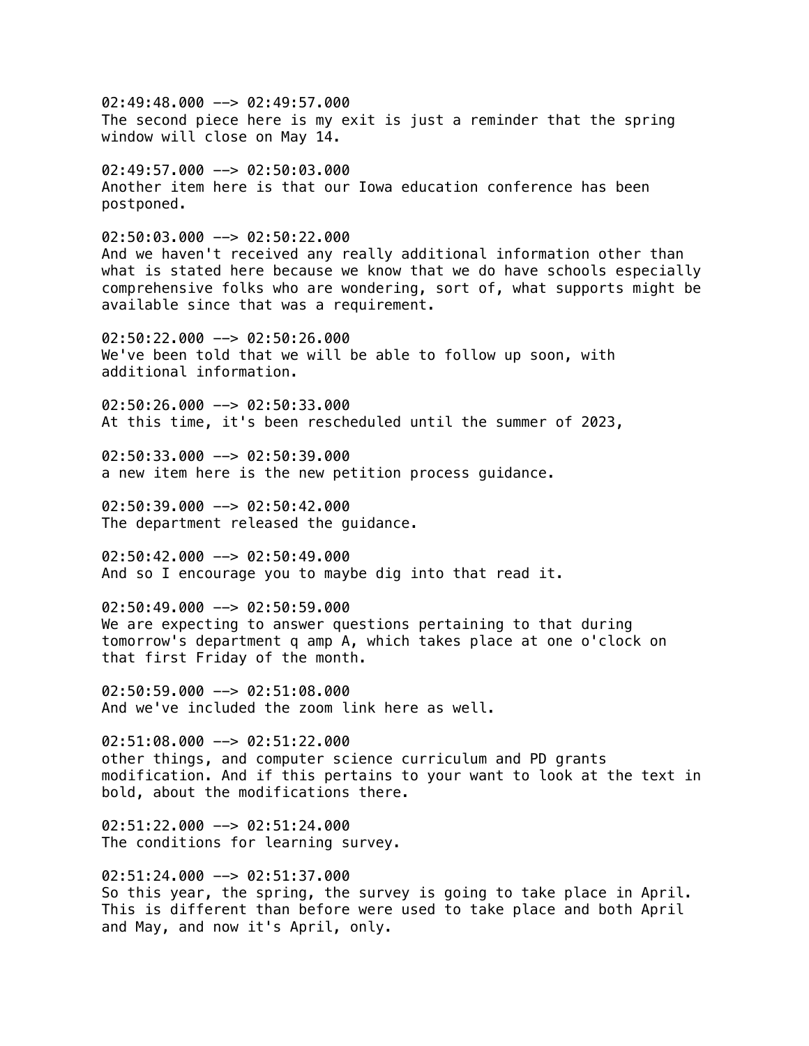02:49:48.000 --> 02:49:57.000
The second piece here is my exit is just a reminder that the spring window will close on May 14.

02:49:57.000 --> 02:50:03.000
Another item here is that our Iowa education conference has been postponed.

02:50:03.000 --> 02:50:22.000
And we haven't received any really additional information other than what is stated here because we know that we do have schools especially comprehensive folks who are wondering, sort of, what supports might be available since that was a requirement.

02:50:22.000 --> 02:50:26.000
We've been told that we will be able to follow up soon, with additional information.

02:50:26.000 --> 02:50:33.000
At this time, it's been rescheduled until the summer of 2023,

02:50:33.000 --> 02:50:39.000
a new item here is the new petition process guidance.

02:50:39.000 --> 02:50:42.000
The department released the guidance.

02:50:42.000 --> 02:50:49.000
And so I encourage you to maybe dig into that read it.

02:50:49.000 --> 02:50:59.000
We are expecting to answer questions pertaining to that during tomorrow's department q amp A, which takes place at one o'clock on that first Friday of the month.

02:50:59.000 --> 02:51:08.000
And we've included the zoom link here as well.

02:51:08.000 --> 02:51:22.000
other things, and computer science curriculum and PD grants modification. And if this pertains to your want to look at the text in bold, about the modifications there.

02:51:22.000 --> 02:51:24.000
The conditions for learning survey.

02:51:24.000 --> 02:51:37.000
So this year, the spring, the survey is going to take place in April. This is different than before were used to take place and both April and May, and now it's April, only.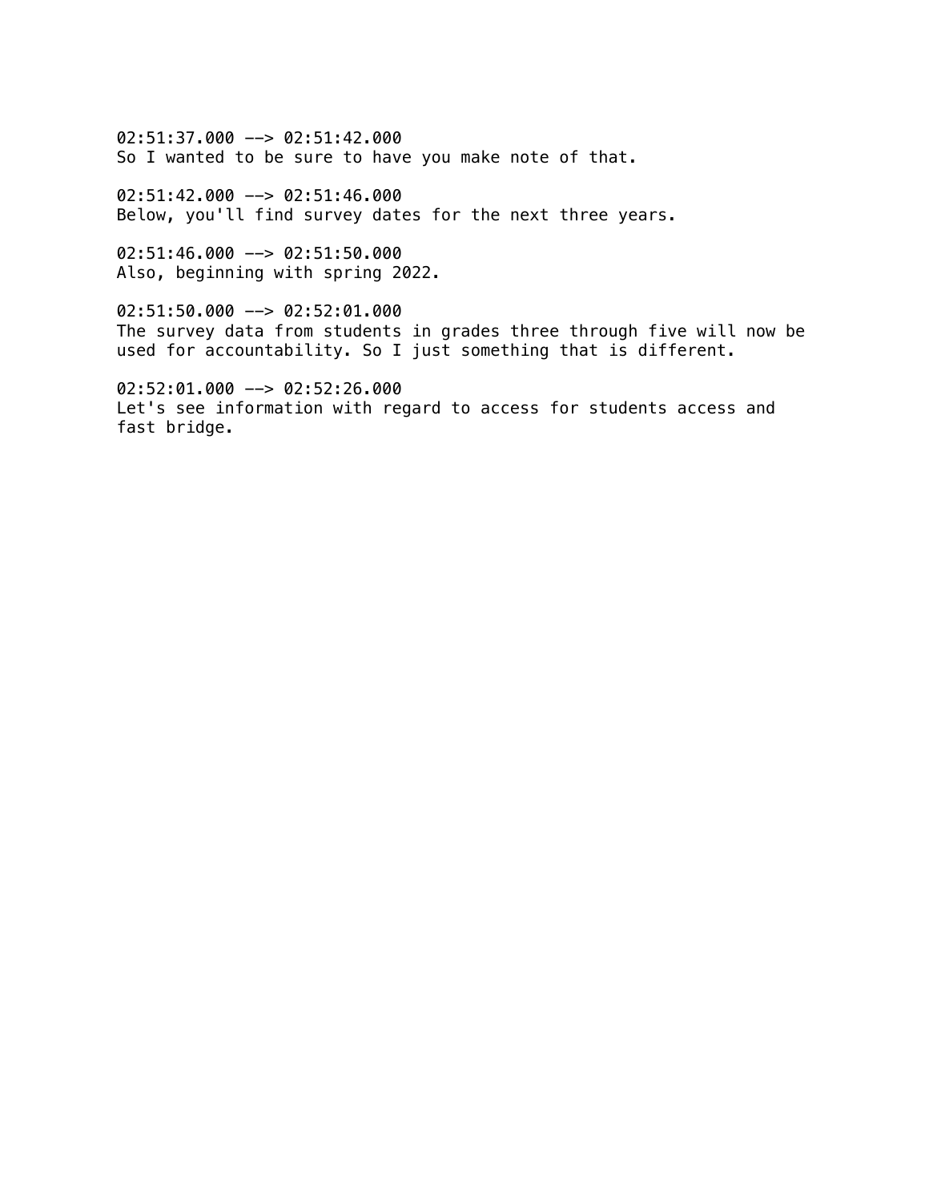02:51:37.000 --> 02:51:42.000
So I wanted to be sure to have you make note of that.

02:51:42.000 --> 02:51:46.000
Below, you'll find survey dates for the next three years.

02:51:46.000 --> 02:51:50.000
Also, beginning with spring 2022.

02:51:50.000 --> 02:52:01.000
The survey data from students in grades three through five will now be used for accountability. So I just something that is different.

02:52:01.000 --> 02:52:26.000
Let's see information with regard to access for students access and fast bridge.